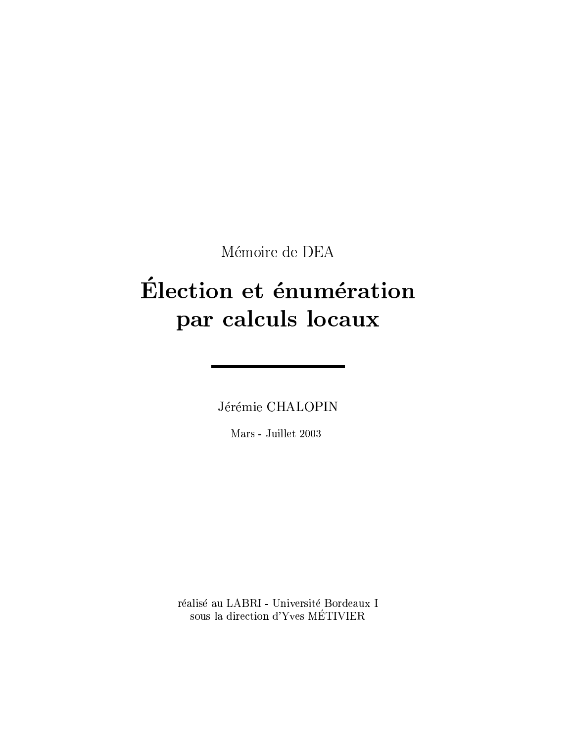Mémoire de DEA

# Élection et énumération par calculs locaux

Jérémie CHALOPIN

Mars - Juillet 2003

réalisé au LABRI - Université Bordeaux I
sous la direction d'Yves MÉTIVIER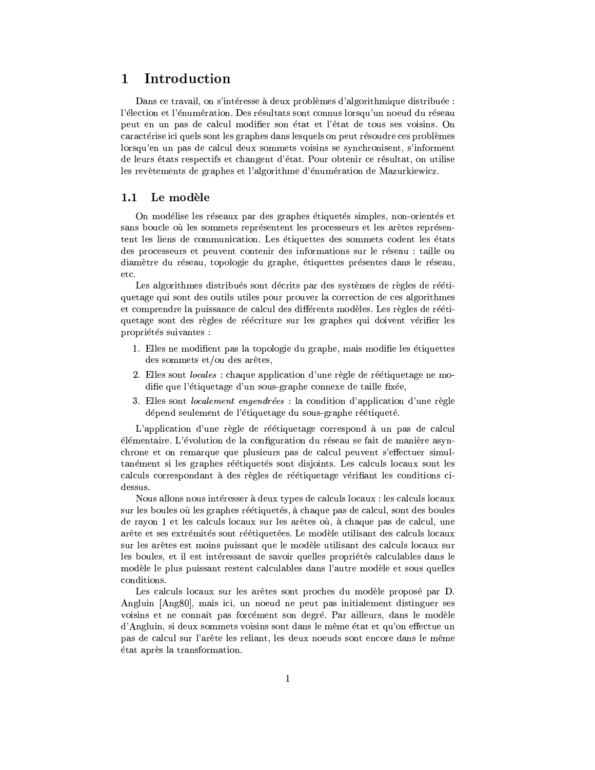# 1 Introduction

Dans ce travail, on s'intéresse à deux problèmes d'algorithmique distribuée : l'élection et l'énumération. Des résultats sont connus lorsqu'un noeud du réseau peut en un pas de calcul modifier son état et l'état de tous ses voisins. On caractérise ici quels sont les graphes dans lesquels on peut résoudre ces problèmes lorsqu'en un pas de calcul deux sommets voisins se synchronisent, s'informent de leurs états respectifs et changent d'état. Pour obtenir ce résultat, on utilise les revêtements de graphes et l'algorithme d'énumération de Mazurkiewicz.

## 1.1 Le modèle

On modélise les réseaux par des graphes étiquetés simples, non-orientés et sans boucle où les sommets représentent les processeurs et les arêtes représentent les liens de communication. Les étiquettes des sommets codent les états des processeurs et peuvent contenir des informations sur le réseau : taille ou diamètre du réseau, topologie du graphe, étiquettes présentes dans le réseau, etc.

Les algorithmes distribués sont décrits par des systèmes de règles de réétiquetage qui sont des outils utiles pour prouver la correction de ces algorithmes et comprendre la puissance de calcul des différents modèles. Les règles de réétiquetage sont des règles de réécriture sur les graphes qui doivent vérifier les propriétés suivantes :

1. Elles ne modifient pas la topologie du graphe, mais modifie les étiquettes des sommets et/ou des arêtes,
2. Elles sont *locales* : chaque application d'une règle de réétiquetage ne modifie que l'étiquetage d'un sous-graphe connexe de taille fixée,
3. Elles sont *localement engendrées* : la condition d'application d'une règle dépend seulement de l'étiquetage du sous-graphe réétiqueté.

L'application d'une règle de réétiquetage correspond à un pas de calcul élémentaire. L'évolution de la configuration du réseau se fait de manière asynchrone et on remarque que plusieurs pas de calcul peuvent s'effectuer simultanément si les graphes réétiquetés sont disjoints. Les calculs locaux sont les calculs correspondant à des règles de réétiquetage vérifiant les conditions ci-dessus.

Nous allons nous intéresser à deux types de calculs locaux : les calculs locaux sur les boules où les graphes réétiquetés, à chaque pas de calcul, sont des boules de rayon 1 et les calculs locaux sur les arêtes où, à chaque pas de calcul, une arête et ses extrémités sont réétiquetées. Le modèle utilisant des calculs locaux sur les arêtes est moins puissant que le modèle utilisant des calculs locaux sur les boules, et il est intéressant de savoir quelles propriétés calculables dans le modèle le plus puissant restent calculables dans l'autre modèle et sous quelles conditions.

Les calculs locaux sur les arêtes sont proches du modèle proposé par D. Angluin [Ang80], mais ici, un noeud ne peut pas initialement distinguer ses voisins et ne connaît pas forcément son degré. Par ailleurs, dans le modèle d'Angluin, si deux sommets voisins sont dans le même état et qu'on effectue un pas de calcul sur l'arête les reliant, les deux noeuds sont encore dans le même état après la transformation.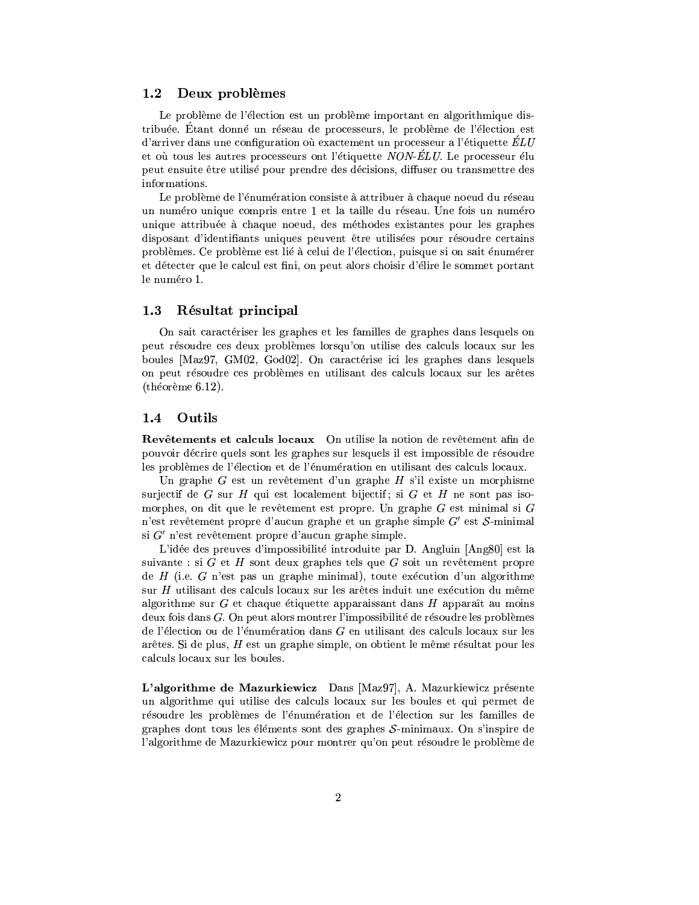## 1.2 Deux problèmes

Le problème de l'élection est un problème important en algorithmique distribuée. Étant donné un réseau de processeurs, le problème de l'élection est d'arriver dans une configuration où exactement un processeur a l'étiquette *ÉLU* et où tous les autres processeurs ont l'étiquette *NON-ÉLU*. Le processeur élu peut ensuite être utilisé pour prendre des décisions, diffuser ou transmettre des informations.

Le problème de l'énumération consiste à attribuer à chaque noeud du réseau un numéro unique compris entre 1 et la taille du réseau. Une fois un numéro unique attribuée à chaque noeud, des méthodes existantes pour les graphes disposant d'identifiants uniques peuvent être utilisées pour résoudre certains problèmes. Ce problème est lié à celui de l'élection, puisque si on sait énumérer et détecter que le calcul est fini, on peut alors choisir d'élire le sommet portant le numéro 1.

## 1.3 Résultat principal

On sait caractériser les graphes et les familles de graphes dans lesquels on peut résoudre ces deux problèmes lorsqu'on utilise des calculs locaux sur les boules [Maz97, GM02, God02]. On caractérise ici les graphes dans lesquels on peut résoudre ces problèmes en utilisant des calculs locaux sur les arêtes (théorème 6.12).

## 1.4 Outils

**Revêtements et calculs locaux** On utilise la notion de revêtement afin de pouvoir décrire quels sont les graphes sur lesquels il est impossible de résoudre les problèmes de l'élection et de l'énumération en utilisant des calculs locaux.

Un graphe $G$ est un revêtement d'un graphe $H$ s'il existe un morphisme surjectif de $G$ sur $H$ qui est localement bijectif ; si $G$ et $H$ ne sont pas isomorphes, on dit que le revêtement est propre. Un graphe $G$ est minimal si $G$ n'est revêtement propre d'aucun graphe et un graphe simple $G'$ est $\mathcal{S}$-minimal si $G'$ n'est revêtement propre d'aucun graphe simple.

L'idée des preuves d'impossibilité introduite par D. Angluin [Ang80] est la suivante : si $G$ et $H$ sont deux graphes tels que $G$ soit un revêtement propre de $H$ (i.e. $G$ n'est pas un graphe minimal), toute exécution d'un algorithme sur $H$ utilisant des calculs locaux sur les arêtes induit une exécution du même algorithme sur $G$ et chaque étiquette apparaissant dans $H$ apparaît au moins deux fois dans $G$. On peut alors montrer l'impossibilité de résoudre les problèmes de l'élection ou de l'énumération dans $G$ en utilisant des calculs locaux sur les arêtes. Si de plus, $H$ est un graphe simple, on obtient le même résultat pour les calculs locaux sur les boules.

**L'algorithme de Mazurkiewicz** Dans [Maz97], A. Mazurkiewicz présente un algorithme qui utilise des calculs locaux sur les boules et qui permet de résoudre les problèmes de l'énumération et de l'élection sur les familles de graphes dont tous les éléments sont des graphes $\mathcal{S}$-minimaux. On s'inspire de l'algorithme de Mazurkiewicz pour montrer qu'on peut résoudre le problème de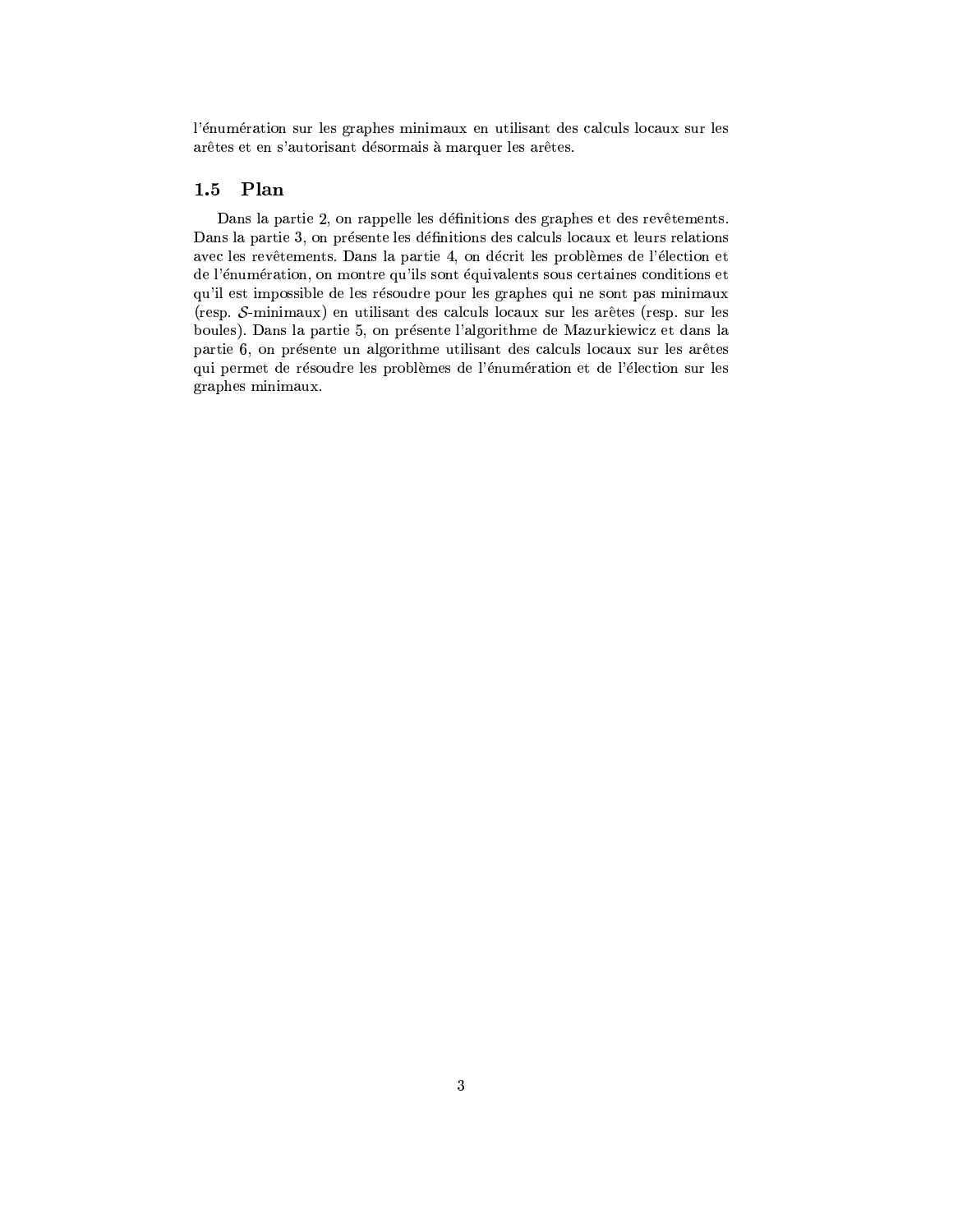l'énumération sur les graphes minimaux en utilisant des calculs locaux sur les arêtes et en s'autorisant désormais à marquer les arêtes.

## 1.5 Plan

Dans la partie 2, on rappelle les définitions des graphes et des revêtements. Dans la partie 3, on présente les définitions des calculs locaux et leurs relations avec les revêtements. Dans la partie 4, on décrit les problèmes de l'élection et de l'énumération, on montre qu'ils sont équivalents sous certaines conditions et qu'il est impossible de les résoudre pour les graphes qui ne sont pas minimaux (resp. $\mathcal{S}$-minimaux) en utilisant des calculs locaux sur les arêtes (resp. sur les boules). Dans la partie 5, on présente l'algorithme de Mazurkiewicz et dans la partie 6, on présente un algorithme utilisant des calculs locaux sur les arêtes qui permet de résoudre les problèmes de l'énumération et de l'élection sur les graphes minimaux.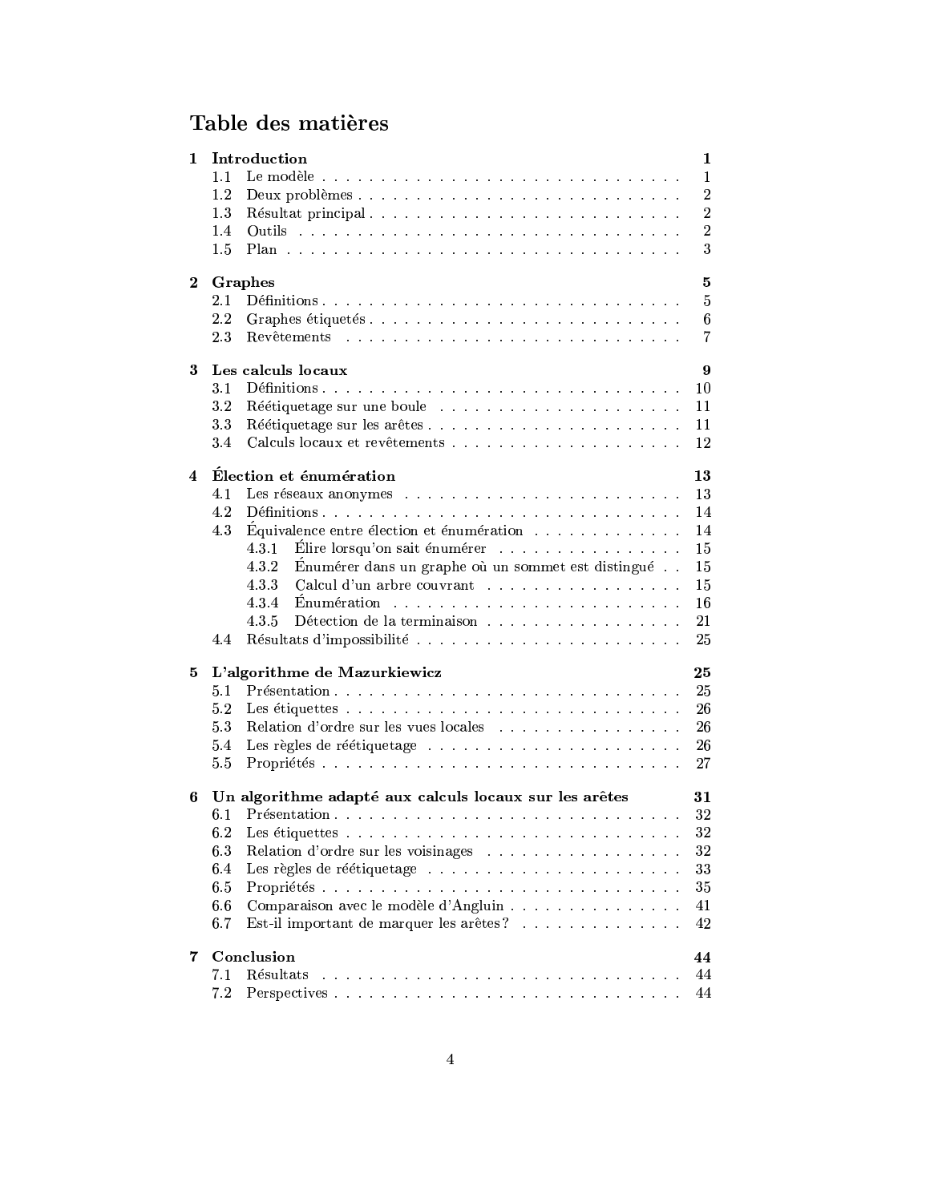# Table des matières

**1 Introduction** **1**
- 1.1 Le modèle . . . 1
- 1.2 Deux problèmes . . . 2
- 1.3 Résultat principal . . . 2
- 1.4 Outils . . . 2
- 1.5 Plan . . . 3

**2 Graphes** **5**
- 2.1 Définitions . . . 5
- 2.2 Graphes étiquetés . . . 6
- 2.3 Revêtements . . . 7

**3 Les calculs locaux** **9**
- 3.1 Définitions . . . 10
- 3.2 Réétiquetage sur une boule . . . 11
- 3.3 Réétiquetage sur les arêtes . . . 11
- 3.4 Calculs locaux et revêtements . . . 12

**4 Élection et énumération** **13**
- 4.1 Les réseaux anonymes . . . 13
- 4.2 Définitions . . . 14
- 4.3 Équivalence entre élection et énumération . . . 14
  - 4.3.1 Élire lorsqu'on sait énumérer . . . 15
  - 4.3.2 Énumérer dans un graphe où un sommet est distingué . . . 15
  - 4.3.3 Calcul d'un arbre couvrant . . . 15
  - 4.3.4 Énumération . . . 16
  - 4.3.5 Détection de la terminaison . . . 21
- 4.4 Résultats d'impossibilité . . . 25

**5 L'algorithme de Mazurkiewicz** **25**
- 5.1 Présentation . . . 25
- 5.2 Les étiquettes . . . 26
- 5.3 Relation d'ordre sur les vues locales . . . 26
- 5.4 Les règles de réétiquetage . . . 26
- 5.5 Propriétés . . . 27

**6 Un algorithme adapté aux calculs locaux sur les arêtes** **31**
- 6.1 Présentation . . . 32
- 6.2 Les étiquettes . . . 32
- 6.3 Relation d'ordre sur les voisinages . . . 32
- 6.4 Les règles de réétiquetage . . . 33
- 6.5 Propriétés . . . 35
- 6.6 Comparaison avec le modèle d'Angluin . . . 41
- 6.7 Est-il important de marquer les arêtes ? . . . 42

**7 Conclusion** **44**
- 7.1 Résultats . . . 44
- 7.2 Perspectives . . . 44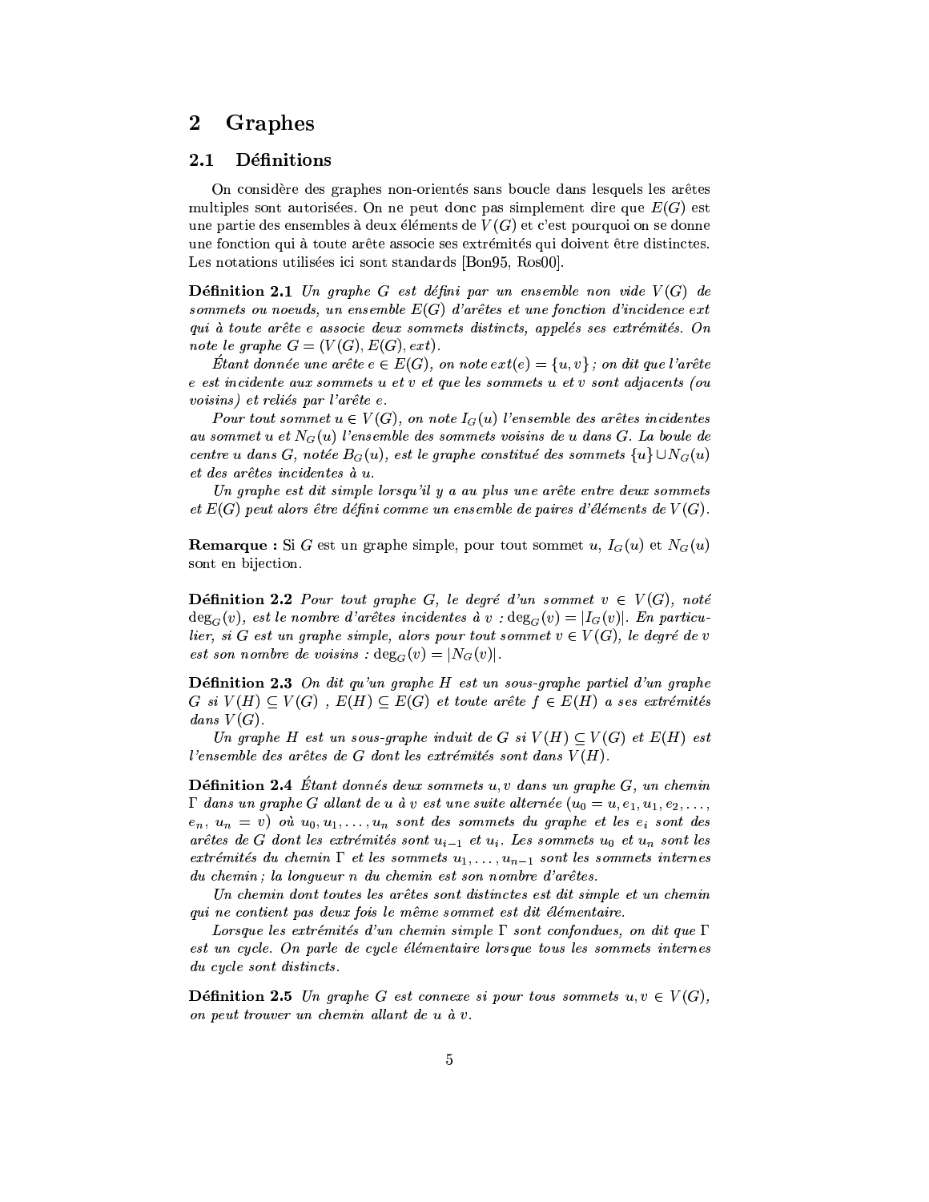# 2 Graphes

## 2.1 Définitions

On considère des graphes non-orientés sans boucle dans lesquels les arêtes multiples sont autorisées. On ne peut donc pas simplement dire que $E(G)$ est une partie des ensembles à deux éléments de $V(G)$ et c'est pourquoi on se donne une fonction qui à toute arête associe ses extrémités qui doivent être distinctes. Les notations utilisées ici sont standards [Bon95, Ros00].

**Définition 2.1** *Un graphe $G$ est défini par un ensemble non vide $V(G)$ de sommets ou noeuds, un ensemble $E(G)$ d'arêtes et une fonction d'incidence $ext$ qui à toute arête $e$ associe deux sommets distincts, appelés ses extrémités. On note le graphe $G = (V(G), E(G), ext)$.*

*Étant donnée une arête $e \in E(G)$, on note $ext(e) = \{u, v\}$ ; on dit que l'arête $e$ est incidente aux sommets $u$ et $v$ et que les sommets $u$ et $v$ sont adjacents (ou voisins) et reliés par l'arête $e$.*

*Pour tout sommet $u \in V(G)$, on note $I_G(u)$ l'ensemble des arêtes incidentes au sommet $u$ et $N_G(u)$ l'ensemble des sommets voisins de $u$ dans $G$. La boule de centre $u$ dans $G$, notée $B_G(u)$, est le graphe constitué des sommets $\{u\} \cup N_G(u)$ et des arêtes incidentes à $u$.*

*Un graphe est dit simple lorsqu'il y a au plus une arête entre deux sommets et $E(G)$ peut alors être défini comme un ensemble de paires d'éléments de $V(G)$.*

**Remarque :** Si $G$ est un graphe simple, pour tout sommet $u$, $I_G(u)$ et $N_G(u)$ sont en bijection.

**Définition 2.2** *Pour tout graphe $G$, le degré d'un sommet $v \in V(G)$, noté $\deg_G(v)$, est le nombre d'arêtes incidentes à $v$ : $\deg_G(v) = |I_G(v)|$. En particulier, si $G$ est un graphe simple, alors pour tout sommet $v \in V(G)$, le degré de $v$ est son nombre de voisins : $\deg_G(v) = |N_G(v)|$.*

**Définition 2.3** *On dit qu'un graphe $H$ est un sous-graphe partiel d'un graphe $G$ si $V(H) \subseteq V(G)$ , $E(H) \subseteq E(G)$ et toute arête $f \in E(H)$ a ses extrémités dans $V(G)$.*

*Un graphe $H$ est un sous-graphe induit de $G$ si $V(H) \subseteq V(G)$ et $E(H)$ est l'ensemble des arêtes de $G$ dont les extrémités sont dans $V(H)$.*

**Définition 2.4** *Étant donnés deux sommets $u, v$ dans un graphe $G$, un chemin $\Gamma$ dans un graphe $G$ allant de $u$ à $v$ est une suite alternée $(u_0 = u, e_1, u_1, e_2, \ldots, e_n, u_n = v)$ où $u_0, u_1, \ldots, u_n$ sont des sommets du graphe et les $e_i$ sont des arêtes de $G$ dont les extrémités sont $u_{i-1}$ et $u_i$. Les sommets $u_0$ et $u_n$ sont les extrémités du chemin $\Gamma$ et les sommets $u_1, \ldots, u_{n-1}$ sont les sommets internes du chemin ; la longueur $n$ du chemin est son nombre d'arêtes.*

*Un chemin dont toutes les arêtes sont distinctes est dit simple et un chemin qui ne contient pas deux fois le même sommet est dit élémentaire.*

*Lorsque les extrémités d'un chemin simple $\Gamma$ sont confondues, on dit que $\Gamma$ est un cycle. On parle de cycle élémentaire lorsque tous les sommets internes du cycle sont distincts.*

**Définition 2.5** *Un graphe $G$ est connexe si pour tous sommets $u, v \in V(G)$, on peut trouver un chemin allant de $u$ à $v$.*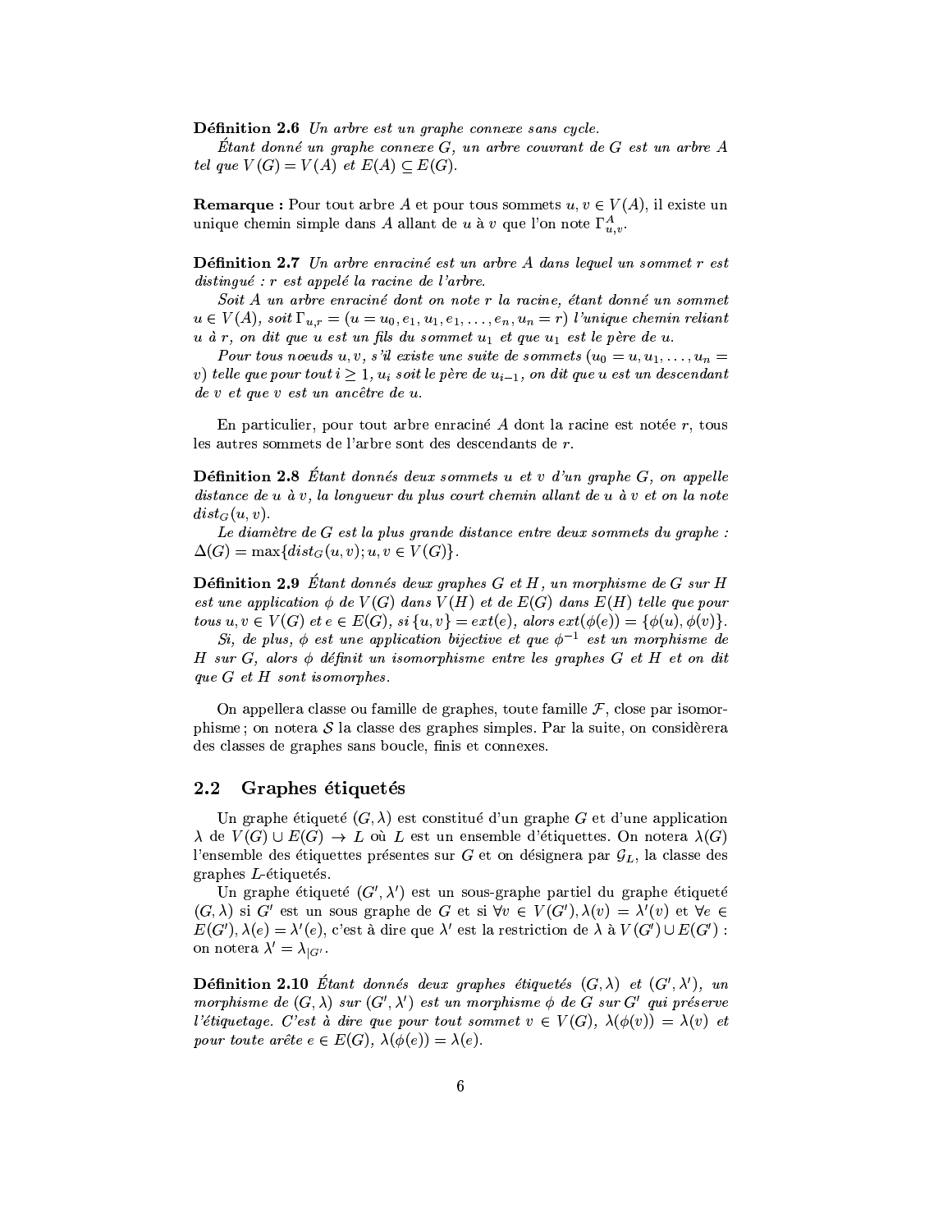**Définition 2.6** *Un arbre est un graphe connexe sans cycle.*

*Étant donné un graphe connexe $G$, un arbre couvrant de $G$ est un arbre $A$ tel que $V(G) = V(A)$ et $E(A) \subseteq E(G)$.*

**Remarque :** Pour tout arbre $A$ et pour tous sommets $u, v \in V(A)$, il existe un unique chemin simple dans $A$ allant de $u$ à $v$ que l'on note $\Gamma^A_{u,v}$.

**Définition 2.7** *Un arbre enraciné est un arbre $A$ dans lequel un sommet $r$ est distingué : $r$ est appelé la racine de l'arbre.*

*Soit $A$ un arbre enraciné dont on note $r$ la racine, étant donné un sommet $u \in V(A)$, soit $\Gamma_{u,r} = (u = u_0, e_1, u_1, e_1, \ldots, e_n, u_n = r)$ l'unique chemin reliant $u$ à $r$, on dit que $u$ est un fils du sommet $u_1$ et que $u_1$ est le père de $u$.*

*Pour tous noeuds $u, v$, s'il existe une suite de sommets $(u_0 = u, u_1, \ldots, u_n = v)$ telle que pour tout $i \geq 1$, $u_i$ soit le père de $u_{i-1}$, on dit que $u$ est un descendant de $v$ et que $v$ est un ancêtre de $u$.*

En particulier, pour tout arbre enraciné $A$ dont la racine est notée $r$, tous les autres sommets de l'arbre sont des descendants de $r$.

**Définition 2.8** *Étant donnés deux sommets $u$ et $v$ d'un graphe $G$, on appelle distance de $u$ à $v$, la longueur du plus court chemin allant de $u$ à $v$ et on la note $dist_G(u, v)$.*

*Le diamètre de $G$ est la plus grande distance entre deux sommets du graphe : $\Delta(G) = \max\{dist_G(u, v); u, v \in V(G)\}$.*

**Définition 2.9** *Étant donnés deux graphes $G$ et $H$, un morphisme de $G$ sur $H$ est une application $\phi$ de $V(G)$ dans $V(H)$ et de $E(G)$ dans $E(H)$ telle que pour tous $u, v \in V(G)$ et $e \in E(G)$, si $\{u, v\} = ext(e)$, alors $ext(\phi(e)) = \{\phi(u), \phi(v)\}$.*

*Si, de plus, $\phi$ est une application bijective et que $\phi^{-1}$ est un morphisme de $H$ sur $G$, alors $\phi$ définit un isomorphisme entre les graphes $G$ et $H$ et on dit que $G$ et $H$ sont isomorphes.*

On appellera classe ou famille de graphes, toute famille $\mathcal{F}$, close par isomorphisme ; on notera $\mathcal{S}$ la classe des graphes simples. Par la suite, on considèrera des classes de graphes sans boucle, finis et connexes.

## 2.2 Graphes étiquetés

Un graphe étiqueté $(G, \lambda)$ est constitué d'un graphe $G$ et d'une application $\lambda$ de $V(G) \cup E(G) \rightarrow L$ où $L$ est un ensemble d'étiquettes. On notera $\lambda(G)$ l'ensemble des étiquettes présentes sur $G$ et on désignera par $\mathcal{G}_L$, la classe des graphes $L$-étiquetés.

Un graphe étiqueté $(G', \lambda')$ est un sous-graphe partiel du graphe étiqueté $(G, \lambda)$ si $G'$ est un sous graphe de $G$ et si $\forall v \in V(G'), \lambda(v) = \lambda'(v)$ et $\forall e \in E(G'), \lambda(e) = \lambda'(e)$, c'est à dire que $\lambda'$ est la restriction de $\lambda$ à $V(G') \cup E(G')$ : on notera $\lambda' = \lambda_{|G'}$.

**Définition 2.10** *Étant donnés deux graphes étiquetés $(G, \lambda)$ et $(G', \lambda')$, un morphisme de $(G, \lambda)$ sur $(G', \lambda')$ est un morphisme $\phi$ de $G$ sur $G'$ qui préserve l'étiquetage. C'est à dire que pour tout sommet $v \in V(G)$, $\lambda(\phi(v)) = \lambda(v)$ et pour toute arête $e \in E(G)$, $\lambda(\phi(e)) = \lambda(e)$.*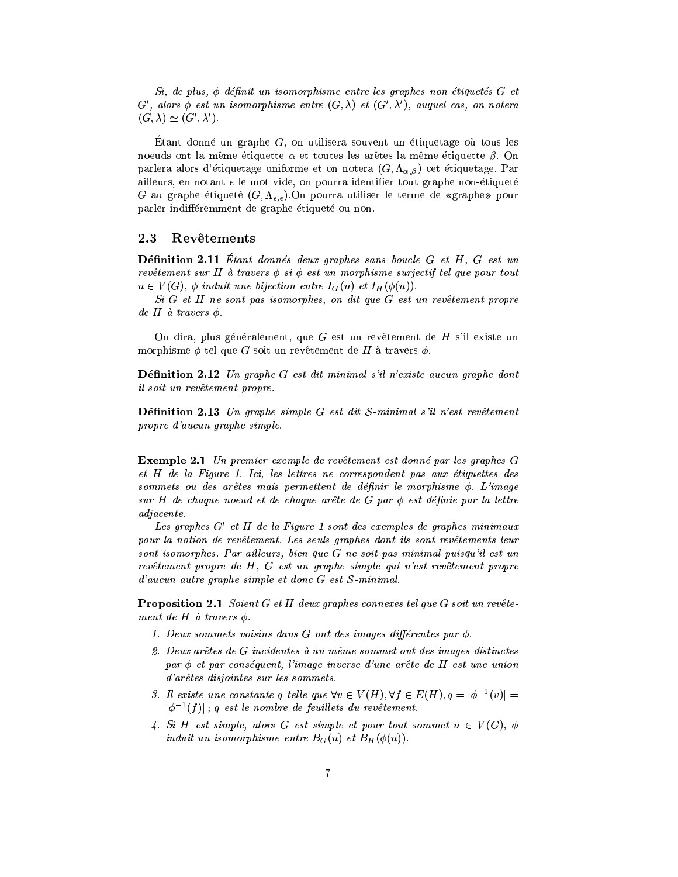*Si, de plus, $\phi$ définit un isomorphisme entre les graphes non-étiquetés $G$ et $G'$, alors $\phi$ est un isomorphisme entre $(G, \lambda)$ et $(G', \lambda')$, auquel cas, on notera $(G, \lambda) \simeq (G', \lambda')$.*

Étant donné un graphe $G$, on utilisera souvent un étiquetage où tous les noeuds ont la même étiquette $\alpha$ et toutes les arêtes la même étiquette $\beta$. On parlera alors d'étiquetage uniforme et on notera $(G, \Lambda_{\alpha,\beta})$ cet étiquetage. Par ailleurs, en notant $\epsilon$ le mot vide, on pourra identifier tout graphe non-étiqueté $G$ au graphe étiqueté $(G, \Lambda_{\epsilon,\epsilon})$.On pourra utiliser le terme de «graphe» pour parler indifféremment de graphe étiqueté ou non.

## 2.3 Revêtements

**Définition 2.11** *Étant donnés deux graphes sans boucle $G$ et $H$, $G$ est un revêtement sur $H$ à travers $\phi$ si $\phi$ est un morphisme surjectif tel que pour tout $u \in V(G)$, $\phi$ induit une bijection entre $I_G(u)$ et $I_H(\phi(u))$.*

*Si $G$ et $H$ ne sont pas isomorphes, on dit que $G$ est un revêtement propre de $H$ à travers $\phi$.*

On dira, plus généralement, que $G$ est un revêtement de $H$ s'il existe un morphisme $\phi$ tel que $G$ soit un revêtement de $H$ à travers $\phi$.

**Définition 2.12** *Un graphe $G$ est dit minimal s'il n'existe aucun graphe dont il soit un revêtement propre.*

**Définition 2.13** *Un graphe simple $G$ est dit $\mathcal{S}$-minimal s'il n'est revêtement propre d'aucun graphe simple.*

**Exemple 2.1** *Un premier exemple de revêtement est donné par les graphes $G$ et $H$ de la Figure 1. Ici, les lettres ne correspondent pas aux étiquettes des sommets ou des arêtes mais permettent de définir le morphisme $\phi$. L'image sur $H$ de chaque noeud et de chaque arête de $G$ par $\phi$ est définie par la lettre adjacente.*

*Les graphes $G'$ et $H$ de la Figure 1 sont des exemples de graphes minimaux pour la notion de revêtement. Les seuls graphes dont ils sont revêtements leur sont isomorphes. Par ailleurs, bien que $G$ ne soit pas minimal puisqu'il est un revêtement propre de $H$, $G$ est un graphe simple qui n'est revêtement propre d'aucun autre graphe simple et donc $G$ est $\mathcal{S}$-minimal.*

**Proposition 2.1** *Soient $G$ et $H$ deux graphes connexes tel que $G$ soit un revêtement de $H$ à travers $\phi$.*

1. *Deux sommets voisins dans $G$ ont des images différentes par $\phi$.*
2. *Deux arêtes de $G$ incidentes à un même sommet ont des images distinctes par $\phi$ et par conséquent, l'image inverse d'une arête de $H$ est une union d'arêtes disjointes sur les sommets.*
3. *Il existe une constante $q$ telle que $\forall v \in V(H), \forall f \in E(H), q = |\phi^{-1}(v)| = |\phi^{-1}(f)|$ ; $q$ est le nombre de feuillets du revêtement.*
4. *Si $H$ est simple, alors $G$ est simple et pour tout sommet $u \in V(G)$, $\phi$ induit un isomorphisme entre $B_G(u)$ et $B_H(\phi(u))$.*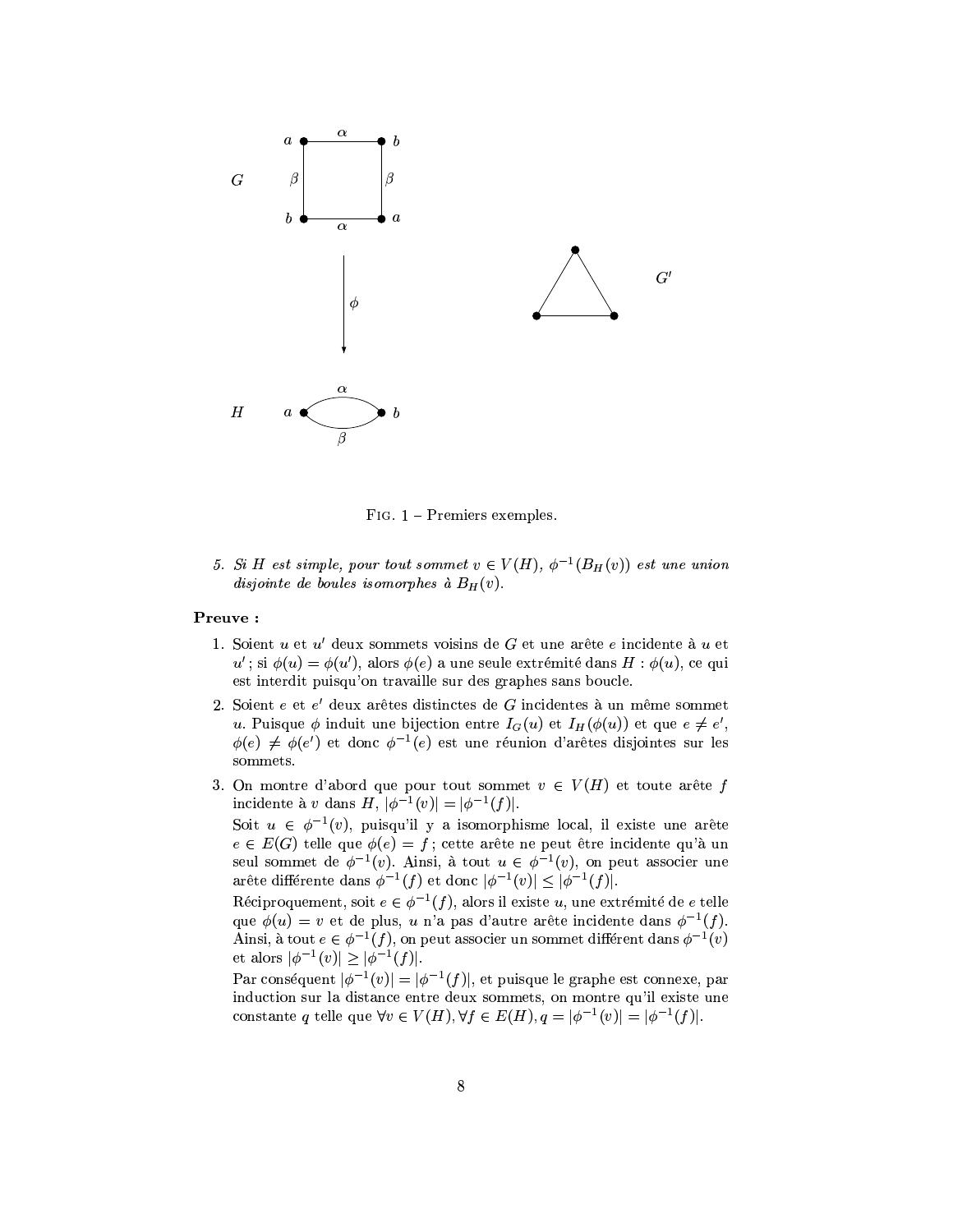FIG. 1 – Premiers exemples.

5. *Si $H$ est simple, pour tout sommet $v \in V(H)$, $\phi^{-1}(B_H(v))$ est une union disjointe de boules isomorphes à $B_H(v)$.*

**Preuve :**

1. Soient $u$ et $u'$ deux sommets voisins de $G$ et une arête $e$ incidente à $u$ et $u'$ ; si $\phi(u) = \phi(u')$, alors $\phi(e)$ a une seule extrémité dans $H$ : $\phi(u)$, ce qui est interdit puisqu'on travaille sur des graphes sans boucle.

2. Soient $e$ et $e'$ deux arêtes distinctes de $G$ incidentes à un même sommet $u$. Puisque $\phi$ induit une bijection entre $I_G(u)$ et $I_H(\phi(u))$ et que $e \neq e'$, $\phi(e) \neq \phi(e')$ et donc $\phi^{-1}(e)$ est une réunion d'arêtes disjointes sur les sommets.

3. On montre d'abord que pour tout sommet $v \in V(H)$ et toute arête $f$ incidente à $v$ dans $H$, $|\phi^{-1}(v)| = |\phi^{-1}(f)|$.

   Soit $u \in \phi^{-1}(v)$, puisqu'il y a isomorphisme local, il existe une arête $e \in E(G)$ telle que $\phi(e) = f$ ; cette arête ne peut être incidente qu'à un seul sommet de $\phi^{-1}(v)$. Ainsi, à tout $u \in \phi^{-1}(v)$, on peut associer une arête différente dans $\phi^{-1}(f)$ et donc $|\phi^{-1}(v)| \leq |\phi^{-1}(f)|$.

   Réciproquement, soit $e \in \phi^{-1}(f)$, alors il existe $u$, une extrémité de $e$ telle que $\phi(u) = v$ et de plus, $u$ n'a pas d'autre arête incidente dans $\phi^{-1}(f)$. Ainsi, à tout $e \in \phi^{-1}(f)$, on peut associer un sommet différent dans $\phi^{-1}(v)$ et alors $|\phi^{-1}(v)| \geq |\phi^{-1}(f)|$.

   Par conséquent $|\phi^{-1}(v)| = |\phi^{-1}(f)|$, et puisque le graphe est connexe, par induction sur la distance entre deux sommets, on montre qu'il existe une constante $q$ telle que $\forall v \in V(H), \forall f \in E(H), q = |\phi^{-1}(v)| = |\phi^{-1}(f)|$.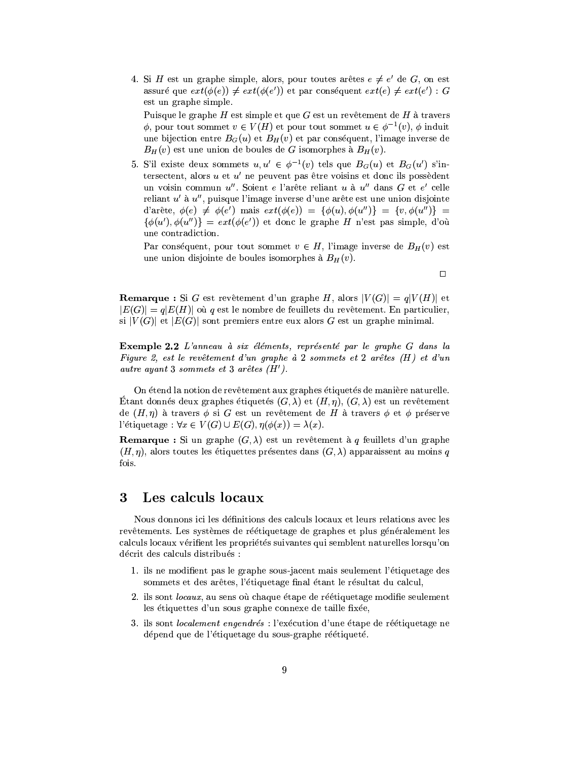4. Si $H$ est un graphe simple, alors, pour toutes arêtes $e \neq e'$ de $G$, on est assuré que $ext(\phi(e)) \neq ext(\phi(e'))$ et par conséquent $ext(e) \neq ext(e')$ : $G$ est un graphe simple.

   Puisque le graphe $H$ est simple et que $G$ est un revêtement de $H$ à travers $\phi$, pour tout sommet $v \in V(H)$ et pour tout sommet $u \in \phi^{-1}(v)$, $\phi$ induit une bijection entre $B_G(u)$ et $B_H(v)$ et par conséquent, l'image inverse de $B_H(v)$ est une union de boules de $G$ isomorphes à $B_H(v)$.

5. S'il existe deux sommets $u, u' \in \phi^{-1}(v)$ tels que $B_G(u)$ et $B_G(u')$ s'intersectent, alors $u$ et $u'$ ne peuvent pas être voisins et donc ils possèdent un voisin commun $u''$. Soient $e$ l'arête reliant $u$ à $u''$ dans $G$ et $e'$ celle reliant $u'$ à $u''$, puisque l'image inverse d'une arête est une union disjointe d'arête, $\phi(e) \neq \phi(e')$ mais $ext(\phi(e)) = \{\phi(u), \phi(u'')\} = \{v, \phi(u'')\} = \{\phi(u'), \phi(u'')\} = ext(\phi(e'))$ et donc le graphe $H$ n'est pas simple, d'où une contradiction.

   Par conséquent, pour tout sommet $v \in H$, l'image inverse de $B_H(v)$ est une union disjointe de boules isomorphes à $B_H(v)$.

□

**Remarque :** Si $G$ est revêtement d'un graphe $H$, alors $|V(G)| = q|V(H)|$ et $|E(G)| = q|E(H)|$ où $q$ est le nombre de feuillets du revêtement. En particulier, si $|V(G)|$ et $|E(G)|$ sont premiers entre eux alors $G$ est un graphe minimal.

**Exemple 2.2** *L'anneau à six éléments, représenté par le graphe $G$ dans la Figure 2, est le revêtement d'un graphe à 2 sommets et 2 arêtes ($H$) et d'un autre ayant 3 sommets et 3 arêtes ($H'$).*

On étend la notion de revêtement aux graphes étiquetés de manière naturelle. Étant donnés deux graphes étiquetés $(G, \lambda)$ et $(H, \eta)$, $(G, \lambda)$ est un revêtement de $(H, \eta)$ à travers $\phi$ si $G$ est un revêtement de $H$ à travers $\phi$ et $\phi$ préserve l'étiquetage : $\forall x \in V(G) \cup E(G), \eta(\phi(x)) = \lambda(x)$.

**Remarque :** Si un graphe $(G, \lambda)$ est un revêtement à $q$ feuillets d'un graphe $(H, \eta)$, alors toutes les étiquettes présentes dans $(G, \lambda)$ apparaissent au moins $q$ fois.

# 3 Les calculs locaux

Nous donnons ici les définitions des calculs locaux et leurs relations avec les revêtements. Les systèmes de réétiquetage de graphes et plus généralement les calculs locaux vérifient les propriétés suivantes qui semblent naturelles lorsqu'on décrit des calculs distribués :

1. ils ne modifient pas le graphe sous-jacent mais seulement l'étiquetage des sommets et des arêtes, l'étiquetage final étant le résultat du calcul,
2. ils sont *locaux*, au sens où chaque étape de réétiquetage modifie seulement les étiquettes d'un sous graphe connexe de taille fixée,
3. ils sont *localement engendrés* : l'exécution d'une étape de réétiquetage ne dépend que de l'étiquetage du sous-graphe réétiqueté.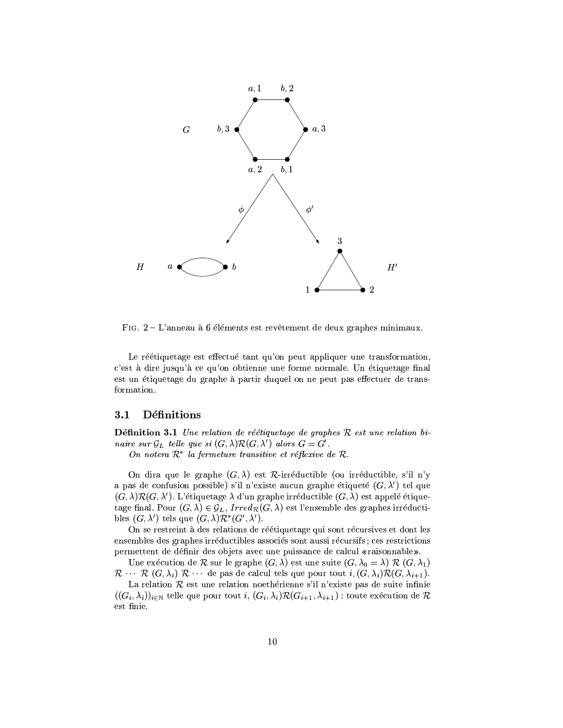FIG. 2 – L'anneau à 6 éléments est revêtement de deux graphes minimaux.

Le réétiquetage est effectué tant qu'on peut appliquer une transformation, c'est à dire jusqu'à ce qu'on obtienne une forme normale. Un étiquetage final est un étiquetage du graphe à partir duquel on ne peut pas effectuer de transformation.

### 3.1 Définitions

**Définition 3.1** *Une relation de réétiquetage de graphes $\mathcal{R}$ est une relation binaire sur $\mathcal{G}_L$ telle que si $(G, \lambda)\mathcal{R}(G, \lambda')$ alors $G = G'$.*

*On notera $\mathcal{R}^*$ la fermeture transitive et réflexive de $\mathcal{R}$.*

On dira que le graphe $(G, \lambda)$ est $\mathcal{R}$-irréductible (ou irréductible, s'il n'y a pas de confusion possible) s'il n'existe aucun graphe étiqueté $(G, \lambda')$ tel que $(G, \lambda)\mathcal{R}(G, \lambda')$. L'étiquetage $\lambda$ d'un graphe irréductible $(G, \lambda)$ est appelé étiquetage final. Pour $(G, \lambda) \in \mathcal{G}_L$, $Irred_{\mathcal{R}}(G, \lambda)$ est l'ensemble des graphes irréductibles $(G, \lambda')$ tels que $(G, \lambda)\mathcal{R}^*(G', \lambda')$.

On se restreint à des relations de réétiquetage qui sont récursives et dont les ensembles des graphes irréductibles associés sont aussi récursifs ; ces restrictions permettent de définir des objets avec une puissance de calcul «raisonnable».

Une exécution de $\mathcal{R}$ sur le graphe $(G, \lambda)$ est une suite $(G, \lambda_0 = \lambda)\ \mathcal{R}\ (G, \lambda_1)\ \mathcal{R} \cdots \mathcal{R}\ (G, \lambda_i)\ \mathcal{R} \cdots$ de pas de calcul tels que pour tout $i, (G, \lambda_i)\mathcal{R}(G, \lambda_{i+1})$.

La relation $\mathcal{R}$ est une relation noethérienne s'il n'existe pas de suite infinie $((G_i, \lambda_i))_{i \in \mathbb{N}}$ telle que pour tout $i$, $(G_i, \lambda_i)\mathcal{R}(G_{i+1}, \lambda_{i+1})$ : toute exécution de $\mathcal{R}$ est finie.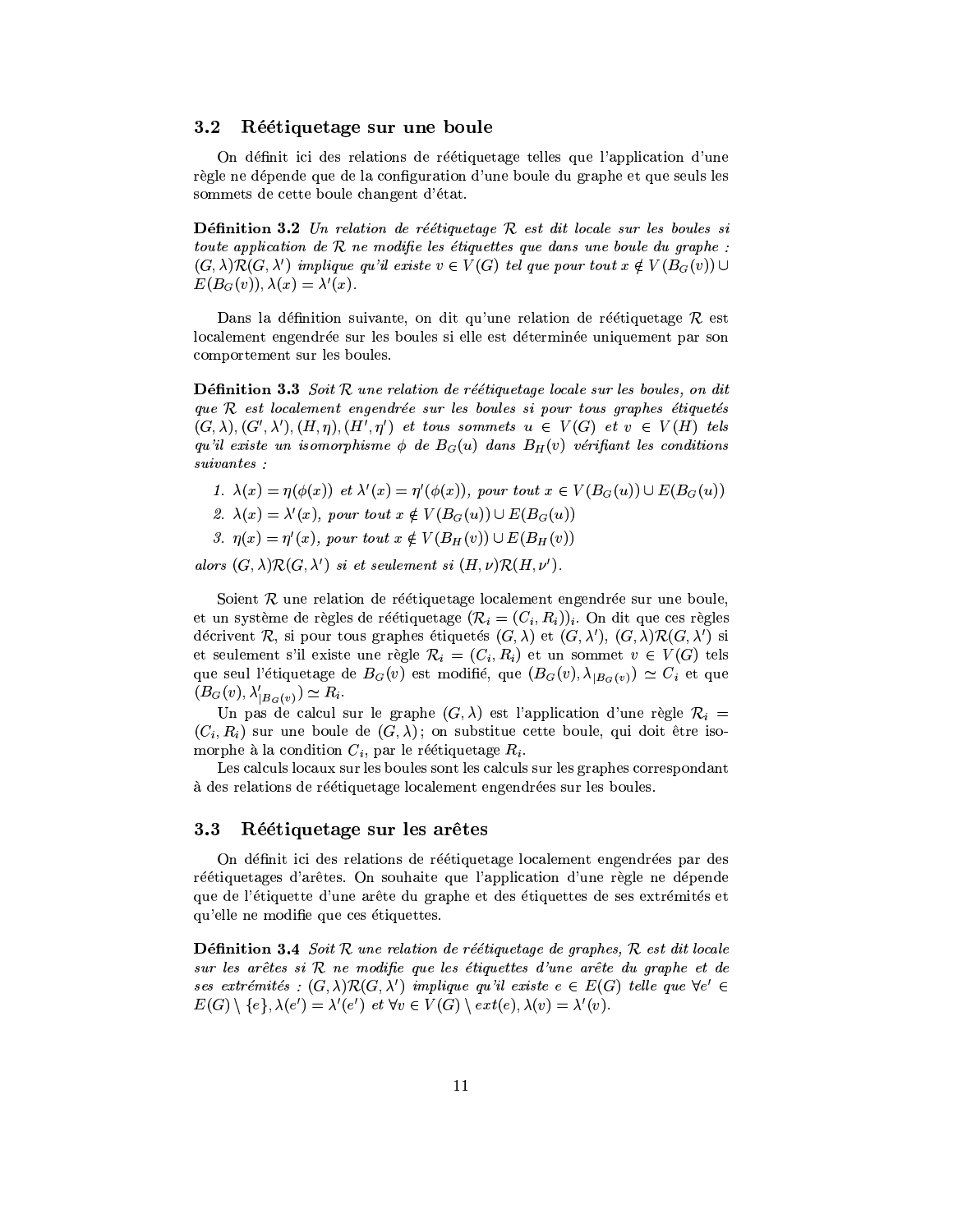### 3.2 Réétiquetage sur une boule

On définit ici des relations de réétiquetage telles que l'application d'une règle ne dépende que de la configuration d'une boule du graphe et que seuls les sommets de cette boule changent d'état.

**Définition 3.2** *Un relation de réétiquetage $\mathcal{R}$ est dit locale sur les boules si toute application de $\mathcal{R}$ ne modifie les étiquettes que dans une boule du graphe : $(G, \lambda)\mathcal{R}(G, \lambda')$ implique qu'il existe $v \in V(G)$ tel que pour tout $x \notin V(B_G(v)) \cup E(B_G(v)), \lambda(x) = \lambda'(x)$.*

Dans la définition suivante, on dit qu'une relation de réétiquetage $\mathcal{R}$ est localement engendrée sur les boules si elle est déterminée uniquement par son comportement sur les boules.

**Définition 3.3** *Soit $\mathcal{R}$ une relation de réétiquetage locale sur les boules, on dit que $\mathcal{R}$ est localement engendrée sur les boules si pour tous graphes étiquetés $(G, \lambda), (G', \lambda'), (H, \eta), (H', \eta')$ et tous sommets $u \in V(G)$ et $v \in V(H)$ tels qu'il existe un isomorphisme $\phi$ de $B_G(u)$ dans $B_H(v)$ vérifiant les conditions suivantes :*

1. *$\lambda(x) = \eta(\phi(x))$ et $\lambda'(x) = \eta'(\phi(x))$, pour tout $x \in V(B_G(u)) \cup E(B_G(u))$*
2. *$\lambda(x) = \lambda'(x)$, pour tout $x \notin V(B_G(u)) \cup E(B_G(u))$*
3. *$\eta(x) = \eta'(x)$, pour tout $x \notin V(B_H(v)) \cup E(B_H(v))$*

*alors $(G, \lambda)\mathcal{R}(G, \lambda')$ si et seulement si $(H, \nu)\mathcal{R}(H, \nu')$.*

Soient $\mathcal{R}$ une relation de réétiquetage localement engendrée sur une boule, et un système de règles de réétiquetage $(\mathcal{R}_i = (C_i, R_i))_i$. On dit que ces règles décrivent $\mathcal{R}$, si pour tous graphes étiquetés $(G, \lambda)$ et $(G, \lambda')$, $(G, \lambda)\mathcal{R}(G, \lambda')$ si et seulement s'il existe une règle $\mathcal{R}_i = (C_i, R_i)$ et un sommet $v \in V(G)$ tels que seul l'étiquetage de $B_G(v)$ est modifié, que $(B_G(v), \lambda_{|B_G(v)}) \simeq C_i$ et que $(B_G(v), \lambda'_{|B_G(v)}) \simeq R_i$.

Un pas de calcul sur le graphe $(G, \lambda)$ est l'application d'une règle $\mathcal{R}_i = (C_i, R_i)$ sur une boule de $(G, \lambda)$ ; on substitue cette boule, qui doit être isomorphe à la condition $C_i$, par le réétiquetage $R_i$.

Les calculs locaux sur les boules sont les calculs sur les graphes correspondant à des relations de réétiquetage localement engendrées sur les boules.

### 3.3 Réétiquetage sur les arêtes

On définit ici des relations de réétiquetage localement engendrées par des réétiquetages d'arêtes. On souhaite que l'application d'une règle ne dépende que de l'étiquette d'une arête du graphe et des étiquettes de ses extrémités et qu'elle ne modifie que ces étiquettes.

**Définition 3.4** *Soit $\mathcal{R}$ une relation de réétiquetage de graphes, $\mathcal{R}$ est dit locale sur les arêtes si $\mathcal{R}$ ne modifie que les étiquettes d'une arête du graphe et de ses extrémités : $(G, \lambda)\mathcal{R}(G, \lambda')$ implique qu'il existe $e \in E(G)$ telle que $\forall e' \in E(G) \setminus \{e\}, \lambda(e') = \lambda'(e')$ et $\forall v \in V(G) \setminus ext(e), \lambda(v) = \lambda'(v)$.*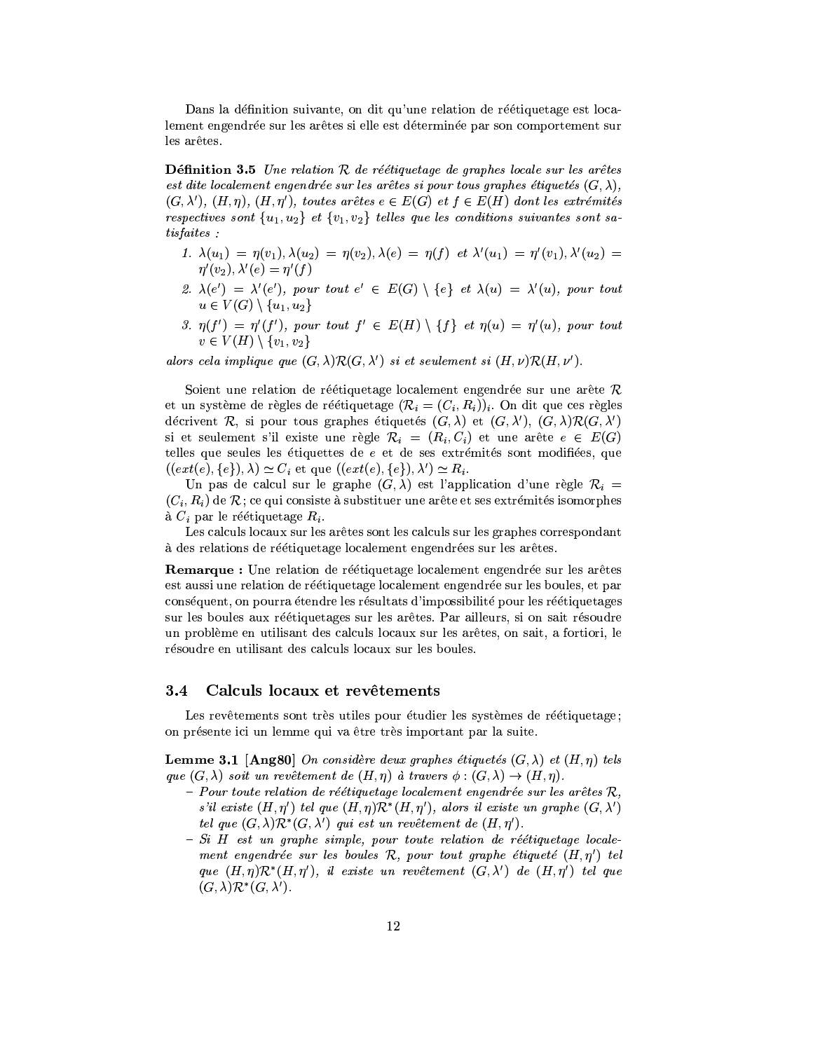Dans la définition suivante, on dit qu'une relation de réétiquetage est localement engendrée sur les arêtes si elle est déterminée par son comportement sur les arêtes.

**Définition 3.5** *Une relation $\mathcal{R}$ de réétiquetage de graphes locale sur les arêtes est dite localement engendrée sur les arêtes si pour tous graphes étiquetés $(G, \lambda)$, $(G, \lambda')$, $(H, \eta)$, $(H, \eta')$, toutes arêtes $e \in E(G)$ et $f \in E(H)$ dont les extrémités respectives sont $\{u_1, u_2\}$ et $\{v_1, v_2\}$ telles que les conditions suivantes sont satisfaites :*

1. *$\lambda(u_1) = \eta(v_1), \lambda(u_2) = \eta(v_2), \lambda(e) = \eta(f)$ et $\lambda'(u_1) = \eta'(v_1), \lambda'(u_2) = \eta'(v_2), \lambda'(e) = \eta'(f)$*
2. *$\lambda(e') = \lambda'(e')$, pour tout $e' \in E(G) \setminus \{e\}$ et $\lambda(u) = \lambda'(u)$, pour tout $u \in V(G) \setminus \{u_1, u_2\}$*
3. *$\eta(f') = \eta'(f')$, pour tout $f' \in E(H) \setminus \{f\}$ et $\eta(u) = \eta'(u)$, pour tout $v \in V(H) \setminus \{v_1, v_2\}$*

*alors cela implique que $(G, \lambda)\mathcal{R}(G, \lambda')$ si et seulement si $(H, \nu)\mathcal{R}(H, \nu')$.*

Soient une relation de réétiquetage localement engendrée sur une arête $\mathcal{R}$ et un système de règles de réétiquetage $(\mathcal{R}_i = (C_i, R_i))_i$. On dit que ces règles décrivent $\mathcal{R}$, si pour tous graphes étiquetés $(G, \lambda)$ et $(G, \lambda')$, $(G, \lambda)\mathcal{R}(G, \lambda')$ si et seulement s'il existe une règle $\mathcal{R}_i = (R_i, C_i)$ et une arête $e \in E(G)$ telles que seules les étiquettes de $e$ et de ses extrémités sont modifiées, que $((ext(e), \{e\}), \lambda) \simeq C_i$ et que $((ext(e), \{e\}), \lambda') \simeq R_i$.

Un pas de calcul sur le graphe $(G, \lambda)$ est l'application d'une règle $\mathcal{R}_i = (C_i, R_i)$ de $\mathcal{R}$ ; ce qui consiste à substituer une arête et ses extrémités isomorphes à $C_i$ par le réétiquetage $R_i$.

Les calculs locaux sur les arêtes sont les calculs sur les graphes correspondant à des relations de réétiquetage localement engendrées sur les arêtes.

**Remarque :** Une relation de réétiquetage localement engendrée sur les arêtes est aussi une relation de réétiquetage localement engendrée sur les boules, et par conséquent, on pourra étendre les résultats d'impossibilité pour les réétiquetages sur les boules aux réétiquetages sur les arêtes. Par ailleurs, si on sait résoudre un problème en utilisant des calculs locaux sur les arêtes, on sait, a fortiori, le résoudre en utilisant des calculs locaux sur les boules.

## 3.4 Calculs locaux et revêtements

Les revêtements sont très utiles pour étudier les systèmes de réétiquetage ; on présente ici un lemme qui va être très important par la suite.

**Lemme 3.1** **[Ang80]** *On considère deux graphes étiquetés $(G, \lambda)$ et $(H, \eta)$ tels que $(G, \lambda)$ soit un revêtement de $(H, \eta)$ à travers $\phi : (G, \lambda) \rightarrow (H, \eta)$.*

- *Pour toute relation de réétiquetage localement engendrée sur les arêtes $\mathcal{R}$, s'il existe $(H, \eta')$ tel que $(H, \eta)\mathcal{R}^*(H, \eta')$, alors il existe un graphe $(G, \lambda')$ tel que $(G, \lambda)\mathcal{R}^*(G, \lambda')$ qui est un revêtement de $(H, \eta')$.*
- *Si $H$ est un graphe simple, pour toute relation de réétiquetage localement engendrée sur les boules $\mathcal{R}$, pour tout graphe étiqueté $(H, \eta')$ tel que $(H, \eta)\mathcal{R}^*(H, \eta')$, il existe un revêtement $(G, \lambda')$ de $(H, \eta')$ tel que $(G, \lambda)\mathcal{R}^*(G, \lambda')$.*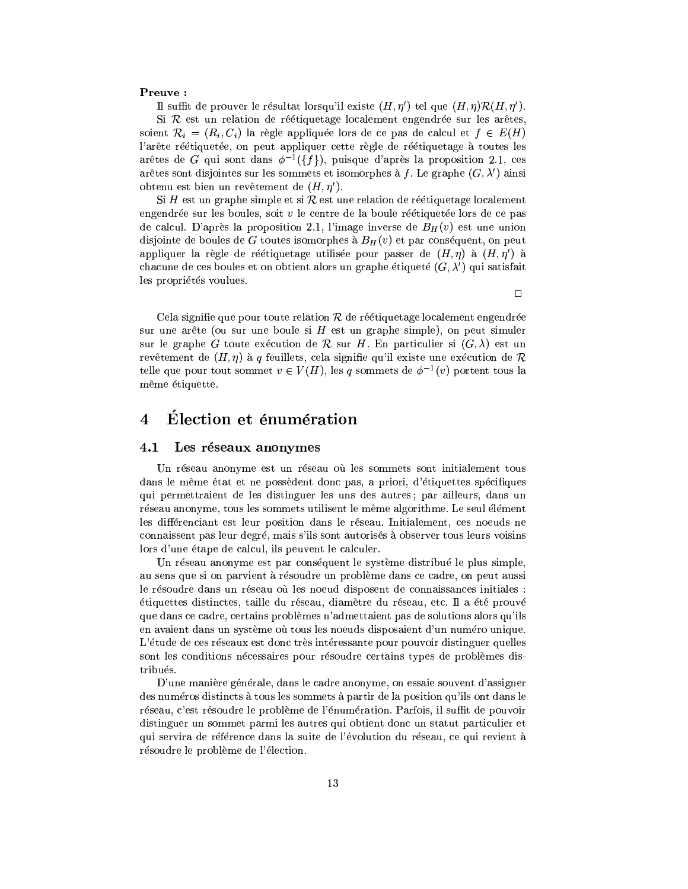**Preuve :**

Il suffit de prouver le résultat lorsqu'il existe $(H, \eta')$ tel que $(H, \eta)\mathcal{R}(H, \eta')$.

Si $\mathcal{R}$ est un relation de réétiquetage localement engendrée sur les arêtes, soient $\mathcal{R}_i = (R_i, C_i)$ la règle appliquée lors de ce pas de calcul et $f \in E(H)$ l'arête réétiquetée, on peut appliquer cette règle de réétiquetage à toutes les arêtes de $G$ qui sont dans $\phi^{-1}(\{f\})$, puisque d'après la proposition 2.1, ces arêtes sont disjointes sur les sommets et isomorphes à $f$. Le graphe $(G, \lambda')$ ainsi obtenu est bien un revêtement de $(H, \eta')$.

Si $H$ est un graphe simple et si $\mathcal{R}$ est une relation de réétiquetage localement engendrée sur les boules, soit $v$ le centre de la boule réétiquetée lors de ce pas de calcul. D'après la proposition 2.1, l'image inverse de $B_H(v)$ est une union disjointe de boules de $G$ toutes isomorphes à $B_H(v)$ et par conséquent, on peut appliquer la règle de réétiquetage utilisée pour passer de $(H, \eta)$ à $(H, \eta')$ à chacune de ces boules et on obtient alors un graphe étiqueté $(G, \lambda')$ qui satisfait les propriétés voulues.

□

Cela signifie que pour toute relation $\mathcal{R}$ de réétiquetage localement engendrée sur une arête (ou sur une boule si $H$ est un graphe simple), on peut simuler sur le graphe $G$ toute exécution de $\mathcal{R}$ sur $H$. En particulier si $(G, \lambda)$ est un revêtement de $(H, \eta)$ à $q$ feuillets, cela signifie qu'il existe une exécution de $\mathcal{R}$ telle que pour tout sommet $v \in V(H)$, les $q$ sommets de $\phi^{-1}(v)$ portent tous la même étiquette.

# 4 Élection et énumération

## 4.1 Les réseaux anonymes

Un réseau anonyme est un réseau où les sommets sont initialement tous dans le même état et ne possèdent donc pas, a priori, d'étiquettes spécifiques qui permettraient de les distinguer les uns des autres ; par ailleurs, dans un réseau anonyme, tous les sommets utilisent le même algorithme. Le seul élément les différenciant est leur position dans le réseau. Initialement, ces noeuds ne connaissent pas leur degré, mais s'ils sont autorisés à observer tous leurs voisins lors d'une étape de calcul, ils peuvent le calculer.

Un réseau anonyme est par conséquent le système distribué le plus simple, au sens que si on parvient à résoudre un problème dans ce cadre, on peut aussi le résoudre dans un réseau où les noeud disposent de connaissances initiales : étiquettes distinctes, taille du réseau, diamètre du réseau, etc. Il a été prouvé que dans ce cadre, certains problèmes n'admettaient pas de solutions alors qu'ils en avaient dans un système où tous les noeuds disposaient d'un numéro unique. L'étude de ces réseaux est donc très intéressante pour pouvoir distinguer quelles sont les conditions nécessaires pour résoudre certains types de problèmes distribués.

D'une manière générale, dans le cadre anonyme, on essaie souvent d'assigner des numéros distincts à tous les sommets à partir de la position qu'ils ont dans le réseau, c'est résoudre le problème de l'énumération. Parfois, il suffit de pouvoir distinguer un sommet parmi les autres qui obtient donc un statut particulier et qui servira de référence dans la suite de l'évolution du réseau, ce qui revient à résoudre le problème de l'élection.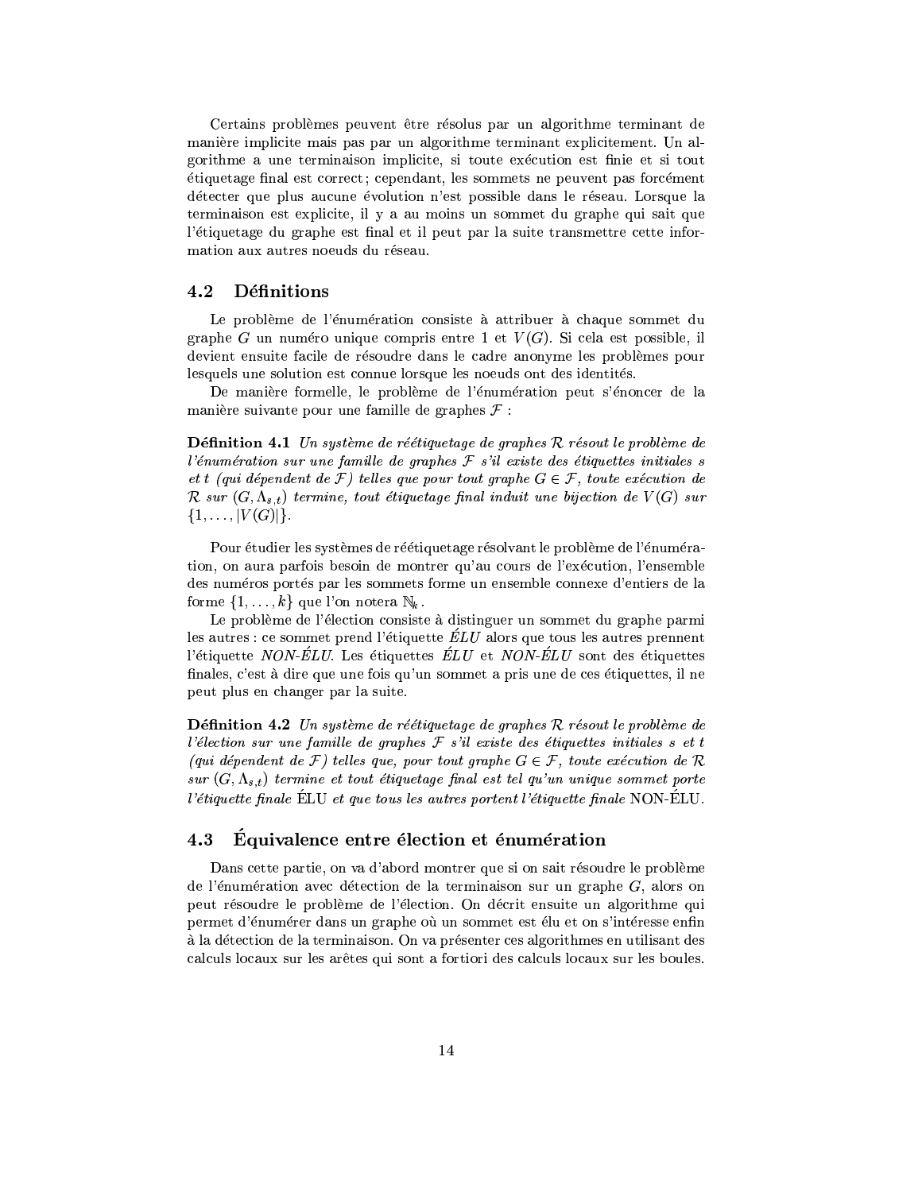Certains problèmes peuvent être résolus par un algorithme terminant de manière implicite mais pas par un algorithme terminant explicitement. Un algorithme a une terminaison implicite, si toute exécution est finie et si tout étiquetage final est correct ; cependant, les sommets ne peuvent pas forcément détecter que plus aucune évolution n'est possible dans le réseau. Lorsque la terminaison est explicite, il y a au moins un sommet du graphe qui sait que l'étiquetage du graphe est final et il peut par la suite transmettre cette information aux autres noeuds du réseau.

## 4.2 Définitions

Le problème de l'énumération consiste à attribuer à chaque sommet du graphe $G$ un numéro unique compris entre 1 et $V(G)$. Si cela est possible, il devient ensuite facile de résoudre dans le cadre anonyme les problèmes pour lesquels une solution est connue lorsque les noeuds ont des identités.

De manière formelle, le problème de l'énumération peut s'énoncer de la manière suivante pour une famille de graphes $\mathcal{F}$ :

**Définition 4.1** *Un système de réétiquetage de graphes $\mathcal{R}$ résout le problème de l'énumération sur une famille de graphes $\mathcal{F}$ s'il existe des étiquettes initiales $s$ et $t$ (qui dépendent de $\mathcal{F}$) telles que pour tout graphe $G \in \mathcal{F}$, toute exécution de $\mathcal{R}$ sur $(G, \Lambda_{s,t})$ termine, tout étiquetage final induit une bijection de $V(G)$ sur $\{1, \ldots, |V(G)|\}$.*

Pour étudier les systèmes de réétiquetage résolvant le problème de l'énumération, on aura parfois besoin de montrer qu'au cours de l'exécution, l'ensemble des numéros portés par les sommets forme un ensemble connexe d'entiers de la forme $\{1, \ldots, k\}$ que l'on notera $\mathbb{N}_k$.

Le problème de l'élection consiste à distinguer un sommet du graphe parmi les autres : ce sommet prend l'étiquette *ÉLU* alors que tous les autres prennent l'étiquette *NON-ÉLU*. Les étiquettes *ÉLU* et *NON-ÉLU* sont des étiquettes finales, c'est à dire que une fois qu'un sommet a pris une de ces étiquettes, il ne peut plus en changer par la suite.

**Définition 4.2** *Un système de réétiquetage de graphes $\mathcal{R}$ résout le problème de l'élection sur une famille de graphes $\mathcal{F}$ s'il existe des étiquettes initiales $s$ et $t$ (qui dépendent de $\mathcal{F}$) telles que, pour tout graphe $G \in \mathcal{F}$, toute exécution de $\mathcal{R}$ sur $(G, \Lambda_{s,t})$ termine et tout étiquetage final est tel qu'un unique sommet porte l'étiquette finale* ÉLU *et que tous les autres portent l'étiquette finale* NON-ÉLU.

## 4.3 Équivalence entre élection et énumération

Dans cette partie, on va d'abord montrer que si on sait résoudre le problème de l'énumération avec détection de la terminaison sur un graphe $G$, alors on peut résoudre le problème de l'élection. On décrit ensuite un algorithme qui permet d'énumérer dans un graphe où un sommet est élu et on s'intéresse enfin à la détection de la terminaison. On va présenter ces algorithmes en utilisant des calculs locaux sur les arêtes qui sont a fortiori des calculs locaux sur les boules.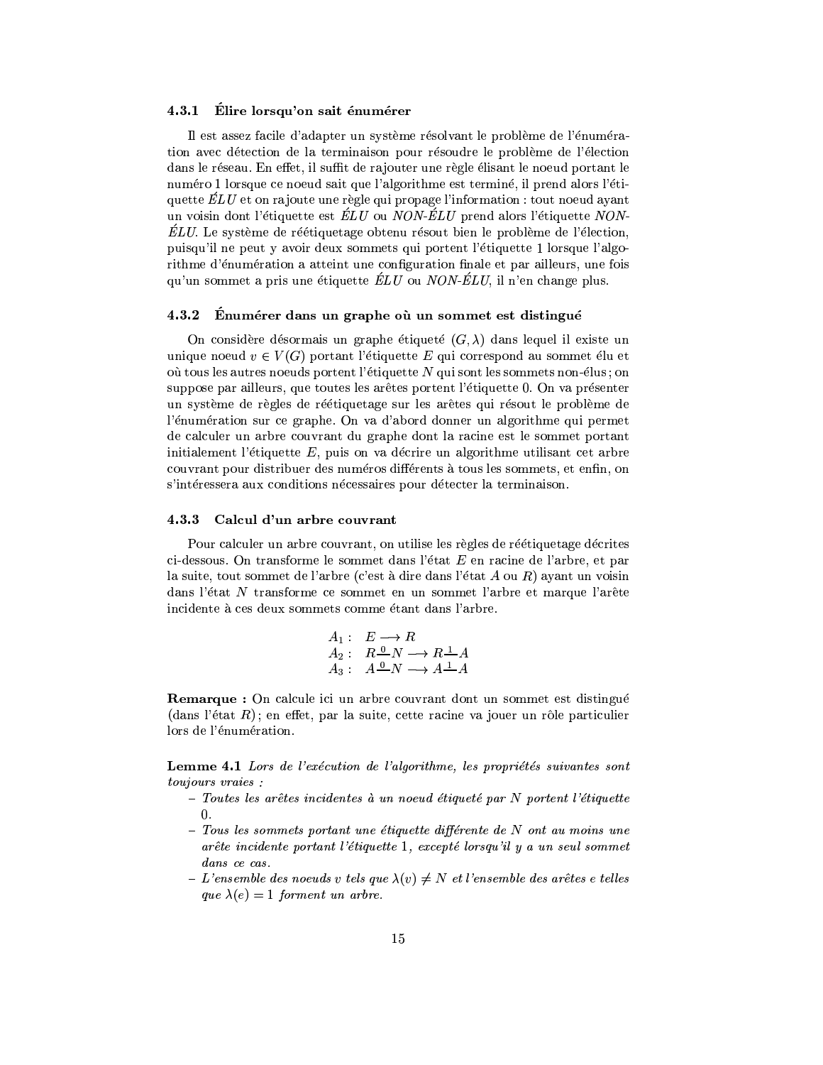### 4.3.1 Élire lorsqu'on sait énumérer

Il est assez facile d'adapter un système résolvant le problème de l'énumération avec détection de la terminaison pour résoudre le problème de l'élection dans le réseau. En effet, il suffit de rajouter une règle élisant le noeud portant le numéro 1 lorsque ce noeud sait que l'algorithme est terminé, il prend alors l'étiquette *ÉLU* et on rajoute une règle qui propage l'information : tout noeud ayant un voisin dont l'étiquette est *ÉLU* ou *NON-ÉLU* prend alors l'étiquette *NON-ÉLU*. Le système de réétiquetage obtenu résout bien le problème de l'élection, puisqu'il ne peut y avoir deux sommets qui portent l'étiquette 1 lorsque l'algorithme d'énumération a atteint une configuration finale et par ailleurs, une fois qu'un sommet a pris une étiquette *ÉLU* ou *NON-ÉLU*, il n'en change plus.

### 4.3.2 Énumérer dans un graphe où un sommet est distingué

On considère désormais un graphe étiqueté $(G, \lambda)$ dans lequel il existe un unique noeud $v \in V(G)$ portant l'étiquette $E$ qui correspond au sommet élu et où tous les autres noeuds portent l'étiquette $N$ qui sont les sommets non-élus ; on suppose par ailleurs, que toutes les arêtes portent l'étiquette 0. On va présenter un système de règles de réétiquetage sur les arêtes qui résout le problème de l'énumération sur ce graphe. On va d'abord donner un algorithme qui permet de calculer un arbre couvrant du graphe dont la racine est le sommet portant initialement l'étiquette $E$, puis on va décrire un algorithme utilisant cet arbre couvrant pour distribuer des numéros différents à tous les sommets, et enfin, on s'intéressera aux conditions nécessaires pour détecter la terminaison.

### 4.3.3 Calcul d'un arbre couvrant

Pour calculer un arbre couvrant, on utilise les règles de réétiquetage décrites ci-dessous. On transforme le sommet dans l'état $E$ en racine de l'arbre, et par la suite, tout sommet de l'arbre (c'est à dire dans l'état $A$ ou $R$) ayant un voisin dans l'état $N$ transforme ce sommet en un sommet l'arbre et marque l'arête incidente à ces deux sommets comme étant dans l'arbre.

$$
\begin{array}{ll}
A_1: & E \longrightarrow R \\
A_2: & R \overset{0}{—} N \longrightarrow R \overset{1}{—} A \\
A_3: & A \overset{0}{—} N \longrightarrow A \overset{1}{—} A
\end{array}
$$

**Remarque :** On calcule ici un arbre couvrant dont un sommet est distingué (dans l'état $R$) ; en effet, par la suite, cette racine va jouer un rôle particulier lors de l'énumération.

**Lemme 4.1** *Lors de l'exécution de l'algorithme, les propriétés suivantes sont toujours vraies :*

- *Toutes les arêtes incidentes à un noeud étiqueté par $N$ portent l'étiquette 0.*
- *Tous les sommets portant une étiquette différente de $N$ ont au moins une arête incidente portant l'étiquette 1, excepté lorsqu'il y a un seul sommet dans ce cas.*
- *L'ensemble des noeuds $v$ tels que $\lambda(v) \neq N$ et l'ensemble des arêtes $e$ telles que $\lambda(e) = 1$ forment un arbre.*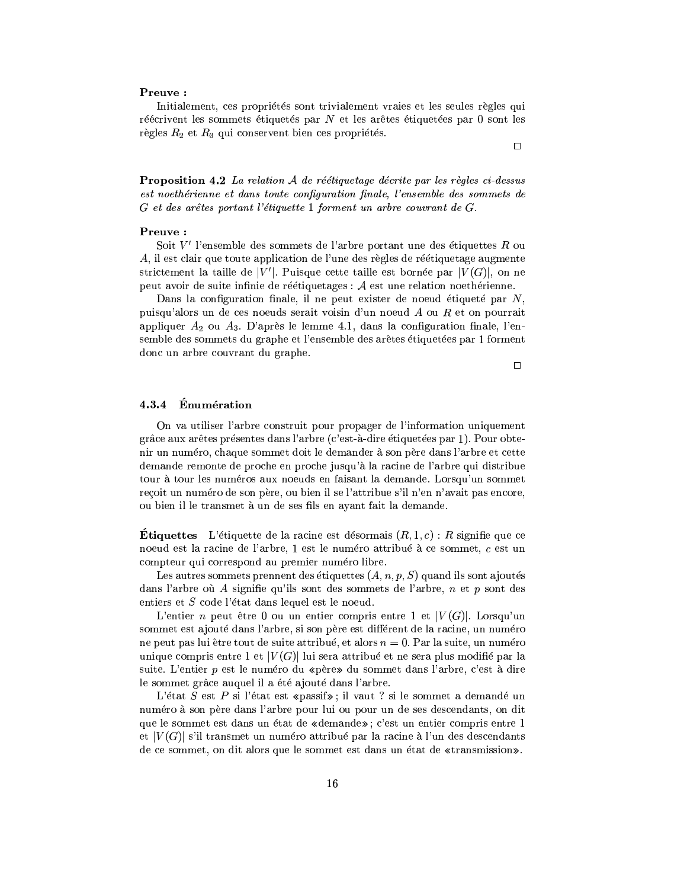**Preuve :**

Initialement, ces propriétés sont trivialement vraies et les seules règles qui réécrivent les sommets étiquetés par $N$ et les arêtes étiquetées par 0 sont les règles $R_2$ et $R_3$ qui conservent bien ces propriétés.

□

**Proposition 4.2** *La relation $\mathcal{A}$ de réétiquetage décrite par les règles ci-dessus est noethérienne et dans toute configuration finale, l'ensemble des sommets de $G$ et des arêtes portant l'étiquette 1 forment un arbre couvrant de $G$.*

**Preuve :**

Soit $V'$ l'ensemble des sommets de l'arbre portant une des étiquettes $R$ ou $A$, il est clair que toute application de l'une des règles de réétiquetage augmente strictement la taille de $|V'|$. Puisque cette taille est bornée par $|V(G)|$, on ne peut avoir de suite infinie de réétiquetages : $\mathcal{A}$ est une relation noethérienne.

Dans la configuration finale, il ne peut exister de noeud étiqueté par $N$, puisqu'alors un de ces noeuds serait voisin d'un noeud $A$ ou $R$ et on pourrait appliquer $A_2$ ou $A_3$. D'après le lemme 4.1, dans la configuration finale, l'ensemble des sommets du graphe et l'ensemble des arêtes étiquetées par 1 forment donc un arbre couvrant du graphe.

□

### 4.3.4 Énumération

On va utiliser l'arbre construit pour propager de l'information uniquement grâce aux arêtes présentes dans l'arbre (c'est-à-dire étiquetées par 1). Pour obtenir un numéro, chaque sommet doit le demander à son père dans l'arbre et cette demande remonte de proche en proche jusqu'à la racine de l'arbre qui distribue tour à tour les numéros aux noeuds en faisant la demande. Lorsqu'un sommet reçoit un numéro de son père, ou bien il se l'attribue s'il n'en n'avait pas encore, ou bien il le transmet à un de ses fils en ayant fait la demande.

**Étiquettes** L'étiquette de la racine est désormais $(R, 1, c)$ : $R$ signifie que ce noeud est la racine de l'arbre, 1 est le numéro attribué à ce sommet, $c$ est un compteur qui correspond au premier numéro libre.

Les autres sommets prennent des étiquettes $(A, n, p, S)$ quand ils sont ajoutés dans l'arbre où $A$ signifie qu'ils sont des sommets de l'arbre, $n$ et $p$ sont des entiers et $S$ code l'état dans lequel est le noeud.

L'entier $n$ peut être 0 ou un entier compris entre 1 et $|V(G)|$. Lorsqu'un sommet est ajouté dans l'arbre, si son père est différent de la racine, un numéro ne peut pas lui être tout de suite attribué, et alors $n = 0$. Par la suite, un numéro unique compris entre 1 et $|V(G)|$ lui sera attribué et ne sera plus modifié par la suite. L'entier $p$ est le numéro du «père» du sommet dans l'arbre, c'est à dire le sommet grâce auquel il a été ajouté dans l'arbre.

L'état $S$ est $P$ si l'état est «passif» ; il vaut ? si le sommet a demandé un numéro à son père dans l'arbre pour lui ou pour un de ses descendants, on dit que le sommet est dans un état de «demande» ; c'est un entier compris entre 1 et $|V(G)|$ s'il transmet un numéro attribué par la racine à l'un des descendants de ce sommet, on dit alors que le sommet est dans un état de «transmission».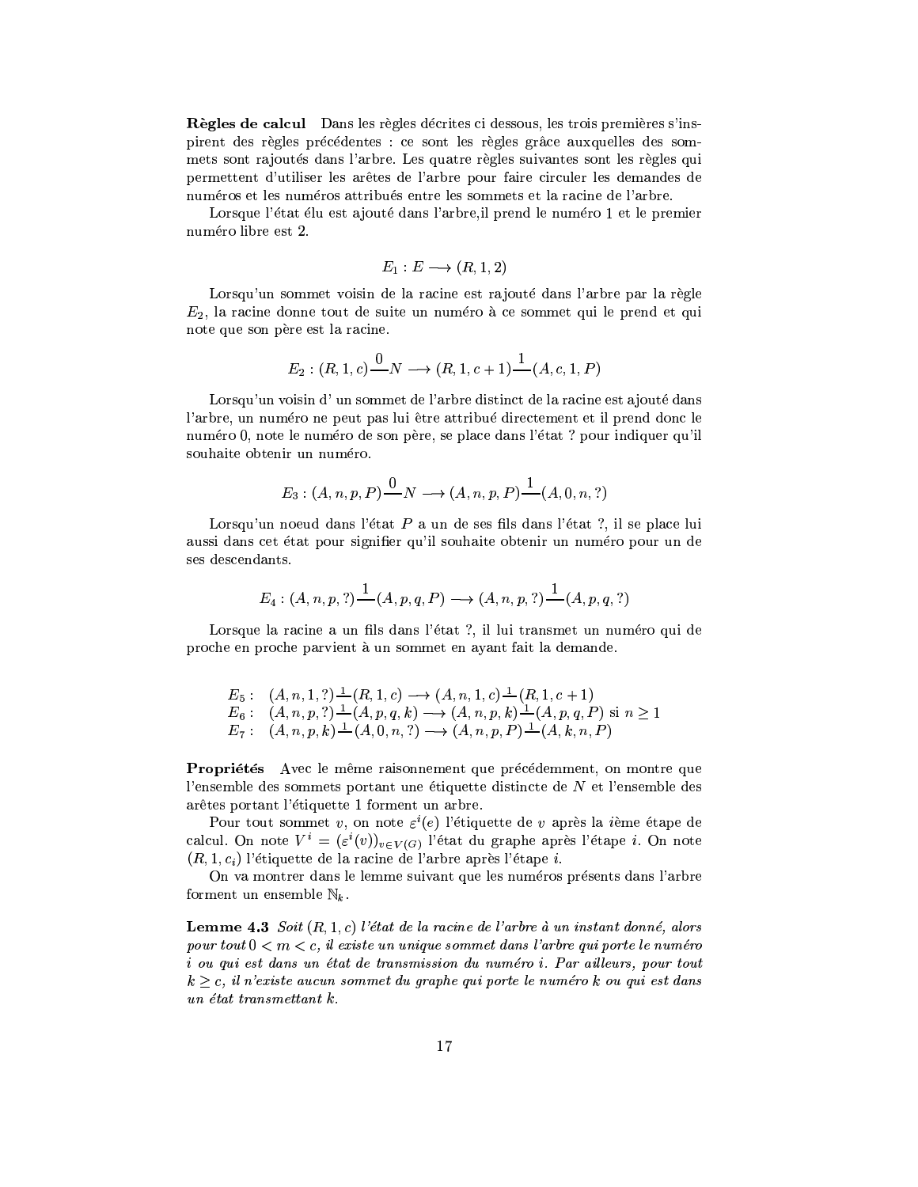**Règles de calcul** Dans les règles décrites ci dessous, les trois premières s'inspirent des règles précédentes : ce sont les règles grâce auxquelles des sommets sont rajoutés dans l'arbre. Les quatre règles suivantes sont les règles qui permettent d'utiliser les arêtes de l'arbre pour faire circuler les demandes de numéros et les numéros attribués entre les sommets et la racine de l'arbre.

Lorsque l'état élu est ajouté dans l'arbre,il prend le numéro 1 et le premier numéro libre est 2.

$$E_1 : E \longrightarrow (R, 1, 2)$$

Lorsqu'un sommet voisin de la racine est rajouté dans l'arbre par la règle $E_2$, la racine donne tout de suite un numéro à ce sommet qui le prend et qui note que son père est la racine.

$$E_2 : (R, 1, c) \overset{0}{\text{---}} N \longrightarrow (R, 1, c+1) \overset{1}{\text{---}} (A, c, 1, P)$$

Lorsqu'un voisin d' un sommet de l'arbre distinct de la racine est ajouté dans l'arbre, un numéro ne peut pas lui être attribué directement et il prend donc le numéro 0, note le numéro de son père, se place dans l'état ? pour indiquer qu'il souhaite obtenir un numéro.

$$E_3 : (A, n, p, P) \overset{0}{\text{---}} N \longrightarrow (A, n, p, P) \overset{1}{\text{---}} (A, 0, n, ?)$$

Lorsqu'un noeud dans l'état $P$ a un de ses fils dans l'état ?, il se place lui aussi dans cet état pour signifier qu'il souhaite obtenir un numéro pour un de ses descendants.

$$E_4 : (A, n, p, ?) \overset{1}{\text{---}} (A, p, q, P) \longrightarrow (A, n, p, ?) \overset{1}{\text{---}} (A, p, q, ?)$$

Lorsque la racine a un fils dans l'état ?, il lui transmet un numéro qui de proche en proche parvient à un sommet en ayant fait la demande.

$$\begin{array}{ll} E_5 : & (A, n, 1, ?) \overset{1}{\text{---}} (R, 1, c) \longrightarrow (A, n, 1, c) \overset{1}{\text{---}} (R, 1, c+1) \\ E_6 : & (A, n, p, ?) \overset{1}{\text{---}} (A, p, q, k) \longrightarrow (A, n, p, k) \overset{1}{\text{---}} (A, p, q, P) \text{ si } n \geq 1 \\ E_7 : & (A, n, p, k) \overset{1}{\text{---}} (A, 0, n, ?) \longrightarrow (A, n, p, P) \overset{1}{\text{---}} (A, k, n, P) \end{array}$$

**Propriétés** Avec le même raisonnement que précédemment, on montre que l'ensemble des sommets portant une étiquette distincte de $N$ et l'ensemble des arêtes portant l'étiquette 1 forment un arbre.

Pour tout sommet $v$, on note $\varepsilon^i(e)$ l'étiquette de $v$ après la $i$ème étape de calcul. On note $V^i = (\varepsilon^i(v))_{v \in V(G)}$ l'état du graphe après l'étape $i$. On note $(R, 1, c_i)$ l'étiquette de la racine de l'arbre après l'étape $i$.

On va montrer dans le lemme suivant que les numéros présents dans l'arbre forment un ensemble $\mathbb{N}_k$.

**Lemme 4.3** *Soit $(R, 1, c)$ l'état de la racine de l'arbre à un instant donné, alors pour tout $0 < m < c$, il existe un unique sommet dans l'arbre qui porte le numéro $i$ ou qui est dans un état de transmission du numéro $i$. Par ailleurs, pour tout $k \geq c$, il n'existe aucun sommet du graphe qui porte le numéro $k$ ou qui est dans un état transmettant $k$.*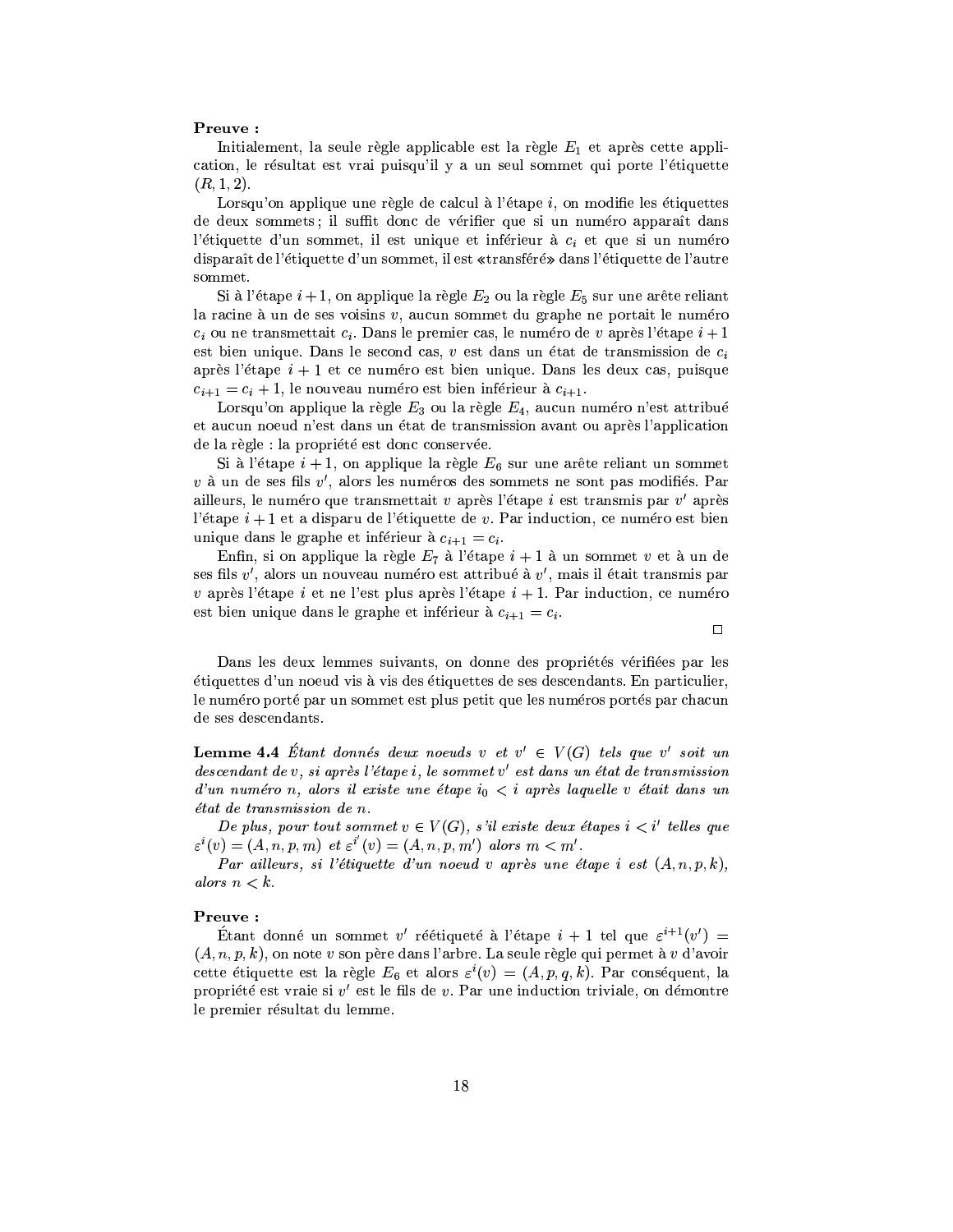**Preuve :**

Initialement, la seule règle applicable est la règle $E_1$ et après cette application, le résultat est vrai puisqu'il y a un seul sommet qui porte l'étiquette $(R, 1, 2)$.

Lorsqu'on applique une règle de calcul à l'étape $i$, on modifie les étiquettes de deux sommets ; il suffit donc de vérifier que si un numéro apparaît dans l'étiquette d'un sommet, il est unique et inférieur à $c_i$ et que si un numéro disparaît de l'étiquette d'un sommet, il est «transféré» dans l'étiquette de l'autre sommet.

Si à l'étape $i+1$, on applique la règle $E_2$ ou la règle $E_5$ sur une arête reliant la racine à un de ses voisins $v$, aucun sommet du graphe ne portait le numéro $c_i$ ou ne transmettait $c_i$. Dans le premier cas, le numéro de $v$ après l'étape $i+1$ est bien unique. Dans le second cas, $v$ est dans un état de transmission de $c_i$ après l'étape $i+1$ et ce numéro est bien unique. Dans les deux cas, puisque $c_{i+1} = c_i + 1$, le nouveau numéro est bien inférieur à $c_{i+1}$.

Lorsqu'on applique la règle $E_3$ ou la règle $E_4$, aucun numéro n'est attribué et aucun noeud n'est dans un état de transmission avant ou après l'application de la règle : la propriété est donc conservée.

Si à l'étape $i+1$, on applique la règle $E_6$ sur une arête reliant un sommet $v$ à un de ses fils $v'$, alors les numéros des sommets ne sont pas modifiés. Par ailleurs, le numéro que transmettait $v$ après l'étape $i$ est transmis par $v'$ après l'étape $i+1$ et a disparu de l'étiquette de $v$. Par induction, ce numéro est bien unique dans le graphe et inférieur à $c_{i+1} = c_i$.

Enfin, si on applique la règle $E_7$ à l'étape $i+1$ à un sommet $v$ et à un de ses fils $v'$, alors un nouveau numéro est attribué à $v'$, mais il était transmis par $v$ après l'étape $i$ et ne l'est plus après l'étape $i+1$. Par induction, ce numéro est bien unique dans le graphe et inférieur à $c_{i+1} = c_i$.

□

Dans les deux lemmes suivants, on donne des propriétés vérifiées par les étiquettes d'un noeud vis à vis des étiquettes de ses descendants. En particulier, le numéro porté par un sommet est plus petit que les numéros portés par chacun de ses descendants.

**Lemme 4.4** *Étant donnés deux noeuds $v$ et $v' \in V(G)$ tels que $v'$ soit un descendant de $v$, si après l'étape $i$, le sommet $v'$ est dans un état de transmission d'un numéro $n$, alors il existe une étape $i_0 < i$ après laquelle $v$ était dans un état de transmission de $n$.*

*De plus, pour tout sommet $v \in V(G)$, s'il existe deux étapes $i < i'$ telles que $\varepsilon^i(v) = (A, n, p, m)$ et $\varepsilon^{i'}(v) = (A, n, p, m')$ alors $m < m'$.*

*Par ailleurs, si l'étiquette d'un noeud $v$ après une étape $i$ est $(A, n, p, k)$, alors $n < k$.*

**Preuve :**

Étant donné un sommet $v'$ réétiqueté à l'étape $i+1$ tel que $\varepsilon^{i+1}(v') = (A, n, p, k)$, on note $v$ son père dans l'arbre. La seule règle qui permet à $v$ d'avoir cette étiquette est la règle $E_6$ et alors $\varepsilon^i(v) = (A, p, q, k)$. Par conséquent, la propriété est vraie si $v'$ est le fils de $v$. Par une induction triviale, on démontre le premier résultat du lemme.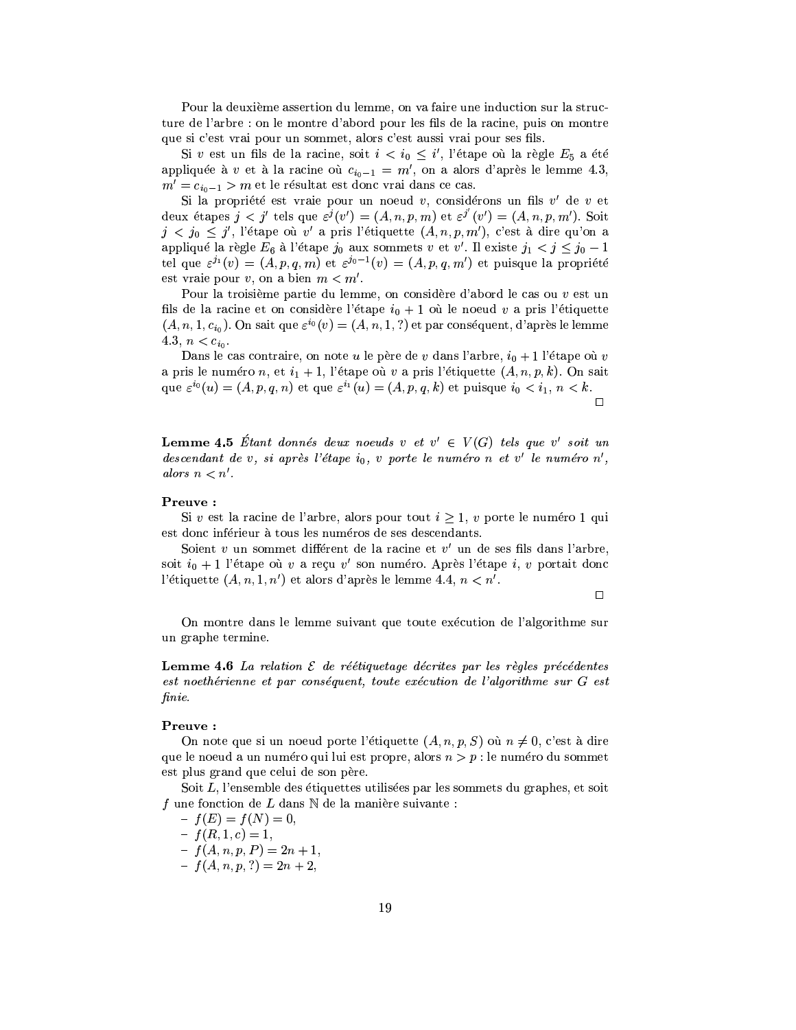Pour la deuxième assertion du lemme, on va faire une induction sur la structure de l'arbre : on le montre d'abord pour les fils de la racine, puis on montre que si c'est vrai pour un sommet, alors c'est aussi vrai pour ses fils.

Si $v$ est un fils de la racine, soit $i < i_0 \leq i'$, l'étape où la règle $E_5$ a été appliquée à $v$ et à la racine où $c_{i_0-1} = m'$, on a alors d'après le lemme 4.3, $m' = c_{i_0-1} > m$ et le résultat est donc vrai dans ce cas.

Si la propriété est vraie pour un noeud $v$, considérons un fils $v'$ de $v$ et deux étapes $j < j'$ tels que $\varepsilon^j(v') = (A, n, p, m)$ et $\varepsilon^{j'}(v') = (A, n, p, m')$. Soit $j < j_0 \leq j'$, l'étape où $v'$ a pris l'étiquette $(A, n, p, m')$, c'est à dire qu'on a appliqué la règle $E_6$ à l'étape $j_0$ aux sommets $v$ et $v'$. Il existe $j_1 < j \leq j_0 - 1$ tel que $\varepsilon^{j_1}(v) = (A, p, q, m)$ et $\varepsilon^{j_0-1}(v) = (A, p, q, m')$ et puisque la propriété est vraie pour $v$, on a bien $m < m'$.

Pour la troisième partie du lemme, on considère d'abord le cas ou $v$ est un fils de la racine et on considère l'étape $i_0 + 1$ où le noeud $v$ a pris l'étiquette $(A, n, 1, c_{i_0})$. On sait que $\varepsilon^{i_0}(v) = (A, n, 1, ?)$ et par conséquent, d'après le lemme 4.3, $n < c_{i_0}$.

Dans le cas contraire, on note $u$ le père de $v$ dans l'arbre, $i_0 + 1$ l'étape où $v$ a pris le numéro $n$, et $i_1 + 1$, l'étape où $v$ a pris l'étiquette $(A, n, p, k)$. On sait que $\varepsilon^{i_0}(u) = (A, p, q, n)$ et que $\varepsilon^{i_1}(u) = (A, p, q, k)$ et puisque $i_0 < i_1$, $n < k$.

□

**Lemme 4.5** *Étant donnés deux noeuds $v$ et $v' \in V(G)$ tels que $v'$ soit un descendant de $v$, si après l'étape $i_0$, $v$ porte le numéro $n$ et $v'$ le numéro $n'$, alors $n < n'$.*

**Preuve :**

Si $v$ est la racine de l'arbre, alors pour tout $i \geq 1$, $v$ porte le numéro 1 qui est donc inférieur à tous les numéros de ses descendants.

Soient $v$ un sommet différent de la racine et $v'$ un de ses fils dans l'arbre, soit $i_0 + 1$ l'étape où $v$ a reçu $v'$ son numéro. Après l'étape $i$, $v$ portait donc l'étiquette $(A, n, 1, n')$ et alors d'après le lemme 4.4, $n < n'$.

□

On montre dans le lemme suivant que toute exécution de l'algorithme sur un graphe termine.

**Lemme 4.6** *La relation $\mathcal{E}$ de réétiquetage décrites par les règles précédentes est noethérienne et par conséquent, toute exécution de l'algorithme sur $G$ est finie.*

**Preuve :**

On note que si un noeud porte l'étiquette $(A, n, p, S)$ où $n \neq 0$, c'est à dire que le noeud a un numéro qui lui est propre, alors $n > p$ : le numéro du sommet est plus grand que celui de son père.

Soit $L$, l'ensemble des étiquettes utilisées par les sommets du graphes, et soit $f$ une fonction de $L$ dans $\mathbb{N}$ de la manière suivante :

- $f(E) = f(N) = 0$,
- $f(R, 1, c) = 1$,
- $f(A, n, p, P) = 2n + 1$,
- $f(A, n, p, ?) = 2n + 2$,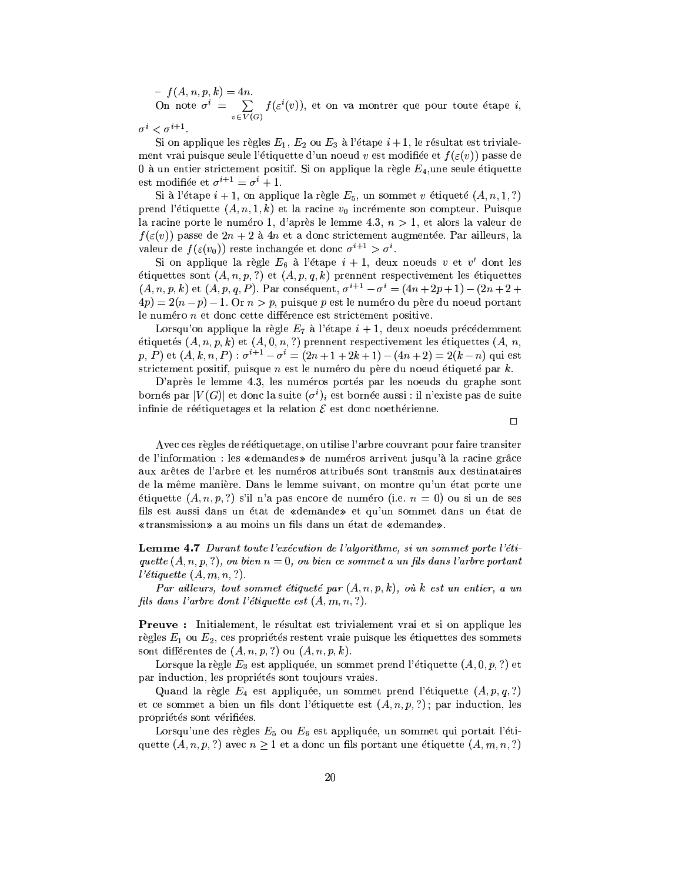– $f(A, n, p, k) = 4n$.

On note $\sigma^i = \sum_{v \in V(G)} f(\varepsilon^i(v))$, et on va montrer que pour toute étape $i$, $\sigma^i < \sigma^{i+1}$.

Si on applique les règles $E_1$, $E_2$ ou $E_3$ à l'étape $i+1$, le résultat est trivialement vrai puisque seule l'étiquette d'un noeud $v$ est modifiée et $f(\varepsilon(v))$ passe de 0 à un entier strictement positif. Si on applique la règle $E_4$, une seule étiquette est modifiée et $\sigma^{i+1} = \sigma^i + 1$.

Si à l'étape $i+1$, on applique la règle $E_5$, un sommet $v$ étiqueté $(A, n, 1, ?)$ prend l'étiquette $(A, n, 1, k)$ et la racine $v_0$ incrémente son compteur. Puisque la racine porte le numéro 1, d'après le lemme 4.3, $n > 1$, et alors la valeur de $f(\varepsilon(v))$ passe de $2n+2$ à $4n$ et a donc strictement augmentée. Par ailleurs, la valeur de $f(\varepsilon(v_0))$ reste inchangée et donc $\sigma^{i+1} > \sigma^i$.

Si on applique la règle $E_6$ à l'étape $i+1$, deux noeuds $v$ et $v'$ dont les étiquettes sont $(A, n, p, ?)$ et $(A, p, q, k)$ prennent respectivement les étiquettes $(A, n, p, k)$ et $(A, p, q, P)$. Par conséquent, $\sigma^{i+1} - \sigma^i = (4n + 2p + 1) - (2n + 2 + 4p) = 2(n-p) - 1$. Or $n > p$, puisque $p$ est le numéro du père du noeud portant le numéro $n$ et donc cette différence est strictement positive.

Lorsqu'on applique la règle $E_7$ à l'étape $i+1$, deux noeuds précédemment étiquetés $(A, n, p, k)$ et $(A, 0, n, ?)$ prennent respectivement les étiquettes $(A, n, p, P)$ et $(A, k, n, P)$ : $\sigma^{i+1} - \sigma^i = (2n + 1 + 2k + 1) - (4n + 2) = 2(k - n)$ qui est strictement positif, puisque $n$ est le numéro du père du noeud étiqueté par $k$.

D'après le lemme 4.3, les numéros portés par les noeuds du graphe sont bornés par $|V(G)|$ et donc la suite $(\sigma^i)_i$ est bornée aussi : il n'existe pas de suite infinie de réétiquetages et la relation $\mathcal{E}$ est donc noethérienne.

□

Avec ces règles de réétiquetage, on utilise l'arbre couvrant pour faire transiter de l'information : les «demandes» de numéros arrivent jusqu'à la racine grâce aux arêtes de l'arbre et les numéros attribués sont transmis aux destinataires de la même manière. Dans le lemme suivant, on montre qu'un état porte une étiquette $(A, n, p, ?)$ s'il n'a pas encore de numéro (i.e. $n = 0$) ou si un de ses fils est aussi dans un état de «demande» et qu'un sommet dans un état de «transmission» a au moins un fils dans un état de «demande».

**Lemme 4.7** *Durant toute l'exécution de l'algorithme, si un sommet porte l'étiquette $(A, n, p, ?)$, ou bien $n = 0$, ou bien ce sommet a un fils dans l'arbre portant l'étiquette $(A, m, n, ?)$.*

*Par ailleurs, tout sommet étiqueté par $(A, n, p, k)$, où $k$ est un entier, a un fils dans l'arbre dont l'étiquette est $(A, m, n, ?)$.*

**Preuve :** Initialement, le résultat est trivialement vrai et si on applique les règles $E_1$ ou $E_2$, ces propriétés restent vraie puisque les étiquettes des sommets sont différentes de $(A, n, p, ?)$ ou $(A, n, p, k)$.

Lorsque la règle $E_3$ est appliquée, un sommet prend l'étiquette $(A, 0, p, ?)$ et par induction, les propriétés sont toujours vraies.

Quand la règle $E_4$ est appliquée, un sommet prend l'étiquette $(A, p, q, ?)$ et ce sommet a bien un fils dont l'étiquette est $(A, n, p, ?)$ ; par induction, les propriétés sont vérifiées.

Lorsqu'une des règles $E_5$ ou $E_6$ est appliquée, un sommet qui portait l'étiquette $(A, n, p, ?)$ avec $n \geq 1$ et a donc un fils portant une étiquette $(A, m, n, ?)$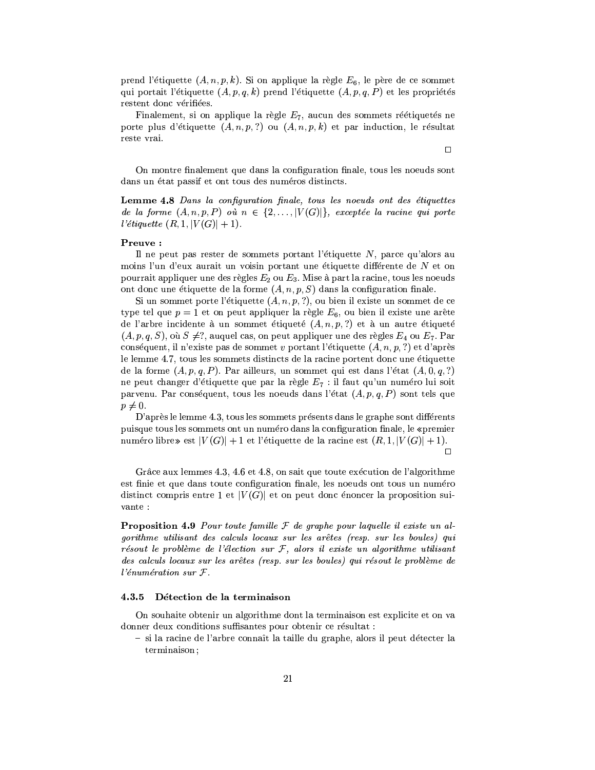prend l'étiquette $(A, n, p, k)$. Si on applique la règle $E_6$, le père de ce sommet qui portait l'étiquette $(A, p, q, k)$ prend l'étiquette $(A, p, q, P)$ et les propriétés restent donc vérifiées.

Finalement, si on applique la règle $E_7$, aucun des sommets réétiquetés ne porte plus d'étiquette $(A, n, p, ?)$ ou $(A, n, p, k)$ et par induction, le résultat reste vrai.

□

On montre finalement que dans la configuration finale, tous les noeuds sont dans un état passif et ont tous des numéros distincts.

**Lemme 4.8** *Dans la configuration finale, tous les noeuds ont des étiquettes de la forme $(A, n, p, P)$ où $n \in \{2, \ldots, |V(G)|\}$, exceptée la racine qui porte l'étiquette $(R, 1, |V(G)| + 1)$.*

**Preuve :**

Il ne peut pas rester de sommets portant l'étiquette $N$, parce qu'alors au moins l'un d'eux aurait un voisin portant une étiquette différente de $N$ et on pourrait appliquer une des règles $E_2$ ou $E_3$. Mise à part la racine, tous les noeuds ont donc une étiquette de la forme $(A, n, p, S)$ dans la configuration finale.

Si un sommet porte l'étiquette $(A, n, p, ?)$, ou bien il existe un sommet de ce type tel que $p = 1$ et on peut appliquer la règle $E_6$, ou bien il existe une arête de l'arbre incidente à un sommet étiqueté $(A, n, p, ?)$ et à un autre étiqueté $(A, p, q, S)$, où $S \neq ?$, auquel cas, on peut appliquer une des règles $E_4$ ou $E_7$. Par conséquent, il n'existe pas de sommet $v$ portant l'étiquette $(A, n, p, ?)$ et d'après le lemme 4.7, tous les sommets distincts de la racine portent donc une étiquette de la forme $(A, p, q, P)$. Par ailleurs, un sommet qui est dans l'état $(A, 0, q, ?)$ ne peut changer d'étiquette que par la règle $E_7$ : il faut qu'un numéro lui soit parvenu. Par conséquent, tous les noeuds dans l'état $(A, p, q, P)$ sont tels que $p \neq 0$.

D'après le lemme 4.3, tous les sommets présents dans le graphe sont différents puisque tous les sommets ont un numéro dans la configuration finale, le «premier numéro libre» est $|V(G)| + 1$ et l'étiquette de la racine est $(R, 1, |V(G)| + 1)$.

□

Grâce aux lemmes 4.3, 4.6 et 4.8, on sait que toute exécution de l'algorithme est finie et que dans toute configuration finale, les noeuds ont tous un numéro distinct compris entre 1 et $|V(G)|$ et on peut donc énoncer la proposition suivante :

**Proposition 4.9** *Pour toute famille $\mathcal{F}$ de graphe pour laquelle il existe un algorithme utilisant des calculs locaux sur les arêtes (resp. sur les boules) qui résout le problème de l'élection sur $\mathcal{F}$, alors il existe un algorithme utilisant des calculs locaux sur les arêtes (resp. sur les boules) qui résout le problème de l'énumération sur $\mathcal{F}$.*

### 4.3.5 Détection de la terminaison

On souhaite obtenir un algorithme dont la terminaison est explicite et on va donner deux conditions suffisantes pour obtenir ce résultat :

- si la racine de l'arbre connaît la taille du graphe, alors il peut détecter la terminaison ;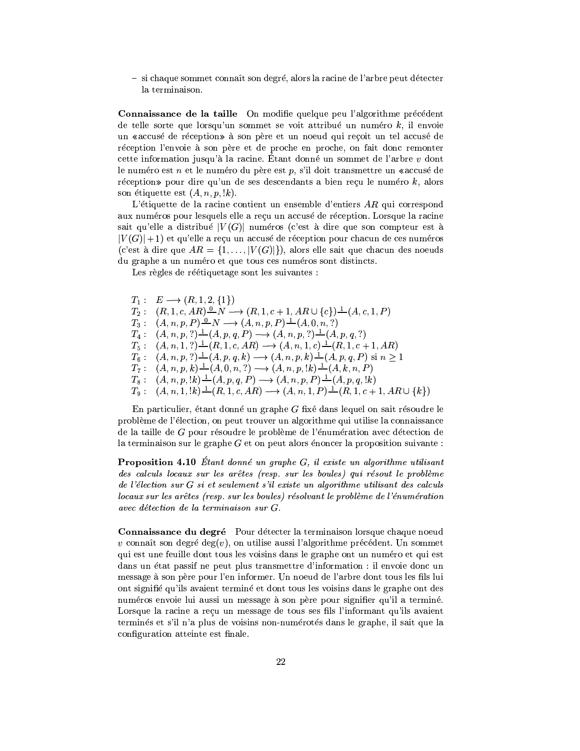– si chaque sommet connaît son degré, alors la racine de l'arbre peut détecter la terminaison.

**Connaissance de la taille** On modifie quelque peu l'algorithme précédent de telle sorte que lorsqu'un sommet se voit attribué un numéro $k$, il envoie un «accusé de réception» à son père et un noeud qui reçoit un tel accusé de réception l'envoie à son père et de proche en proche, on fait donc remonter cette information jusqu'à la racine. Étant donné un sommet de l'arbre $v$ dont le numéro est $n$ et le numéro du père est $p$, s'il doit transmettre un «accusé de réception» pour dire qu'un de ses descendants a bien reçu le numéro $k$, alors son étiquette est $(A, n, p, !k)$.

L'étiquette de la racine contient un ensemble d'entiers $AR$ qui correspond aux numéros pour lesquels elle a reçu un accusé de réception. Lorsque la racine sait qu'elle a distribué $|V(G)|$ numéros (c'est à dire que son compteur est à $|V(G)|+1$) et qu'elle a reçu un accusé de réception pour chacun de ces numéros (c'est à dire que $AR = \{1, \ldots, |V(G)|\}$), alors elle sait que chacun des noeuds du graphe a un numéro et que tous ces numéros sont distincts.

Les règles de réétiquetage sont les suivantes :

$T_1 :\quad E \longrightarrow (R, 1, 2, \{1\})$

$T_2 :\quad (R, 1, c, AR) \overset{0}{-\!-} N \longrightarrow (R, 1, c+1, AR \cup \{c\}) \overset{1}{-\!-} (A, c, 1, P)$

$T_3 :\quad (A, n, p, P) \overset{0}{-\!-} N \longrightarrow (A, n, p, P) \overset{1}{-\!-} (A, 0, n, ?)$

$T_4 :\quad (A, n, p, ?) \overset{1}{-\!-} (A, p, q, P) \longrightarrow (A, n, p, ?) \overset{1}{-\!-} (A, p, q, ?)$

$T_5 :\quad (A, n, 1, ?) \overset{1}{-\!-} (R, 1, c, AR) \longrightarrow (A, n, 1, c) \overset{1}{-\!-} (R, 1, c+1, AR)$

$T_6 :\quad (A, n, p, ?) \overset{1}{-\!-} (A, p, q, k) \longrightarrow (A, n, p, k) \overset{1}{-\!-} (A, p, q, P)$ si $n \geq 1$

$T_7 :\quad (A, n, p, k) \overset{1}{-\!-} (A, 0, n, ?) \longrightarrow (A, n, p, !k) \overset{1}{-\!-} (A, k, n, P)$

$T_8 :\quad (A, n, p, !k) \overset{1}{-\!-} (A, p, q, P) \longrightarrow (A, n, p, P) \overset{1}{-\!-} (A, p, q, !k)$

$T_9 :\quad (A, n, 1, !k) \overset{1}{-\!-} (R, 1, c, AR) \longrightarrow (A, n, 1, P) \overset{1}{-\!-} (R, 1, c+1, AR \cup \{k\})$

En particulier, étant donné un graphe $G$ fixé dans lequel on sait résoudre le problème de l'élection, on peut trouver un algorithme qui utilise la connaissance de la taille de $G$ pour résoudre le problème de l'énumération avec détection de la terminaison sur le graphe $G$ et on peut alors énoncer la proposition suivante :

**Proposition 4.10** *Étant donné un graphe $G$, il existe un algorithme utilisant des calculs locaux sur les arêtes (resp. sur les boules) qui résout le problème de l'élection sur $G$ si et seulement s'il existe un algorithme utilisant des calculs locaux sur les arêtes (resp. sur les boules) résolvant le problème de l'énumération avec détection de la terminaison sur $G$.*

**Connaissance du degré** Pour détecter la terminaison lorsque chaque noeud $v$ connaît son degré $\deg(v)$, on utilise aussi l'algorithme précédent. Un sommet qui est une feuille dont tous les voisins dans le graphe ont un numéro et qui est dans un état passif ne peut plus transmettre d'information : il envoie donc un message à son père pour l'en informer. Un noeud de l'arbre dont tous les fils lui ont signifié qu'ils avaient terminé et dont tous les voisins dans le graphe ont des numéros envoie lui aussi un message à son père pour signifier qu'il a terminé. Lorsque la racine a reçu un message de tous ses fils l'informant qu'ils avaient terminés et s'il n'a plus de voisins non-numérotés dans le graphe, il sait que la configuration atteinte est finale.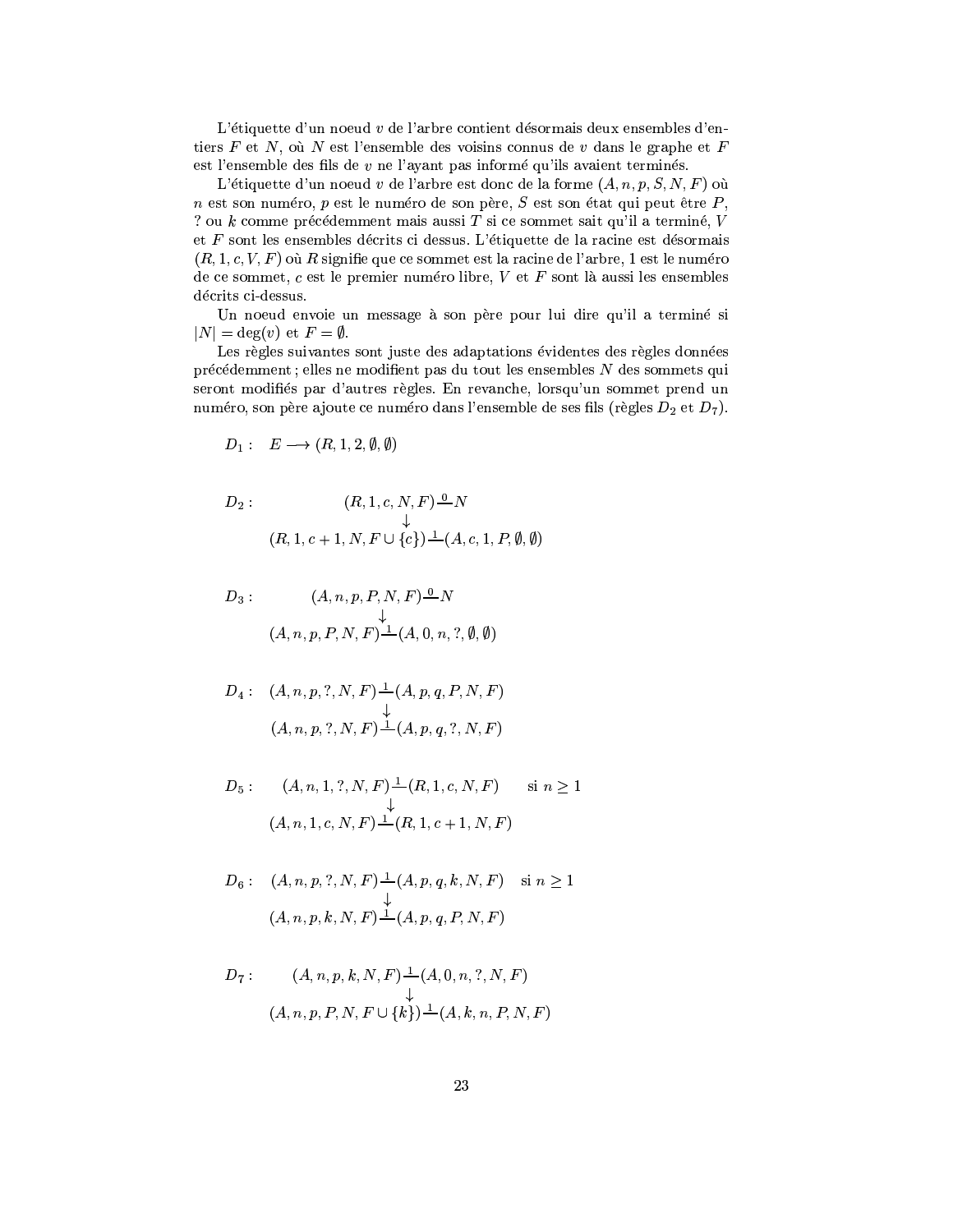L'étiquette d'un noeud $v$ de l'arbre contient désormais deux ensembles d'entiers $F$ et $N$, où $N$ est l'ensemble des voisins connus de $v$ dans le graphe et $F$ est l'ensemble des fils de $v$ ne l'ayant pas informé qu'ils avaient terminés.

L'étiquette d'un noeud $v$ de l'arbre est donc de la forme $(A, n, p, S, N, F)$ où $n$ est son numéro, $p$ est le numéro de son père, $S$ est son état qui peut être $P$, ? ou $k$ comme précédemment mais aussi $T$ si ce sommet sait qu'il a terminé, $V$ et $F$ sont les ensembles décrits ci dessus. L'étiquette de la racine est désormais $(R, 1, c, V, F)$ où $R$ signifie que ce sommet est la racine de l'arbre, 1 est le numéro de ce sommet, $c$ est le premier numéro libre, $V$ et $F$ sont là aussi les ensembles décrits ci-dessus.

Un noeud envoie un message à son père pour lui dire qu'il a terminé si $|N| = \deg(v)$ et $F = \emptyset$.

Les règles suivantes sont juste des adaptations évidentes des règles données précédemment ; elles ne modifient pas du tout les ensembles $N$ des sommets qui seront modifiés par d'autres règles. En revanche, lorsqu'un sommet prend un numéro, son père ajoute ce numéro dans l'ensemble de ses fils (règles $D_2$ et $D_7$).

$D_1$ : $\quad E \longrightarrow (R, 1, 2, \emptyset, \emptyset)$

$D_2$ :

$$\begin{array}{c} (R, 1, c, N, F) \overset{0}{\text{—}} N \\ \downarrow \\ (R, 1, c+1, N, F \cup \{c\}) \overset{1}{\text{—}} (A, c, 1, P, \emptyset, \emptyset) \end{array}$$

$D_3$ :

$$\begin{array}{c} (A, n, p, P, N, F) \overset{0}{\text{—}} N \\ \downarrow \\ (A, n, p, P, N, F) \overset{1}{\text{—}} (A, 0, n, ?, \emptyset, \emptyset) \end{array}$$

$D_4$ :

$$\begin{array}{c} (A, n, p, ?, N, F) \overset{1}{\text{—}} (A, p, q, P, N, F) \\ \downarrow \\ (A, n, p, ?, N, F) \overset{1}{\text{—}} (A, p, q, ?, N, F) \end{array}$$

$D_5$ :

$$\begin{array}{c} (A, n, 1, ?, N, F) \overset{1}{\text{—}} (R, 1, c, N, F) \qquad \text{si } n \geq 1 \\ \downarrow \\ (A, n, 1, c, N, F) \overset{1}{\text{—}} (R, 1, c+1, N, F) \end{array}$$

$D_6$ :

$$\begin{array}{c} (A, n, p, ?, N, F) \overset{1}{\text{—}} (A, p, q, k, N, F) \qquad \text{si } n \geq 1 \\ \downarrow \\ (A, n, p, k, N, F) \overset{1}{\text{—}} (A, p, q, P, N, F) \end{array}$$

$D_7$ :

$$\begin{array}{c} (A, n, p, k, N, F) \overset{1}{\text{—}} (A, 0, n, ?, N, F) \\ \downarrow \\ (A, n, p, P, N, F \cup \{k\}) \overset{1}{\text{—}} (A, k, n, P, N, F) \end{array}$$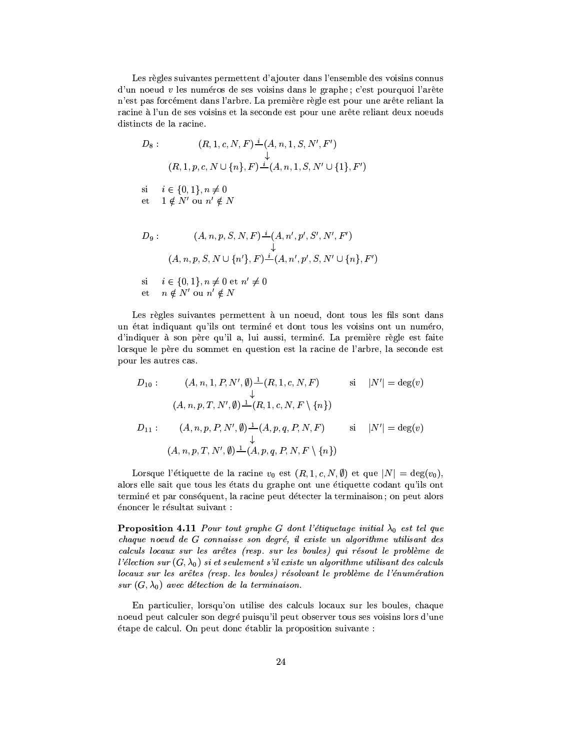Les règles suivantes permettent d'ajouter dans l'ensemble des voisins connus d'un noeud $v$ les numéros de ses voisins dans le graphe ; c'est pourquoi l'arête n'est pas forcément dans l'arbre. La première règle est pour une arête reliant la racine à l'un de ses voisins et la seconde est pour une arête reliant deux noeuds distincts de la racine.

$$D_8: \quad \begin{array}{c} (R, 1, c, N, F) \overset{i}{—} (A, n, 1, S, N', F') \\ \downarrow \\ (R, 1, p, c, N \cup \{n\}, F) \overset{i}{—} (A, n, 1, S, N' \cup \{1\}, F') \end{array}$$

si $\quad i \in \{0, 1\}, n \neq 0$
et $\quad 1 \notin N'$ ou $n' \notin N$

$$D_9: \quad \begin{array}{c} (A, n, p, S, N, F) \overset{i}{—} (A, n', p', S', N', F') \\ \downarrow \\ (A, n, p, S, N \cup \{n'\}, F) \overset{i}{—} (A, n', p', S, N' \cup \{n\}, F') \end{array}$$

si $\quad i \in \{0, 1\}, n \neq 0$ et $n' \neq 0$
et $\quad n \notin N'$ ou $n' \notin N$

Les règles suivantes permettent à un noeud, dont tous les fils sont dans un état indiquant qu'ils ont terminé et dont tous les voisins ont un numéro, d'indiquer à son père qu'il a, lui aussi, terminé. La première règle est faite lorsque le père du sommet en question est la racine de l'arbre, la seconde est pour les autres cas.

$$D_{10}: \quad \begin{array}{c} (A, n, 1, P, N', \emptyset) \overset{1}{—} (R, 1, c, N, F) \\ \downarrow \\ (A, n, p, T, N', \emptyset) \overset{1}{—} (R, 1, c, N, F \setminus \{n\}) \end{array} \qquad \text{si} \quad |N'| = \deg(v)$$

$$D_{11}: \quad \begin{array}{c} (A, n, p, P, N', \emptyset) \overset{1}{—} (A, p, q, P, N, F) \\ \downarrow \\ (A, n, p, T, N', \emptyset) \overset{1}{—} (A, p, q, P, N, F \setminus \{n\}) \end{array} \qquad \text{si} \quad |N'| = \deg(v)$$

Lorsque l'étiquette de la racine $v_0$ est $(R, 1, c, N, \emptyset)$ et que $|N| = \deg(v_0)$, alors elle sait que tous les états du graphe ont une étiquette codant qu'ils ont terminé et par conséquent, la racine peut détecter la terminaison ; on peut alors énoncer le résultat suivant :

**Proposition 4.11** *Pour tout graphe $G$ dont l'étiquetage initial $\lambda_0$ est tel que chaque noeud de $G$ connaisse son degré, il existe un algorithme utilisant des calculs locaux sur les arêtes (resp. sur les boules) qui résout le problème de l'élection sur $(G, \lambda_0)$ si et seulement s'il existe un algorithme utilisant des calculs locaux sur les arêtes (resp. les boules) résolvant le problème de l'énumération sur $(G, \lambda_0)$ avec détection de la terminaison.*

En particulier, lorsqu'on utilise des calculs locaux sur les boules, chaque noeud peut calculer son degré puisqu'il peut observer tous ses voisins lors d'une étape de calcul. On peut donc établir la proposition suivante :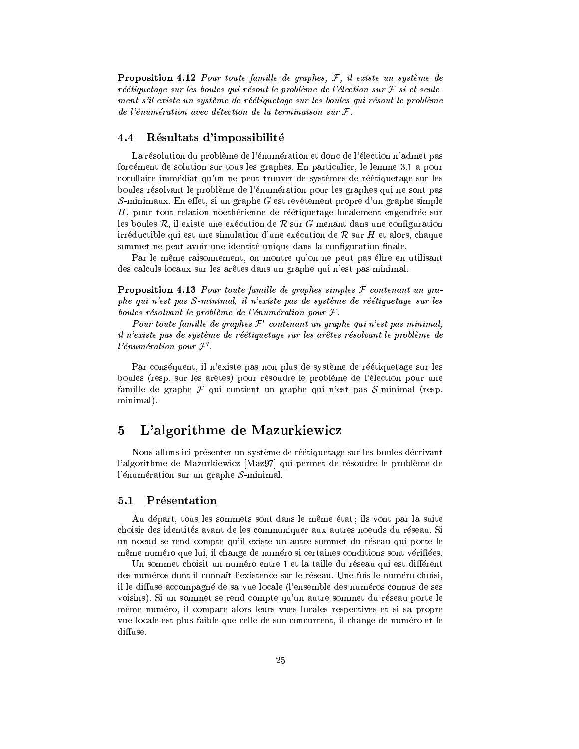**Proposition 4.12** *Pour toute famille de graphes, $\mathcal{F}$, il existe un système de réétiquetage sur les boules qui résout le problème de l'élection sur $\mathcal{F}$ si et seulement s'il existe un système de réétiquetage sur les boules qui résout le problème de l'énumération avec détection de la terminaison sur $\mathcal{F}$.*

### 4.4 Résultats d'impossibilité

La résolution du problème de l'énumération et donc de l'élection n'admet pas forcément de solution sur tous les graphes. En particulier, le lemme 3.1 a pour corollaire immédiat qu'on ne peut trouver de systèmes de réétiquetage sur les boules résolvant le problème de l'énumération pour les graphes qui ne sont pas $\mathcal{S}$-minimaux. En effet, si un graphe $G$ est revêtement propre d'un graphe simple $H$, pour tout relation noethérienne de réétiquetage localement engendrée sur les boules $\mathcal{R}$, il existe une exécution de $\mathcal{R}$ sur $G$ menant dans une configuration irréductible qui est une simulation d'une exécution de $\mathcal{R}$ sur $H$ et alors, chaque sommet ne peut avoir une identité unique dans la configuration finale.

Par le même raisonnement, on montre qu'on ne peut pas élire en utilisant des calculs locaux sur les arêtes dans un graphe qui n'est pas minimal.

**Proposition 4.13** *Pour toute famille de graphes simples $\mathcal{F}$ contenant un graphe qui n'est pas $\mathcal{S}$-minimal, il n'existe pas de système de réétiquetage sur les boules résolvant le problème de l'énumération pour $\mathcal{F}$.*

*Pour toute famille de graphes $\mathcal{F}'$ contenant un graphe qui n'est pas minimal, il n'existe pas de système de réétiquetage sur les arêtes résolvant le problème de l'énumération pour $\mathcal{F}'$.*

Par conséquent, il n'existe pas non plus de système de réétiquetage sur les boules (resp. sur les arêtes) pour résoudre le problème de l'élection pour une famille de graphe $\mathcal{F}$ qui contient un graphe qui n'est pas $\mathcal{S}$-minimal (resp. minimal).

## 5 L'algorithme de Mazurkiewicz

Nous allons ici présenter un système de réétiquetage sur les boules décrivant l'algorithme de Mazurkiewicz [Maz97] qui permet de résoudre le problème de l'énumération sur un graphe $\mathcal{S}$-minimal.

### 5.1 Présentation

Au départ, tous les sommets sont dans le même état ; ils vont par la suite choisir des identités avant de les communiquer aux autres noeuds du réseau. Si un noeud se rend compte qu'il existe un autre sommet du réseau qui porte le même numéro que lui, il change de numéro si certaines conditions sont vérifiées.

Un sommet choisit un numéro entre 1 et la taille du réseau qui est différent des numéros dont il connaît l'existence sur le réseau. Une fois le numéro choisi, il le diffuse accompagné de sa vue locale (l'ensemble des numéros connus de ses voisins). Si un sommet se rend compte qu'un autre sommet du réseau porte le même numéro, il compare alors leurs vues locales respectives et si sa propre vue locale est plus faible que celle de son concurrent, il change de numéro et le diffuse.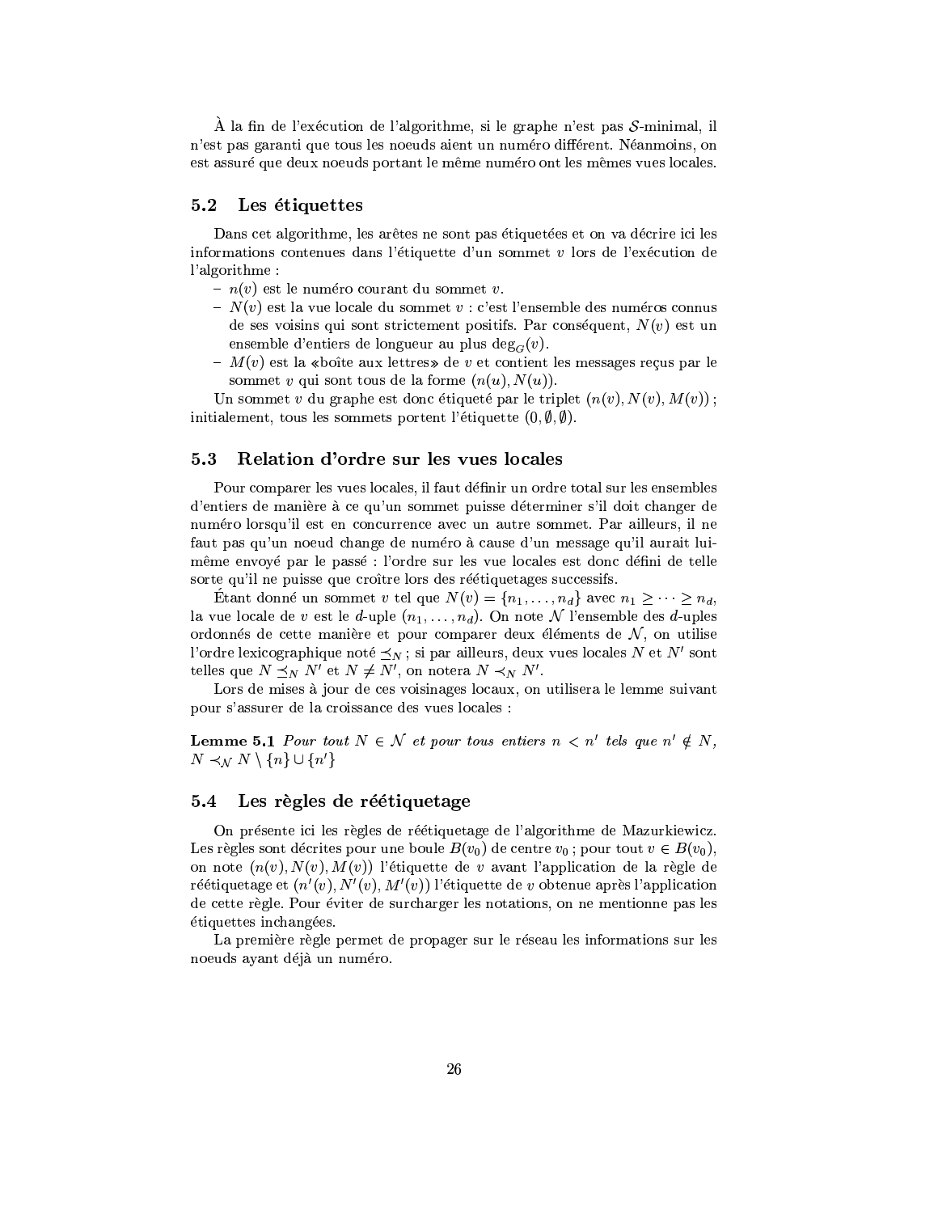À la fin de l'exécution de l'algorithme, si le graphe n'est pas $\mathcal{S}$-minimal, il n'est pas garanti que tous les noeuds aient un numéro différent. Néanmoins, on est assuré que deux noeuds portant le même numéro ont les mêmes vues locales.

## 5.2 Les étiquettes

Dans cet algorithme, les arêtes ne sont pas étiquetées et on va décrire ici les informations contenues dans l'étiquette d'un sommet $v$ lors de l'exécution de l'algorithme :

- $n(v)$ est le numéro courant du sommet $v$.
- $N(v)$ est la vue locale du sommet $v$ : c'est l'ensemble des numéros connus de ses voisins qui sont strictement positifs. Par conséquent, $N(v)$ est un ensemble d'entiers de longueur au plus $\deg_G(v)$.
- $M(v)$ est la «boîte aux lettres» de $v$ et contient les messages reçus par le sommet $v$ qui sont tous de la forme $(n(u), N(u))$.

Un sommet $v$ du graphe est donc étiqueté par le triplet $(n(v), N(v), M(v))$ ; initialement, tous les sommets portent l'étiquette $(0, \emptyset, \emptyset)$.

## 5.3 Relation d'ordre sur les vues locales

Pour comparer les vues locales, il faut définir un ordre total sur les ensembles d'entiers de manière à ce qu'un sommet puisse déterminer s'il doit changer de numéro lorsqu'il est en concurrence avec un autre sommet. Par ailleurs, il ne faut pas qu'un noeud change de numéro à cause d'un message qu'il aurait lui-même envoyé par le passé : l'ordre sur les vue locales est donc défini de telle sorte qu'il ne puisse que croître lors des réétiquetages successifs.

Étant donné un sommet $v$ tel que $N(v) = \{n_1, \ldots, n_d\}$ avec $n_1 \geq \cdots \geq n_d$, la vue locale de $v$ est le $d$-uple $(n_1, \ldots, n_d)$. On note $\mathcal{N}$ l'ensemble des $d$-uples ordonnés de cette manière et pour comparer deux éléments de $\mathcal{N}$, on utilise l'ordre lexicographique noté $\preceq_N$ ; si par ailleurs, deux vues locales $N$ et $N'$ sont telles que $N \preceq_N N'$ et $N \neq N'$, on notera $N \prec_N N'$.

Lors de mises à jour de ces voisinages locaux, on utilisera le lemme suivant pour s'assurer de la croissance des vues locales :

**Lemme 5.1** *Pour tout $N \in \mathcal{N}$ et pour tous entiers $n < n'$ tels que $n' \notin N$, $N \prec_{\mathcal{N}} N \setminus \{n\} \cup \{n'\}$*

## 5.4 Les règles de réétiquetage

On présente ici les règles de réétiquetage de l'algorithme de Mazurkiewicz. Les règles sont décrites pour une boule $B(v_0)$ de centre $v_0$ ; pour tout $v \in B(v_0)$, on note $(n(v), N(v), M(v))$ l'étiquette de $v$ avant l'application de la règle de réétiquetage et $(n'(v), N'(v), M'(v))$ l'étiquette de $v$ obtenue après l'application de cette règle. Pour éviter de surcharger les notations, on ne mentionne pas les étiquettes inchangées.

La première règle permet de propager sur le réseau les informations sur les noeuds ayant déjà un numéro.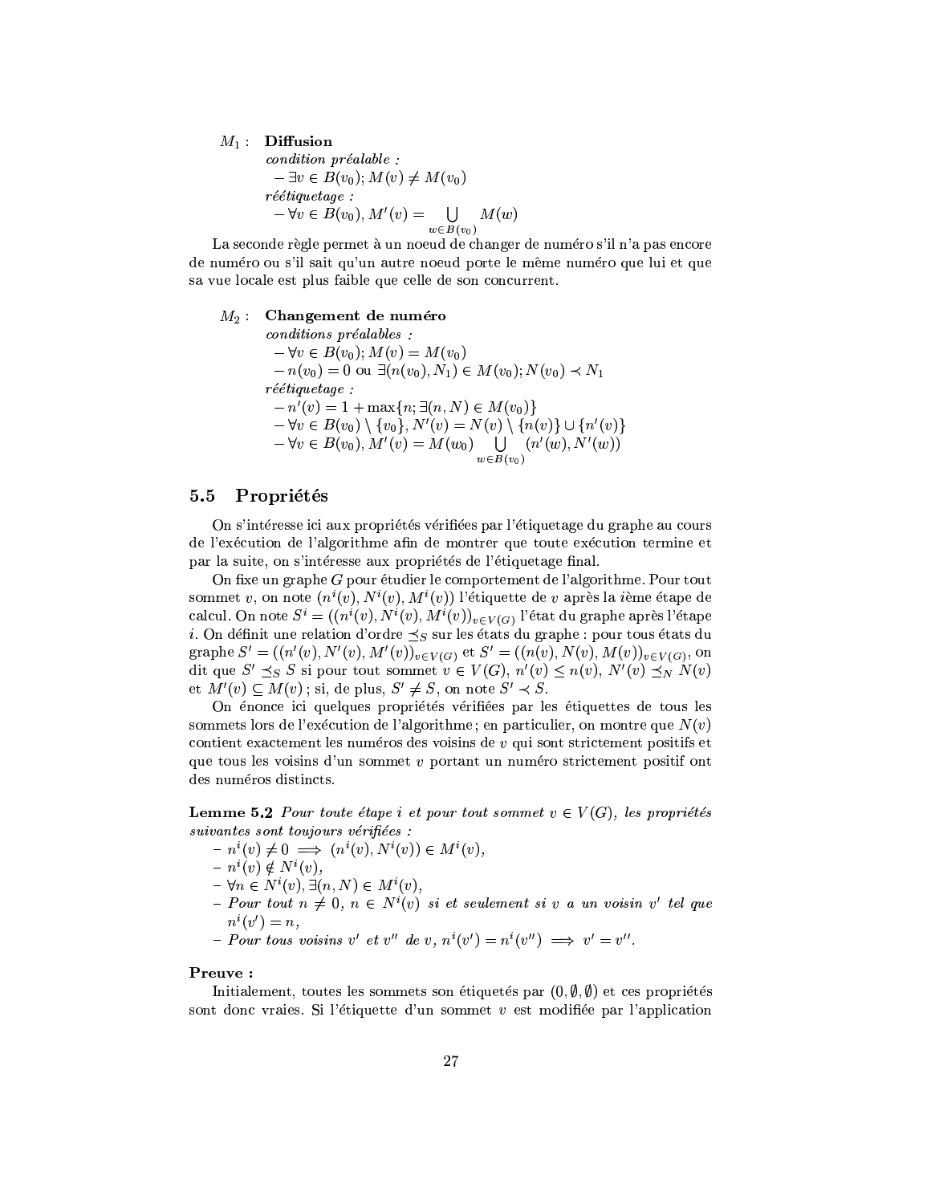$M_1$ : **Diffusion**

*condition préalable :*

– $\exists v \in B(v_0); M(v) \neq M(v_0)$

*réétiquetage :*

– $\forall v \in B(v_0), M'(v) = \bigcup_{w \in B(v_0)} M(w)$

La seconde règle permet à un noeud de changer de numéro s'il n'a pas encore de numéro ou s'il sait qu'un autre noeud porte le même numéro que lui et que sa vue locale est plus faible que celle de son concurrent.

$M_2$ : **Changement de numéro**

*conditions préalables :*

– $\forall v \in B(v_0); M(v) = M(v_0)$

– $n(v_0) = 0$ ou $\exists (n(v_0), N_1) \in M(v_0); N(v_0) \prec N_1$

*réétiquetage :*

– $n'(v) = 1 + \max\{n; \exists (n, N) \in M(v_0)\}$

– $\forall v \in B(v_0) \setminus \{v_0\}, N'(v) = N(v) \setminus \{n(v)\} \cup \{n'(v)\}$

– $\forall v \in B(v_0), M'(v) = M(w_0) \bigcup_{w \in B(v_0)} (n'(w), N'(w))$

## 5.5 Propriétés

On s'intéresse ici aux propriétés vérifiées par l'étiquetage du graphe au cours de l'exécution de l'algorithme afin de montrer que toute exécution termine et par la suite, on s'intéresse aux propriétés de l'étiquetage final.

On fixe un graphe $G$ pour étudier le comportement de l'algorithme. Pour tout sommet $v$, on note $(n^i(v), N^i(v), M^i(v))$ l'étiquette de $v$ après la $i$ème étape de calcul. On note $S^i = ((n^i(v), N^i(v), M^i(v))_{v \in V(G)}$ l'état du graphe après l'étape $i$. On définit une relation d'ordre $\preceq_S$ sur les états du graphe : pour tous états du graphe $S' = ((n'(v), N'(v), M'(v))_{v \in V(G)}$ et $S' = ((n(v), N(v), M(v))_{v \in V(G)}$, on dit que $S' \preceq_S S$ si pour tout sommet $v \in V(G)$, $n'(v) \leq n(v)$, $N'(v) \preceq_N N(v)$ et $M'(v) \subseteq M(v)$ ; si, de plus, $S' \neq S$, on note $S' \prec S$.

On énonce ici quelques propriétés vérifiées par les étiquettes de tous les sommets lors de l'exécution de l'algorithme ; en particulier, on montre que $N(v)$ contient exactement les numéros des voisins de $v$ qui sont strictement positifs et que tous les voisins d'un sommet $v$ portant un numéro strictement positif ont des numéros distincts.

**Lemme 5.2** *Pour toute étape $i$ et pour tout sommet $v \in V(G)$, les propriétés suivantes sont toujours vérifiées :*

- $n^i(v) \neq 0 \implies (n^i(v), N^i(v)) \in M^i(v)$,
- $n^i(v) \notin N^i(v)$,
- $\forall n \in N^i(v), \exists (n, N) \in M^i(v)$,
- *Pour tout $n \neq 0$, $n \in N^i(v)$ si et seulement si $v$ a un voisin $v'$ tel que $n^i(v') = n$,*
- *Pour tous voisins $v'$ et $v''$ de $v$, $n^i(v') = n^i(v'') \implies v' = v''$.*

**Preuve :**

Initialement, toutes les sommets son étiquetés par $(0, \emptyset, \emptyset)$ et ces propriétés sont donc vraies. Si l'étiquette d'un sommet $v$ est modifiée par l'application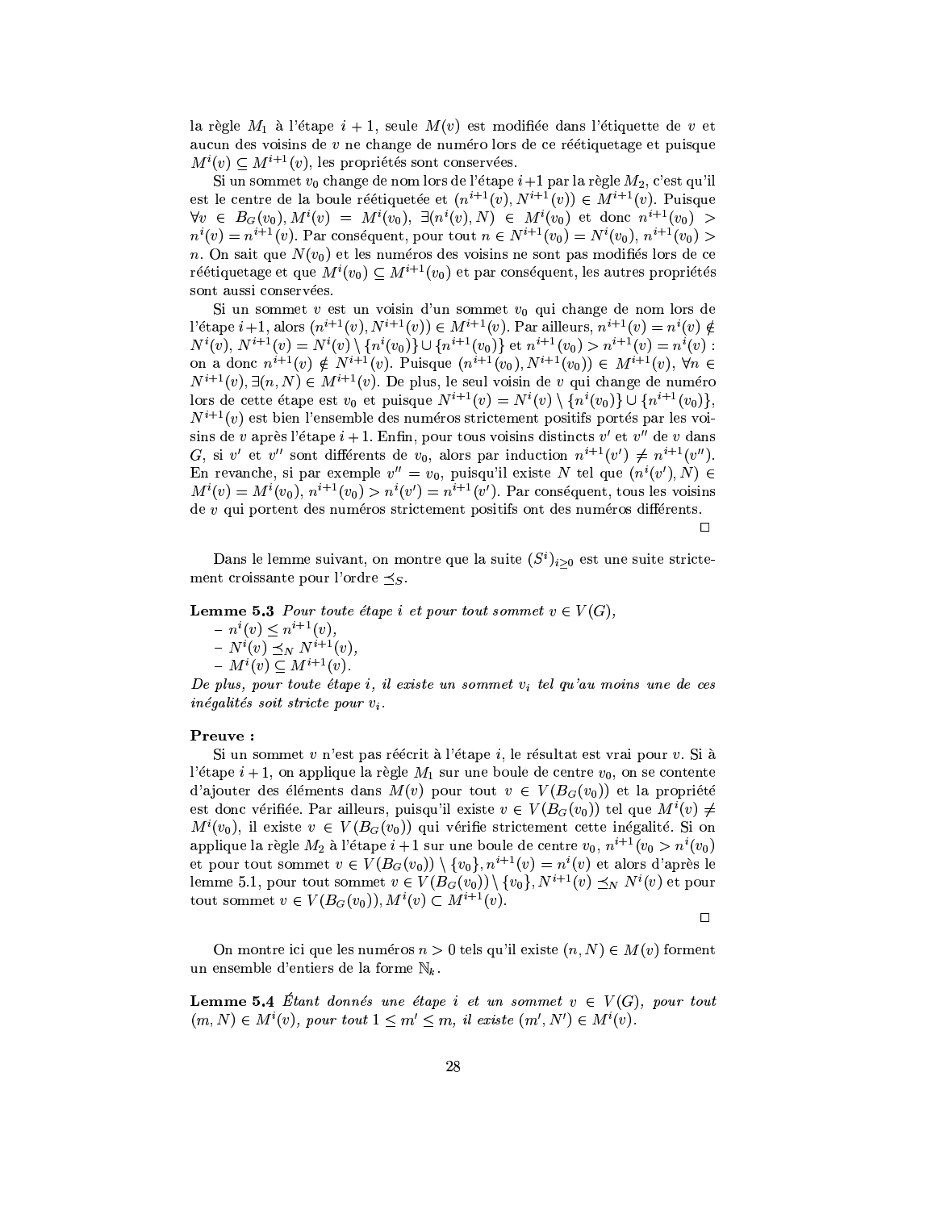la règle $M_1$ à l'étape $i+1$, seule $M(v)$ est modifiée dans l'étiquette de $v$ et aucun des voisins de $v$ ne change de numéro lors de ce réétiquetage et puisque $M^i(v) \subseteq M^{i+1}(v)$, les propriétés sont conservées.

Si un sommet $v_0$ change de nom lors de l'étape $i+1$ par la règle $M_2$, c'est qu'il est le centre de la boule réétiquetée et $(n^{i+1}(v), N^{i+1}(v)) \in M^{i+1}(v)$. Puisque $\forall v \in B_G(v_0), M^i(v) = M^i(v_0)$, $\exists (n^i(v), N) \in M^i(v_0)$ et donc $n^{i+1}(v_0) > n^i(v) = n^{i+1}(v)$. Par conséquent, pour tout $n \in N^{i+1}(v_0) = N^i(v_0)$, $n^{i+1}(v_0) > n$. On sait que $N(v_0)$ et les numéros des voisins ne sont pas modifiés lors de ce réétiquetage et que $M^i(v_0) \subseteq M^{i+1}(v_0)$ et par conséquent, les autres propriétés sont aussi conservées.

Si un sommet $v$ est un voisin d'un sommet $v_0$ qui change de nom lors de l'étape $i+1$, alors $(n^{i+1}(v), N^{i+1}(v)) \in M^{i+1}(v)$. Par ailleurs, $n^{i+1}(v) = n^i(v) \notin N^i(v)$, $N^{i+1}(v) = N^i(v) \setminus \{n^i(v_0)\} \cup \{n^{i+1}(v_0)\}$ et $n^{i+1}(v_0) > n^{i+1}(v) = n^i(v)$ : on a donc $n^{i+1}(v) \notin N^{i+1}(v)$. Puisque $(n^{i+1}(v_0), N^{i+1}(v_0)) \in M^{i+1}(v)$, $\forall n \in N^{i+1}(v), \exists (n, N) \in M^{i+1}(v)$. De plus, le seul voisin de $v$ qui change de numéro lors de cette étape est $v_0$ et puisque $N^{i+1}(v) = N^i(v) \setminus \{n^i(v_0)\} \cup \{n^{i+1}(v_0)\}$, $N^{i+1}(v)$ est bien l'ensemble des numéros strictement positifs portés par les voisins de $v$ après l'étape $i+1$. Enfin, pour tous voisins distincts $v'$ et $v''$ de $v$ dans $G$, si $v'$ et $v''$ sont différents de $v_0$, alors par induction $n^{i+1}(v') \neq n^{i+1}(v'')$. En revanche, si par exemple $v'' = v_0$, puisqu'il existe $N$ tel que $(n^i(v'), N) \in M^i(v) = M^i(v_0)$, $n^{i+1}(v_0) > n^i(v') = n^{i+1}(v')$. Par conséquent, tous les voisins de $v$ qui portent des numéros strictement positifs ont des numéros différents.

□

Dans le lemme suivant, on montre que la suite $(S^i)_{i \geq 0}$ est une suite strictement croissante pour l'ordre $\preceq_S$.

**Lemme 5.3** *Pour toute étape $i$ et pour tout sommet $v \in V(G)$,*
- $n^i(v) \leq n^{i+1}(v)$,
- $N^i(v) \preceq_N N^{i+1}(v)$,
- $M^i(v) \subseteq M^{i+1}(v)$.

*De plus, pour toute étape $i$, il existe un sommet $v_i$ tel qu'au moins une de ces inégalités soit stricte pour $v_i$.*

**Preuve :**

Si un sommet $v$ n'est pas réécrit à l'étape $i$, le résultat est vrai pour $v$. Si à l'étape $i+1$, on applique la règle $M_1$ sur une boule de centre $v_0$, on se contente d'ajouter des éléments dans $M(v)$ pour tout $v \in V(B_G(v_0))$ et la propriété est donc vérifiée. Par ailleurs, puisqu'il existe $v \in V(B_G(v_0))$ tel que $M^i(v) \neq M^i(v_0)$, il existe $v \in V(B_G(v_0))$ qui vérifie strictement cette inégalité. Si on applique la règle $M_2$ à l'étape $i+1$ sur une boule de centre $v_0$, $n^{i+1}(v_0 > n^i(v_0)$ et pour tout sommet $v \in V(B_G(v_0)) \setminus \{v_0\}, n^{i+1}(v) = n^i(v)$ et alors d'après le lemme 5.1, pour tout sommet $v \in V(B_G(v_0)) \setminus \{v_0\}$, $N^{i+1}(v) \preceq_N N^i(v)$ et pour tout sommet $v \in V(B_G(v_0))$, $M^i(v) \subset M^{i+1}(v)$.

□

On montre ici que les numéros $n > 0$ tels qu'il existe $(n, N) \in M(v)$ forment un ensemble d'entiers de la forme $\mathbb{N}_k$.

**Lemme 5.4** *Étant donnés une étape $i$ et un sommet $v \in V(G)$, pour tout $(m, N) \in M^i(v)$, pour tout $1 \leq m' \leq m$, il existe $(m', N') \in M^i(v)$.*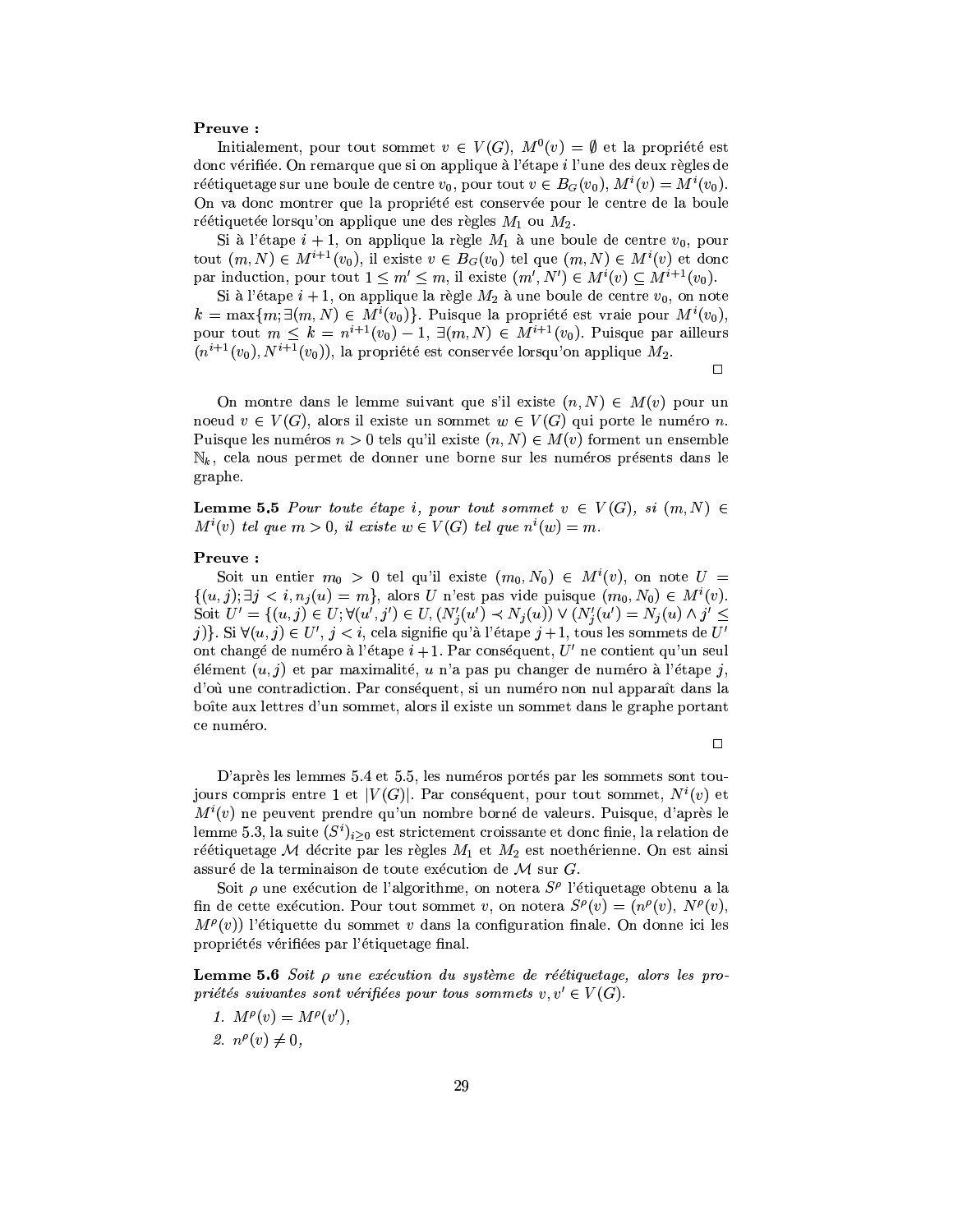**Preuve :**

Initialement, pour tout sommet $v \in V(G)$, $M^0(v) = \emptyset$ et la propriété est donc vérifiée. On remarque que si on applique à l'étape $i$ l'une des deux règles de réétiquetage sur une boule de centre $v_0$, pour tout $v \in B_G(v_0)$, $M^i(v) = M^i(v_0)$. On va donc montrer que la propriété est conservée pour le centre de la boule réétiquetée lorsqu'on applique une des règles $M_1$ ou $M_2$.

Si à l'étape $i+1$, on applique la règle $M_1$ à une boule de centre $v_0$, pour tout $(m, N) \in M^{i+1}(v_0)$, il existe $v \in B_G(v_0)$ tel que $(m, N) \in M^i(v)$ et donc par induction, pour tout $1 \leq m' \leq m$, il existe $(m', N') \in M^i(v) \subseteq M^{i+1}(v_0)$.

Si à l'étape $i+1$, on applique la règle $M_2$ à une boule de centre $v_0$, on note $k = \max\{m; \exists (m, N) \in M^i(v_0)\}$. Puisque la propriété est vraie pour $M^i(v_0)$, pour tout $m \leq k = n^{i+1}(v_0) - 1$, $\exists (m, N) \in M^{i+1}(v_0)$. Puisque par ailleurs $(n^{i+1}(v_0), N^{i+1}(v_0))$, la propriété est conservée lorsqu'on applique $M_2$.

□

On montre dans le lemme suivant que s'il existe $(n, N) \in M(v)$ pour un noeud $v \in V(G)$, alors il existe un sommet $w \in V(G)$ qui porte le numéro $n$. Puisque les numéros $n > 0$ tels qu'il existe $(n, N) \in M(v)$ forment un ensemble $\mathbb{N}_k$, cela nous permet de donner une borne sur les numéros présents dans le graphe.

**Lemme 5.5** *Pour toute étape $i$, pour tout sommet $v \in V(G)$, si $(m, N) \in M^i(v)$ tel que $m > 0$, il existe $w \in V(G)$ tel que $n^i(w) = m$.*

**Preuve :**

Soit un entier $m_0 > 0$ tel qu'il existe $(m_0, N_0) \in M^i(v)$, on note $U = \{(u, j); \exists j < i, n_j(u) = m\}$, alors $U$ n'est pas vide puisque $(m_0, N_0) \in M^i(v)$. Soit $U' = \{(u, j) \in U; \forall (u', j') \in U, (N'_j(u') \prec N_j(u)) \vee (N'_j(u') = N_j(u) \wedge j' \leq j)\}$. Si $\forall (u, j) \in U'$, $j < i$, cela signifie qu'à l'étape $j+1$, tous les sommets de $U'$ ont changé de numéro à l'étape $i+1$. Par conséquent, $U'$ ne contient qu'un seul élément $(u, j)$ et par maximalité, $u$ n'a pas pu changer de numéro à l'étape $j$, d'où une contradiction. Par conséquent, si un numéro non nul apparaît dans la boîte aux lettres d'un sommet, alors il existe un sommet dans le graphe portant ce numéro.

□

D'après les lemmes 5.4 et 5.5, les numéros portés par les sommets sont toujours compris entre 1 et $|V(G)|$. Par conséquent, pour tout sommet, $N^i(v)$ et $M^i(v)$ ne peuvent prendre qu'un nombre borné de valeurs. Puisque, d'après le lemme 5.3, la suite $(S^i)_{i \geq 0}$ est strictement croissante et donc finie, la relation de réétiquetage $\mathcal{M}$ décrite par les règles $M_1$ et $M_2$ est noethérienne. On est ainsi assuré de la terminaison de toute exécution de $\mathcal{M}$ sur $G$.

Soit $\rho$ une exécution de l'algorithme, on notera $S^\rho$ l'étiquetage obtenu a la fin de cette exécution. Pour tout sommet $v$, on notera $S^\rho(v) = (n^\rho(v), N^\rho(v), M^\rho(v))$ l'étiquette du sommet $v$ dans la configuration finale. On donne ici les propriétés vérifiées par l'étiquetage final.

**Lemme 5.6** *Soit $\rho$ une exécution du système de réétiquetage, alors les propriétés suivantes sont vérifiées pour tous sommets $v, v' \in V(G)$.*

1. $M^\rho(v) = M^\rho(v')$,
2. $n^\rho(v) \neq 0$,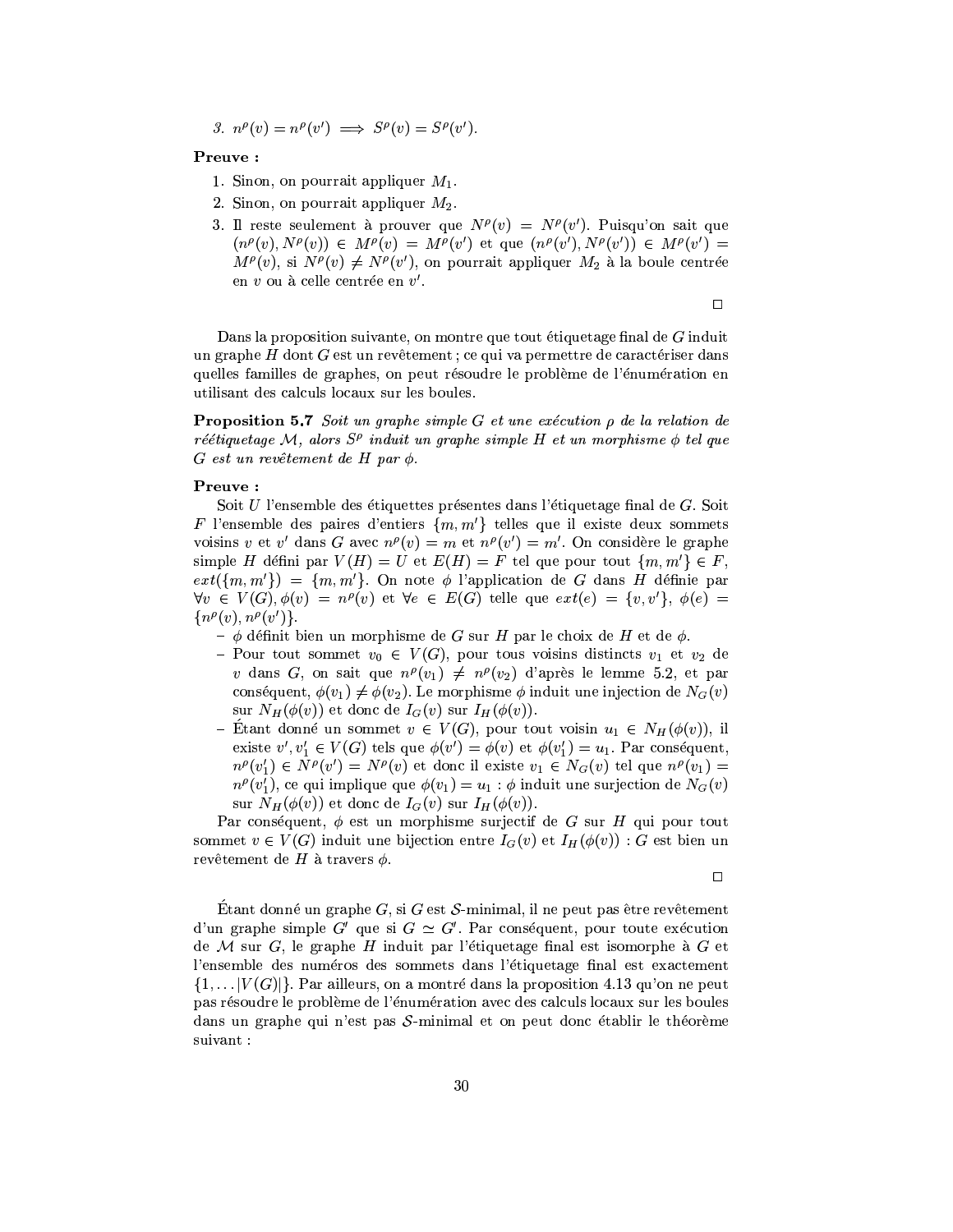3. $n^\rho(v) = n^\rho(v') \implies S^\rho(v) = S^\rho(v')$.

**Preuve :**

1. Sinon, on pourrait appliquer $M_1$.
2. Sinon, on pourrait appliquer $M_2$.
3. Il reste seulement à prouver que $N^\rho(v) = N^\rho(v')$. Puisqu'on sait que $(n^\rho(v), N^\rho(v)) \in M^\rho(v) = M^\rho(v')$ et que $(n^\rho(v'), N^\rho(v')) \in M^\rho(v') = M^\rho(v)$, si $N^\rho(v) \neq N^\rho(v')$, on pourrait appliquer $M_2$ à la boule centrée en $v$ ou à celle centrée en $v'$.

□

Dans la proposition suivante, on montre que tout étiquetage final de $G$ induit un graphe $H$ dont $G$ est un revêtement ; ce qui va permettre de caractériser dans quelles familles de graphes, on peut résoudre le problème de l'énumération en utilisant des calculs locaux sur les boules.

**Proposition 5.7** *Soit un graphe simple $G$ et une exécution $\rho$ de la relation de réétiquetage $\mathcal{M}$, alors $S^\rho$ induit un graphe simple $H$ et un morphisme $\phi$ tel que $G$ est un revêtement de $H$ par $\phi$.*

**Preuve :**

Soit $U$ l'ensemble des étiquettes présentes dans l'étiquetage final de $G$. Soit $F$ l'ensemble des paires d'entiers $\{m, m'\}$ telles que il existe deux sommets voisins $v$ et $v'$ dans $G$ avec $n^\rho(v) = m$ et $n^\rho(v') = m'$. On considère le graphe simple $H$ défini par $V(H) = U$ et $E(H) = F$ tel que pour tout $\{m, m'\} \in F$, $ext(\{m, m'\}) = \{m, m'\}$. On note $\phi$ l'application de $G$ dans $H$ définie par $\forall v \in V(G), \phi(v) = n^\rho(v)$ et $\forall e \in E(G)$ telle que $ext(e) = \{v, v'\}$, $\phi(e) = \{n^\rho(v), n^\rho(v')\}$.

- $\phi$ définit bien un morphisme de $G$ sur $H$ par le choix de $H$ et de $\phi$.
- Pour tout sommet $v_0 \in V(G)$, pour tous voisins distincts $v_1$ et $v_2$ de $v$ dans $G$, on sait que $n^\rho(v_1) \neq n^\rho(v_2)$ d'après le lemme 5.2, et par conséquent, $\phi(v_1) \neq \phi(v_2)$. Le morphisme $\phi$ induit une injection de $N_G(v)$ sur $N_H(\phi(v))$ et donc de $I_G(v)$ sur $I_H(\phi(v))$.
- Étant donné un sommet $v \in V(G)$, pour tout voisin $u_1 \in N_H(\phi(v))$, il existe $v', v'_1 \in V(G)$ tels que $\phi(v') = \phi(v)$ et $\phi(v'_1) = u_1$. Par conséquent, $n^\rho(v'_1) \in N^\rho(v') = N^\rho(v)$ et donc il existe $v_1 \in N_G(v)$ tel que $n^\rho(v_1) = n^\rho(v'_1)$, ce qui implique que $\phi(v_1) = u_1$ : $\phi$ induit une surjection de $N_G(v)$ sur $N_H(\phi(v))$ et donc de $I_G(v)$ sur $I_H(\phi(v))$.

Par conséquent, $\phi$ est un morphisme surjectif de $G$ sur $H$ qui pour tout sommet $v \in V(G)$ induit une bijection entre $I_G(v)$ et $I_H(\phi(v))$ : $G$ est bien un revêtement de $H$ à travers $\phi$.

□

Étant donné un graphe $G$, si $G$ est $\mathcal{S}$-minimal, il ne peut pas être revêtement d'un graphe simple $G'$ que si $G \simeq G'$. Par conséquent, pour toute exécution de $\mathcal{M}$ sur $G$, le graphe $H$ induit par l'étiquetage final est isomorphe à $G$ et l'ensemble des numéros des sommets dans l'étiquetage final est exactement $\{1, \ldots |V(G)|\}$. Par ailleurs, on a montré dans la proposition 4.13 qu'on ne peut pas résoudre le problème de l'énumération avec des calculs locaux sur les boules dans un graphe qui n'est pas $\mathcal{S}$-minimal et on peut donc établir le théorème suivant :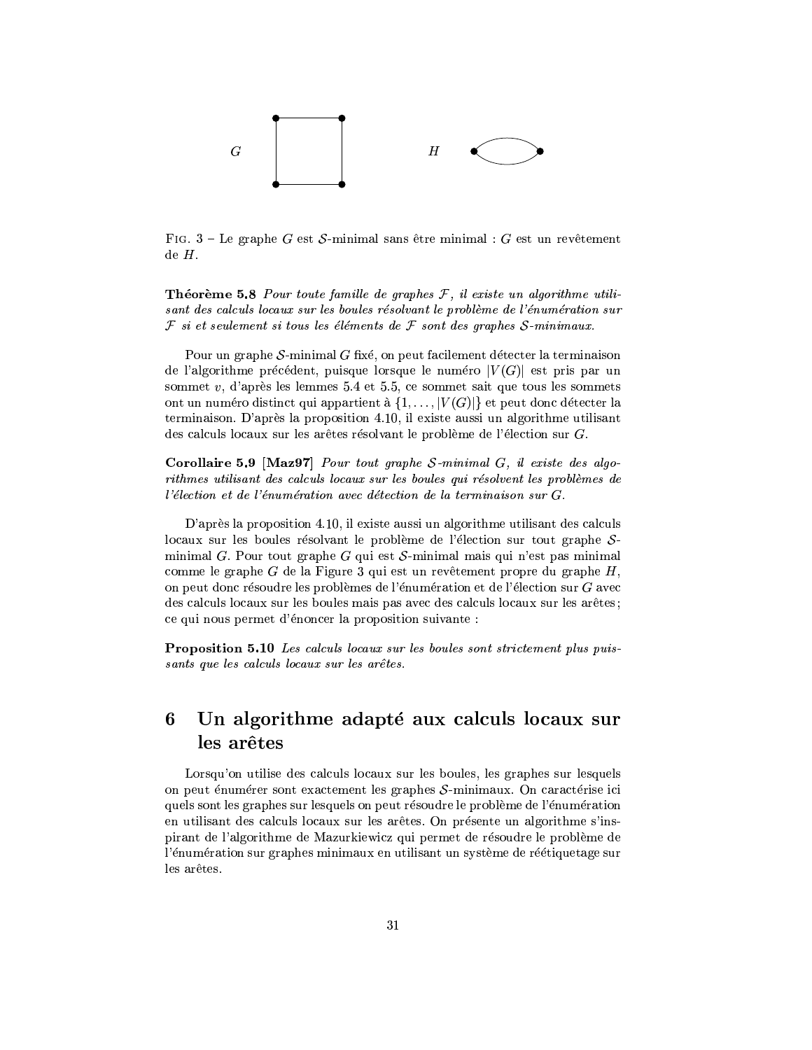G H

FIG. 3 – Le graphe $G$ est $\mathcal{S}$-minimal sans être minimal : $G$ est un revêtement de $H$.

**Théorème 5.8** *Pour toute famille de graphes $\mathcal{F}$, il existe un algorithme utilisant des calculs locaux sur les boules résolvant le problème de l'énumération sur $\mathcal{F}$ si et seulement si tous les éléments de $\mathcal{F}$ sont des graphes $\mathcal{S}$-minimaux.*

Pour un graphe $\mathcal{S}$-minimal $G$ fixé, on peut facilement détecter la terminaison de l'algorithme précédent, puisque lorsque le numéro $|V(G)|$ est pris par un sommet $v$, d'après les lemmes 5.4 et 5.5, ce sommet sait que tous les sommets ont un numéro distinct qui appartient à $\{1, \ldots, |V(G)|\}$ et peut donc détecter la terminaison. D'après la proposition 4.10, il existe aussi un algorithme utilisant des calculs locaux sur les arêtes résolvant le problème de l'élection sur $G$.

**Corollaire 5.9 [Maz97]** *Pour tout graphe $\mathcal{S}$-minimal $G$, il existe des algorithmes utilisant des calculs locaux sur les boules qui résolvent les problèmes de l'élection et de l'énumération avec détection de la terminaison sur $G$.*

D'après la proposition 4.10, il existe aussi un algorithme utilisant des calculs locaux sur les boules résolvant le problème de l'élection sur tout graphe $\mathcal{S}$-minimal $G$. Pour tout graphe $G$ qui est $\mathcal{S}$-minimal mais qui n'est pas minimal comme le graphe $G$ de la Figure 3 qui est un revêtement propre du graphe $H$, on peut donc résoudre les problèmes de l'énumération et de l'élection sur $G$ avec des calculs locaux sur les boules mais pas avec des calculs locaux sur les arêtes ; ce qui nous permet d'énoncer la proposition suivante :

**Proposition 5.10** *Les calculs locaux sur les boules sont strictement plus puissants que les calculs locaux sur les arêtes.*

# 6 Un algorithme adapté aux calculs locaux sur les arêtes

Lorsqu'on utilise des calculs locaux sur les boules, les graphes sur lesquels on peut énumérer sont exactement les graphes $\mathcal{S}$-minimaux. On caractérise ici quels sont les graphes sur lesquels on peut résoudre le problème de l'énumération en utilisant des calculs locaux sur les arêtes. On présente un algorithme s'inspirant de l'algorithme de Mazurkiewicz qui permet de résoudre le problème de l'énumération sur graphes minimaux en utilisant un système de réétiquetage sur les arêtes.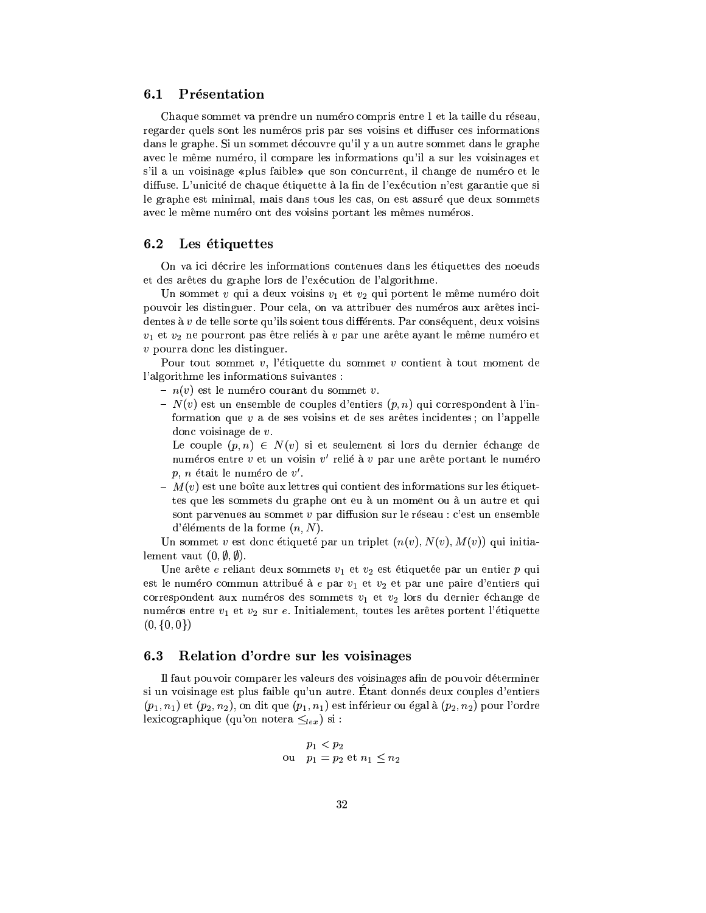### 6.1 Présentation

Chaque sommet va prendre un numéro compris entre 1 et la taille du réseau, regarder quels sont les numéros pris par ses voisins et diffuser ces informations dans le graphe. Si un sommet découvre qu'il y a un autre sommet dans le graphe avec le même numéro, il compare les informations qu'il a sur les voisinages et s'il a un voisinage «plus faible» que son concurrent, il change de numéro et le diffuse. L'unicité de chaque étiquette à la fin de l'exécution n'est garantie que si le graphe est minimal, mais dans tous les cas, on est assuré que deux sommets avec le même numéro ont des voisins portant les mêmes numéros.

### 6.2 Les étiquettes

On va ici décrire les informations contenues dans les étiquettes des noeuds et des arêtes du graphe lors de l'exécution de l'algorithme.

Un sommet $v$ qui a deux voisins $v_1$ et $v_2$ qui portent le même numéro doit pouvoir les distinguer. Pour cela, on va attribuer des numéros aux arêtes incidentes à $v$ de telle sorte qu'ils soient tous différents. Par conséquent, deux voisins $v_1$ et $v_2$ ne pourront pas être reliés à $v$ par une arête ayant le même numéro et $v$ pourra donc les distinguer.

Pour tout sommet $v$, l'étiquette du sommet $v$ contient à tout moment de l'algorithme les informations suivantes :

- $n(v)$ est le numéro courant du sommet $v$.
- $N(v)$ est un ensemble de couples d'entiers $(p, n)$ qui correspondent à l'information que $v$ a de ses voisins et de ses arêtes incidentes ; on l'appelle donc voisinage de $v$.
  Le couple $(p, n) \in N(v)$ si et seulement si lors du dernier échange de numéros entre $v$ et un voisin $v'$ relié à $v$ par une arête portant le numéro $p$, $n$ était le numéro de $v'$.
- $M(v)$ est une boîte aux lettres qui contient des informations sur les étiquettes que les sommets du graphe ont eu à un moment ou à un autre et qui sont parvenues au sommet $v$ par diffusion sur le réseau : c'est un ensemble d'éléments de la forme $(n, N)$.

Un sommet $v$ est donc étiqueté par un triplet $(n(v), N(v), M(v))$ qui initialement vaut $(0, \emptyset, \emptyset)$.

Une arête $e$ reliant deux sommets $v_1$ et $v_2$ est étiquetée par un entier $p$ qui est le numéro commun attribué à $e$ par $v_1$ et $v_2$ et par une paire d'entiers qui correspondent aux numéros des sommets $v_1$ et $v_2$ lors du dernier échange de numéros entre $v_1$ et $v_2$ sur $e$. Initialement, toutes les arêtes portent l'étiquette $(0, \{0, 0\})$

### 6.3 Relation d'ordre sur les voisinages

Il faut pouvoir comparer les valeurs des voisinages afin de pouvoir déterminer si un voisinage est plus faible qu'un autre. Étant donnés deux couples d'entiers $(p_1, n_1)$ et $(p_2, n_2)$, on dit que $(p_1, n_1)$ est inférieur ou égal à $(p_2, n_2)$ pour l'ordre lexicographique (qu'on notera $\leq_{lex}$) si :

$$
\begin{array}{ll}
 & p_1 < p_2 \\
\text{ou} & p_1 = p_2 \text{ et } n_1 \leq n_2
\end{array}
$$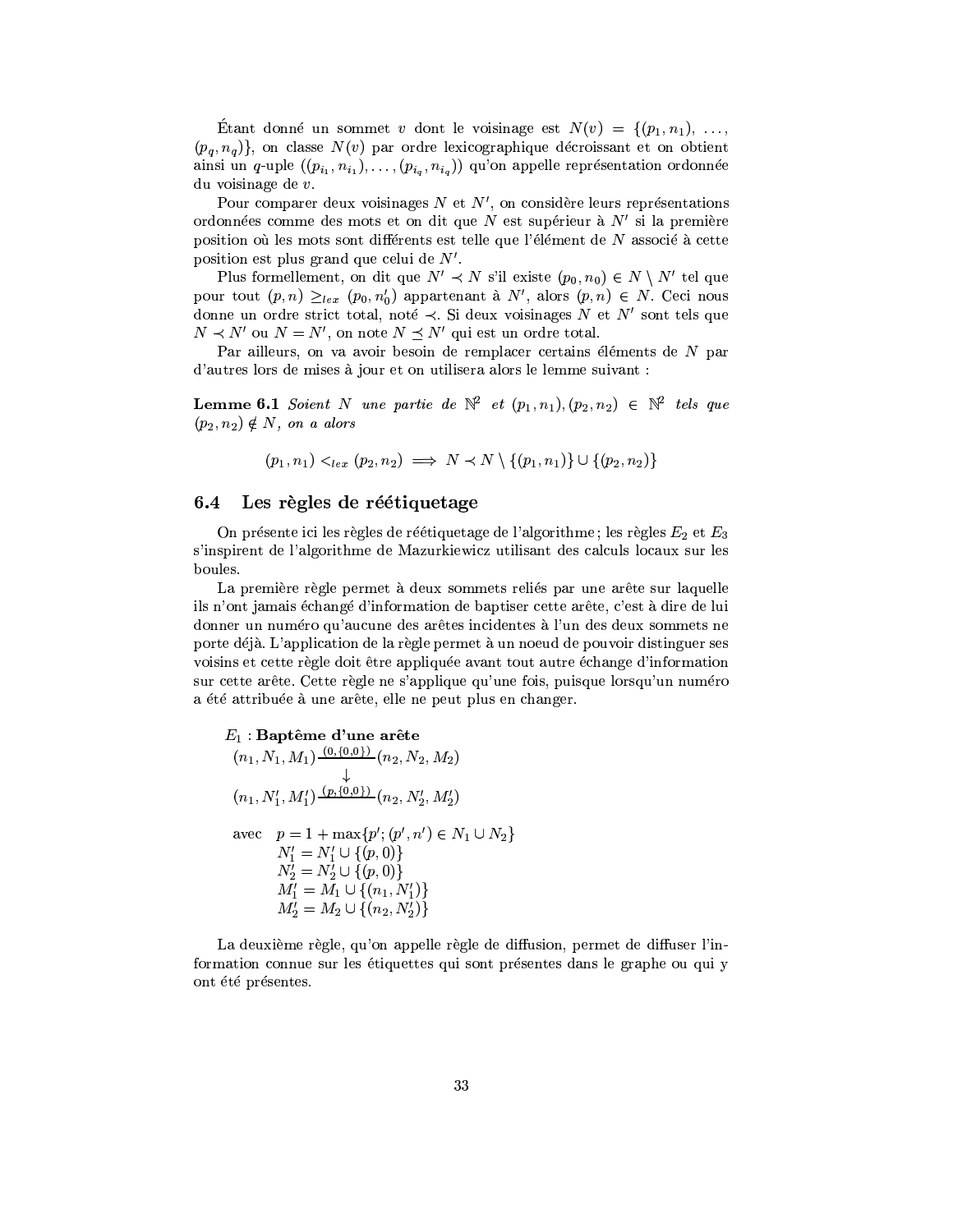Étant donné un sommet $v$ dont le voisinage est $N(v) = \{(p_1, n_1), \ldots, (p_q, n_q)\}$, on classe $N(v)$ par ordre lexicographique décroissant et on obtient ainsi un $q$-uple $((p_{i_1}, n_{i_1}), \ldots, (p_{i_q}, n_{i_q}))$ qu'on appelle représentation ordonnée du voisinage de $v$.

Pour comparer deux voisinages $N$ et $N'$, on considère leurs représentations ordonnées comme des mots et on dit que $N$ est supérieur à $N'$ si la première position où les mots sont différents est telle que l'élément de $N$ associé à cette position est plus grand que celui de $N'$.

Plus formellement, on dit que $N' \prec N$ s'il existe $(p_0, n_0) \in N \setminus N'$ tel que pour tout $(p, n) \geq_{lex} (p_0, n_0')$ appartenant à $N'$, alors $(p, n) \in N$. Ceci nous donne un ordre strict total, noté $\prec$. Si deux voisinages $N$ et $N'$ sont tels que $N \prec N'$ ou $N = N'$, on note $N \preceq N'$ qui est un ordre total.

Par ailleurs, on va avoir besoin de remplacer certains éléments de $N$ par d'autres lors de mises à jour et on utilisera alors le lemme suivant :

**Lemme 6.1** *Soient $N$ une partie de $\mathbb{N}^2$ et $(p_1, n_1), (p_2, n_2) \in \mathbb{N}^2$ tels que $(p_2, n_2) \notin N$, on a alors*

$$(p_1, n_1) <_{lex} (p_2, n_2) \implies N \prec N \setminus \{(p_1, n_1)\} \cup \{(p_2, n_2)\}$$

## 6.4 Les règles de réétiquetage

On présente ici les règles de réétiquetage de l'algorithme ; les règles $E_2$ et $E_3$ s'inspirent de l'algorithme de Mazurkiewicz utilisant des calculs locaux sur les boules.

La première règle permet à deux sommets reliés par une arête sur laquelle ils n'ont jamais échangé d'information de baptiser cette arête, c'est à dire de lui donner un numéro qu'aucune des arêtes incidentes à l'un des deux sommets ne porte déjà. L'application de la règle permet à un noeud de pouvoir distinguer ses voisins et cette règle doit être appliquée avant tout autre échange d'information sur cette arête. Cette règle ne s'applique qu'une fois, puisque lorsqu'un numéro a été attribuée à une arête, elle ne peut plus en changer.

$E_1$ : **Baptême d'une arête**

$$(n_1, N_1, M_1) \xrightarrow{(0,\{0,0\})} (n_2, N_2, M_2)$$
$$\downarrow$$
$$(n_1, N_1', M_1') \xrightarrow{(p,\{0,0\})} (n_2, N_2', M_2')$$

avec
$$p = 1 + \max\{p'; (p', n') \in N_1 \cup N_2\}$$
$$N_1' = N_1' \cup \{(p, 0)\}$$
$$N_2' = N_2' \cup \{(p, 0)\}$$
$$M_1' = M_1 \cup \{(n_1, N_1')\}$$
$$M_2' = M_2 \cup \{(n_2, N_2')\}$$

La deuxième règle, qu'on appelle règle de diffusion, permet de diffuser l'information connue sur les étiquettes qui sont présentes dans le graphe ou qui y ont été présentes.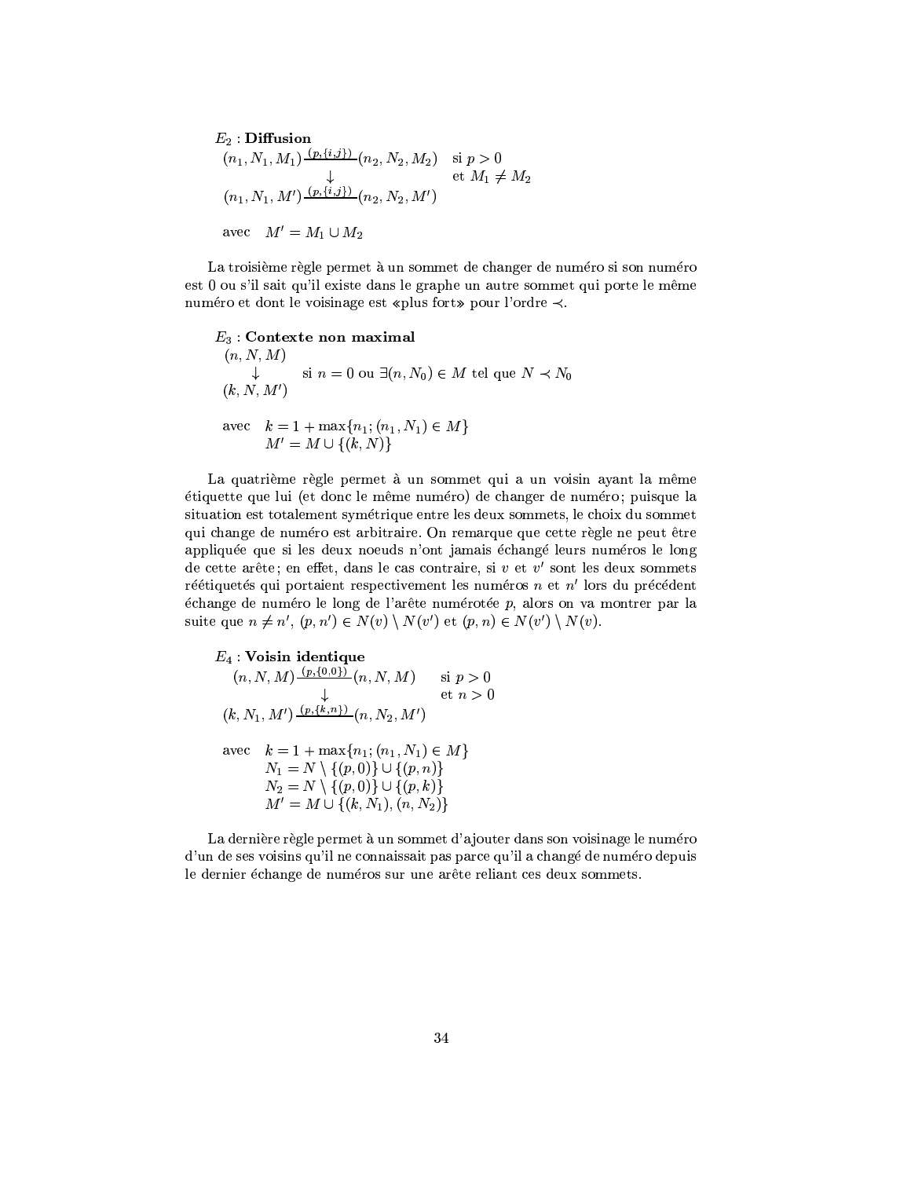$E_2$ : **Diffusion**

$$\begin{array}{ccc} (n_1, N_1, M_1) \xrightarrow{(p,\{i,j\})} (n_2, N_2, M_2) & & \text{si } p > 0 \\ \downarrow & & \text{et } M_1 \neq M_2 \\ (n_1, N_1, M') \xrightarrow{(p,\{i,j\})} (n_2, N_2, M') & & \end{array}$$

avec $\quad M' = M_1 \cup M_2$

La troisième règle permet à un sommet de changer de numéro si son numéro est 0 ou s'il sait qu'il existe dans le graphe un autre sommet qui porte le même numéro et dont le voisinage est «plus fort» pour l'ordre $\prec$.

$E_3$ : **Contexte non maximal**

$$\begin{array}{cc} (n, N, M) & \\ \downarrow & \text{si } n = 0 \text{ ou } \exists (n, N_0) \in M \text{ tel que } N \prec N_0 \\ (k, N, M') & \end{array}$$

avec $\quad k = 1 + \max\{n_1; (n_1, N_1) \in M\}$
$\qquad\quad M' = M \cup \{(k, N)\}$

La quatrième règle permet à un sommet qui a un voisin ayant la même étiquette que lui (et donc le même numéro) de changer de numéro ; puisque la situation est totalement symétrique entre les deux sommets, le choix du sommet qui change de numéro est arbitraire. On remarque que cette règle ne peut être appliquée que si les deux noeuds n'ont jamais échangé leurs numéros le long de cette arête ; en effet, dans le cas contraire, si $v$ et $v'$ sont les deux sommets réétiquetés qui portaient respectivement les numéros $n$ et $n'$ lors du précédent échange de numéro le long de l'arête numérotée $p$, alors on va montrer par la suite que $n \neq n'$, $(p, n') \in N(v) \setminus N(v')$ et $(p, n) \in N(v') \setminus N(v)$.

$E_4$ : **Voisin identique**

$$\begin{array}{ccc} (n, N, M) \xrightarrow{(p,\{0,0\})} (n, N, M) & & \text{si } p > 0 \\ \downarrow & & \text{et } n > 0 \\ (k, N_1, M') \xrightarrow{(p,\{k,n\})} (n, N_2, M') & & \end{array}$$

avec $\quad k = 1 + \max\{n_1; (n_1, N_1) \in M\}$
$\qquad\quad N_1 = N \setminus \{(p, 0)\} \cup \{(p, n)\}$
$\qquad\quad N_2 = N \setminus \{(p, 0)\} \cup \{(p, k)\}$
$\qquad\quad M' = M \cup \{(k, N_1), (n, N_2)\}$

La dernière règle permet à un sommet d'ajouter dans son voisinage le numéro d'un de ses voisins qu'il ne connaissait pas parce qu'il a changé de numéro depuis le dernier échange de numéros sur une arête reliant ces deux sommets.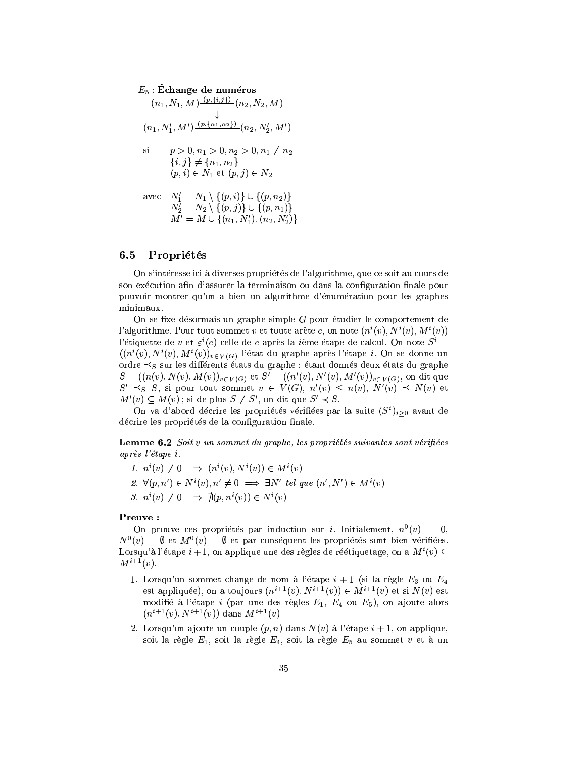$E_5$ : **Échange de numéros**

$$(n_1, N_1, M) \xrightarrow{(p,\{i,j\})} (n_2, N_2, M)$$
$$\downarrow$$
$$(n_1, N_1', M') \xrightarrow{(p,\{n_1,n_2\})} (n_2, N_2', M')$$

si $\quad p > 0, n_1 > 0, n_2 > 0, n_1 \neq n_2$
$\quad\quad \{i, j\} \neq \{n_1, n_2\}$
$\quad\quad (p, i) \in N_1$ et $(p, j) \in N_2$

avec $\quad N_1' = N_1 \setminus \{(p, i)\} \cup \{(p, n_2)\}$
$\quad\quad N_2' = N_2 \setminus \{(p, j)\} \cup \{(p, n_1)\}$
$\quad\quad M' = M \cup \{(n_1, N_1'), (n_2, N_2')\}$

## 6.5 Propriétés

On s'intéresse ici à diverses propriétés de l'algorithme, que ce soit au cours de son exécution afin d'assurer la terminaison ou dans la configuration finale pour pouvoir montrer qu'on a bien un algorithme d'énumération pour les graphes minimaux.

On se fixe désormais un graphe simple $G$ pour étudier le comportement de l'algorithme. Pour tout sommet $v$ et toute arête $e$, on note $(n^i(v), N^i(v), M^i(v))$ l'étiquette de $v$ et $\varepsilon^i(e)$ celle de $e$ après la $i$ème étape de calcul. On note $S^i = ((n^i(v), N^i(v), M^i(v))_{v \in V(G)}$ l'état du graphe après l'étape $i$. On se donne un ordre $\preceq_S$ sur les différents états du graphe : étant donnés deux états du graphe $S = ((n(v), N(v), M(v))_{v \in V(G)}$ et $S' = ((n'(v), N'(v), M'(v))_{v \in V(G)}$, on dit que $S' \preceq_S S$, si pour tout sommet $v \in V(G)$, $n'(v) \leq n(v)$, $N'(v) \preceq N(v)$ et $M'(v) \subseteq M(v)$ ; si de plus $S \neq S'$, on dit que $S' \prec S$.

On va d'abord décrire les propriétés vérifiées par la suite $(S^i)_{i \geq 0}$ avant de décrire les propriétés de la configuration finale.

**Lemme 6.2** *Soit $v$ un sommet du graphe, les propriétés suivantes sont vérifiées après l'étape $i$.*

1. $n^i(v) \neq 0 \implies (n^i(v), N^i(v)) \in M^i(v)$
2. $\forall (p, n') \in N^i(v), n' \neq 0 \implies \exists N'$ *tel que* $(n', N') \in M^i(v)$
3. $n^i(v) \neq 0 \implies \nexists (p, n^i(v)) \in N^i(v)$

**Preuve :**

On prouve ces propriétés par induction sur $i$. Initialement, $n^0(v) = 0$, $N^0(v) = \emptyset$ et $M^0(v) = \emptyset$ et par conséquent les propriétés sont bien vérifiées. Lorsqu'à l'étape $i+1$, on applique une des règles de réétiquetage, on a $M^i(v) \subseteq M^{i+1}(v)$.

1. Lorsqu'un sommet change de nom à l'étape $i+1$ (si la règle $E_3$ ou $E_4$ est appliquée), on a toujours $(n^{i+1}(v), N^{i+1}(v)) \in M^{i+1}(v)$ et si $N(v)$ est modifié à l'étape $i$ (par une des règles $E_1$, $E_4$ ou $E_5$), on ajoute alors $(n^{i+1}(v), N^{i+1}(v))$ dans $M^{i+1}(v)$
2. Lorsqu'on ajoute un couple $(p, n)$ dans $N(v)$ à l'étape $i+1$, on applique, soit la règle $E_1$, soit la règle $E_4$, soit la règle $E_5$ au sommet $v$ et à un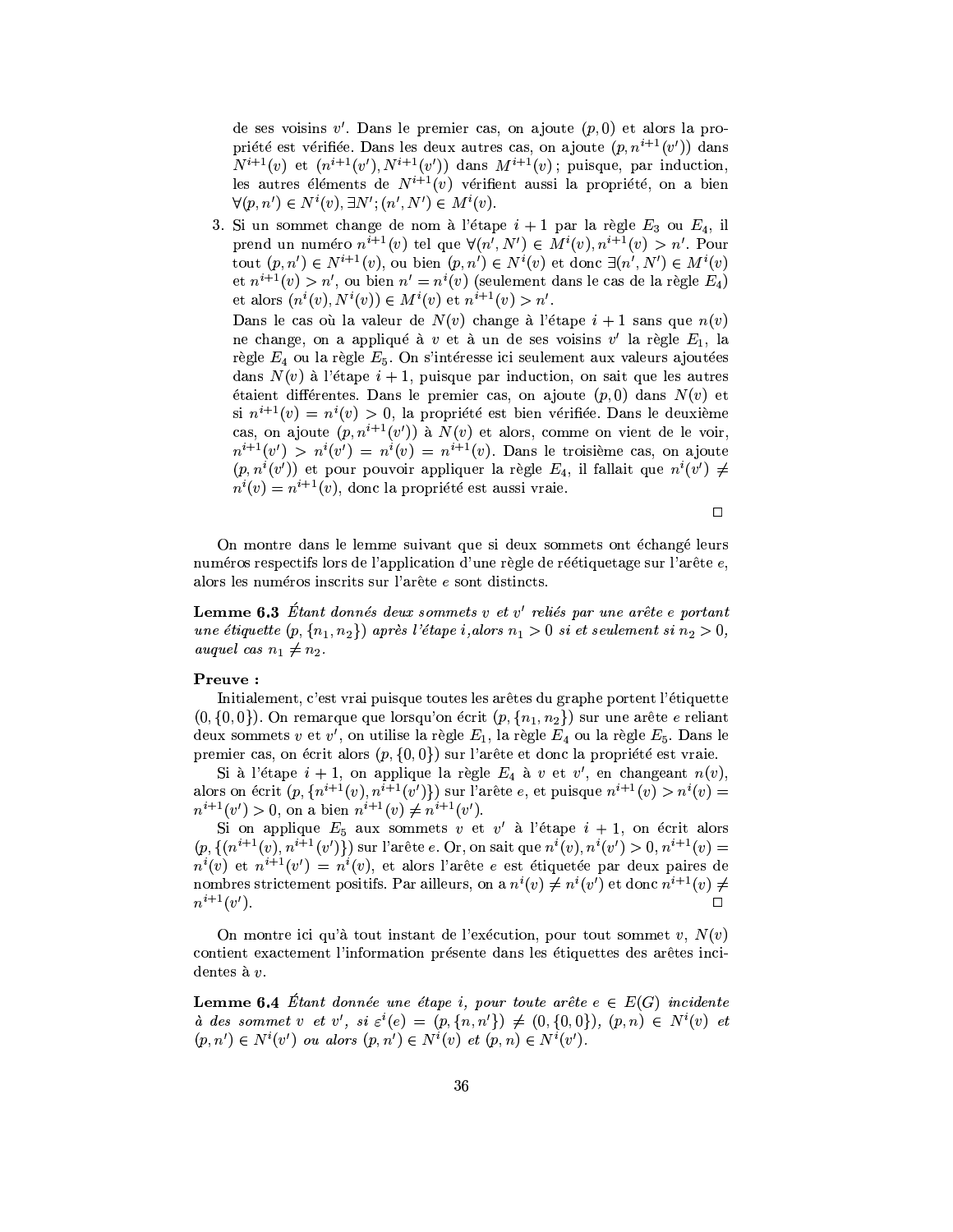de ses voisins $v'$. Dans le premier cas, on ajoute $(p, 0)$ et alors la propriété est vérifiée. Dans les deux autres cas, on ajoute $(p, n^{i+1}(v'))$ dans $N^{i+1}(v)$ et $(n^{i+1}(v'), N^{i+1}(v'))$ dans $M^{i+1}(v)$ ; puisque, par induction, les autres éléments de $N^{i+1}(v)$ vérifient aussi la propriété, on a bien $\forall (p, n') \in N^i(v), \exists N'; (n', N') \in M^i(v)$.

3. Si un sommet change de nom à l'étape $i+1$ par la règle $E_3$ ou $E_4$, il prend un numéro $n^{i+1}(v)$ tel que $\forall (n', N') \in M^i(v), n^{i+1}(v) > n'$. Pour tout $(p, n') \in N^{i+1}(v)$, ou bien $(p, n') \in N^i(v)$ et donc $\exists (n', N') \in M^i(v)$ et $n^{i+1}(v) > n'$, ou bien $n' = n^i(v)$ (seulement dans le cas de la règle $E_4$) et alors $(n^i(v), N^i(v)) \in M^i(v)$ et $n^{i+1}(v) > n'$.

   Dans le cas où la valeur de $N(v)$ change à l'étape $i+1$ sans que $n(v)$ ne change, on a appliqué à $v$ et à un de ses voisins $v'$ la règle $E_1$, la règle $E_4$ ou la règle $E_5$. On s'intéresse ici seulement aux valeurs ajoutées dans $N(v)$ à l'étape $i+1$, puisque par induction, on sait que les autres étaient différentes. Dans le premier cas, on ajoute $(p, 0)$ dans $N(v)$ et si $n^{i+1}(v) = n^i(v) > 0$, la propriété est bien vérifiée. Dans le deuxième cas, on ajoute $(p, n^{i+1}(v'))$ à $N(v)$ et alors, comme on vient de le voir, $n^{i+1}(v') > n^i(v') = n^i(v) = n^{i+1}(v)$. Dans le troisième cas, on ajoute $(p, n^i(v'))$ et pour pouvoir appliquer la règle $E_4$, il fallait que $n^i(v') \neq n^i(v) = n^{i+1}(v)$, donc la propriété est aussi vraie.

□

On montre dans le lemme suivant que si deux sommets ont échangé leurs numéros respectifs lors de l'application d'une règle de réétiquetage sur l'arête $e$, alors les numéros inscrits sur l'arête $e$ sont distincts.

**Lemme 6.3** *Étant donnés deux sommets $v$ et $v'$ reliés par une arête $e$ portant une étiquette $(p, \{n_1, n_2\})$ après l'étape $i$, alors $n_1 > 0$ si et seulement si $n_2 > 0$, auquel cas $n_1 \neq n_2$.*

**Preuve :**

Initialement, c'est vrai puisque toutes les arêtes du graphe portent l'étiquette $(0, \{0, 0\})$. On remarque que lorsqu'on écrit $(p, \{n_1, n_2\})$ sur une arête $e$ reliant deux sommets $v$ et $v'$, on utilise la règle $E_1$, la règle $E_4$ ou la règle $E_5$. Dans le premier cas, on écrit alors $(p, \{0, 0\})$ sur l'arête et donc la propriété est vraie.

Si à l'étape $i+1$, on applique la règle $E_4$ à $v$ et $v'$, en changeant $n(v)$, alors on écrit $(p, \{n^{i+1}(v), n^{i+1}(v')\})$ sur l'arête $e$, et puisque $n^{i+1}(v) > n^i(v) = n^{i+1}(v') > 0$, on a bien $n^{i+1}(v) \neq n^{i+1}(v')$.

Si on applique $E_5$ aux sommets $v$ et $v'$ à l'étape $i+1$, on écrit alors $(p, \{(n^{i+1}(v), n^{i+1}(v')\})$ sur l'arête $e$. Or, on sait que $n^i(v), n^i(v') > 0, n^{i+1}(v) = n^i(v)$ et $n^{i+1}(v') = n^i(v)$, et alors l'arête $e$ est étiquetée par deux paires de nombres strictement positifs. Par ailleurs, on a $n^i(v) \neq n^i(v')$ et donc $n^{i+1}(v) \neq n^{i+1}(v')$. □

On montre ici qu'à tout instant de l'exécution, pour tout sommet $v$, $N(v)$ contient exactement l'information présente dans les étiquettes des arêtes incidentes à $v$.

**Lemme 6.4** *Étant donnée une étape $i$, pour toute arête $e \in E(G)$ incidente à des sommet $v$ et $v'$, si $\varepsilon^i(e) = (p, \{n, n'\}) \neq (0, \{0, 0\})$, $(p, n) \in N^i(v)$ et $(p, n') \in N^i(v')$ ou alors $(p, n') \in N^i(v)$ et $(p, n) \in N^i(v')$.*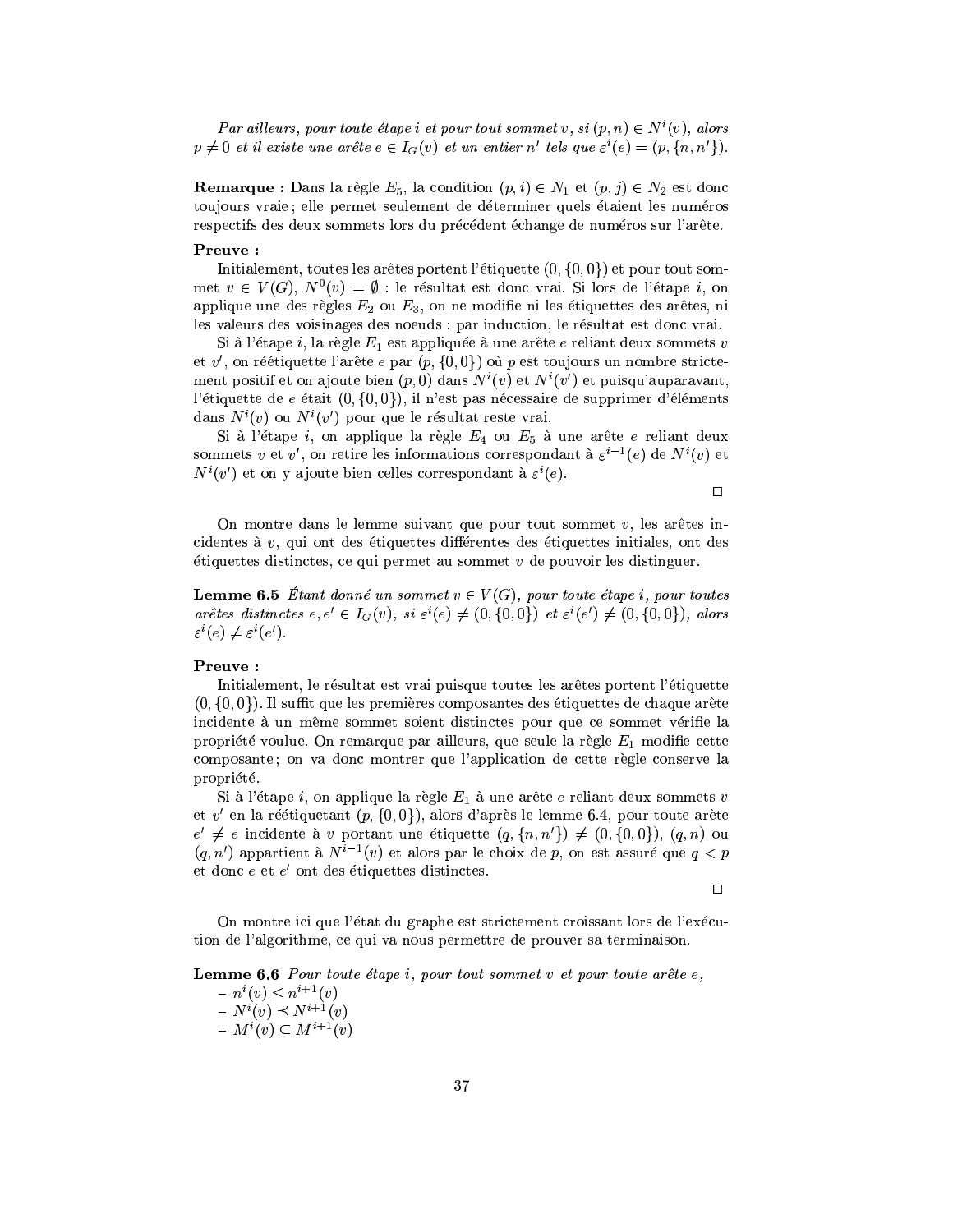*Par ailleurs, pour toute étape $i$ et pour tout sommet $v$, si $(p,n) \in N^i(v)$, alors $p \neq 0$ et il existe une arête $e \in I_G(v)$ et un entier $n'$ tels que $\varepsilon^i(e) = (p, \{n, n'\})$.*

**Remarque :** Dans la règle $E_5$, la condition $(p,i) \in N_1$ et $(p,j) \in N_2$ est donc toujours vraie ; elle permet seulement de déterminer quels étaient les numéros respectifs des deux sommets lors du précédent échange de numéros sur l'arête.

**Preuve :**

Initialement, toutes les arêtes portent l'étiquette $(0, \{0,0\})$ et pour tout sommet $v \in V(G)$, $N^0(v) = \emptyset$ : le résultat est donc vrai. Si lors de l'étape $i$, on applique une des règles $E_2$ ou $E_3$, on ne modifie ni les étiquettes des arêtes, ni les valeurs des voisinages des noeuds : par induction, le résultat est donc vrai.

Si à l'étape $i$, la règle $E_1$ est appliquée à une arête $e$ reliant deux sommets $v$ et $v'$, on réétiquette l'arête $e$ par $(p, \{0,0\})$ où $p$ est toujours un nombre strictement positif et on ajoute bien $(p,0)$ dans $N^i(v)$ et $N^i(v')$ et puisqu'auparavant, l'étiquette de $e$ était $(0, \{0,0\})$, il n'est pas nécessaire de supprimer d'éléments dans $N^i(v)$ ou $N^i(v')$ pour que le résultat reste vrai.

Si à l'étape $i$, on applique la règle $E_4$ ou $E_5$ à une arête $e$ reliant deux sommets $v$ et $v'$, on retire les informations correspondant à $\varepsilon^{i-1}(e)$ de $N^i(v)$ et $N^i(v')$ et on y ajoute bien celles correspondant à $\varepsilon^i(e)$.

□

On montre dans le lemme suivant que pour tout sommet $v$, les arêtes incidentes à $v$, qui ont des étiquettes différentes des étiquettes initiales, ont des étiquettes distinctes, ce qui permet au sommet $v$ de pouvoir les distinguer.

**Lemme 6.5** *Étant donné un sommet $v \in V(G)$, pour toute étape $i$, pour toutes arêtes distinctes $e, e' \in I_G(v)$, si $\varepsilon^i(e) \neq (0, \{0,0\})$ et $\varepsilon^i(e') \neq (0, \{0,0\})$, alors $\varepsilon^i(e) \neq \varepsilon^i(e')$.*

**Preuve :**

Initialement, le résultat est vrai puisque toutes les arêtes portent l'étiquette $(0, \{0,0\})$. Il suffit que les premières composantes des étiquettes de chaque arête incidente à un même sommet soient distinctes pour que ce sommet vérifie la propriété voulue. On remarque par ailleurs, que seule la règle $E_1$ modifie cette composante ; on va donc montrer que l'application de cette règle conserve la propriété.

Si à l'étape $i$, on applique la règle $E_1$ à une arête $e$ reliant deux sommets $v$ et $v'$ en la réétiquetant $(p, \{0,0\})$, alors d'après le lemme 6.4, pour toute arête $e' \neq e$ incidente à $v$ portant une étiquette $(q, \{n, n'\}) \neq (0, \{0,0\})$, $(q,n)$ ou $(q,n')$ appartient à $N^{i-1}(v)$ et alors par le choix de $p$, on est assuré que $q < p$ et donc $e$ et $e'$ ont des étiquettes distinctes.

□

On montre ici que l'état du graphe est strictement croissant lors de l'exécution de l'algorithme, ce qui va nous permettre de prouver sa terminaison.

**Lemme 6.6** *Pour toute étape $i$, pour tout sommet $v$ et pour toute arête $e$,*

- $n^i(v) \leq n^{i+1}(v)$
- $N^i(v) \preceq N^{i+1}(v)$
- $M^i(v) \subseteq M^{i+1}(v)$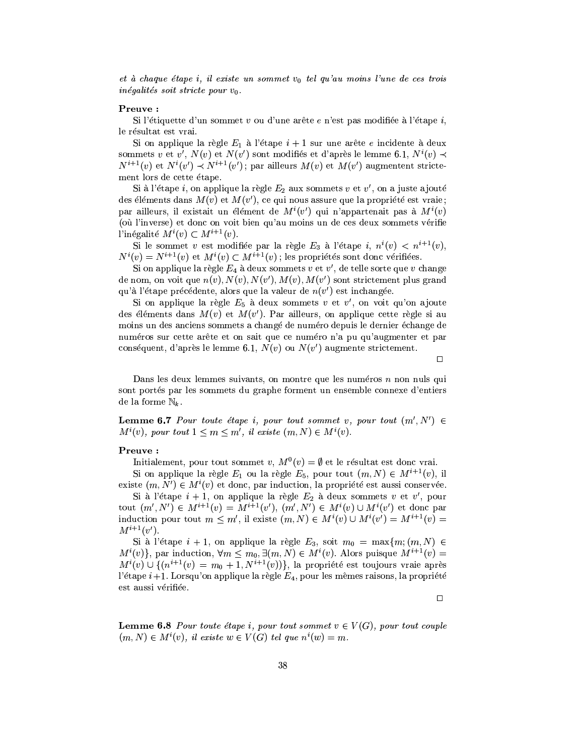*et à chaque étape $i$, il existe un sommet $v_0$ tel qu'au moins l'une de ces trois inégalités soit stricte pour $v_0$.*

**Preuve :**

Si l'étiquette d'un sommet $v$ ou d'une arête $e$ n'est pas modifiée à l'étape $i$, le résultat est vrai.

Si on applique la règle $E_1$ à l'étape $i+1$ sur une arête $e$ incidente à deux sommets $v$ et $v'$, $N(v)$ et $N(v')$ sont modifiés et d'après le lemme 6.1, $N^i(v) \prec N^{i+1}(v)$ et $N^i(v') \prec N^{i+1}(v')$ ; par ailleurs $M(v)$ et $M(v')$ augmentent strictement lors de cette étape.

Si à l'étape $i$, on applique la règle $E_2$ aux sommets $v$ et $v'$, on a juste ajouté des éléments dans $M(v)$ et $M(v')$, ce qui nous assure que la propriété est vraie ; par ailleurs, il existait un élément de $M^i(v')$ qui n'appartenait pas à $M^i(v)$ (où l'inverse) et donc on voit bien qu'au moins un de ces deux sommets vérifie l'inégalité $M^i(v) \subset M^{i+1}(v)$.

Si le sommet $v$ est modifiée par la règle $E_3$ à l'étape $i$, $n^i(v) < n^{i+1}(v)$, $N^i(v) = N^{i+1}(v)$ et $M^i(v) \subset M^{i+1}(v)$ ; les propriétés sont donc vérifiées.

Si on applique la règle $E_4$ à deux sommets $v$ et $v'$, de telle sorte que $v$ change de nom, on voit que $n(v), N(v), N(v'), M(v), M(v')$ sont strictement plus grand qu'à l'étape précédente, alors que la valeur de $n(v')$ est inchangée.

Si on applique la règle $E_5$ à deux sommets $v$ et $v'$, on voit qu'on ajoute des éléments dans $M(v)$ et $M(v')$. Par ailleurs, on applique cette règle si au moins un des anciens sommets a changé de numéro depuis le dernier échange de numéros sur cette arête et on sait que ce numéro n'a pu qu'augmenter et par conséquent, d'après le lemme 6.1, $N(v)$ ou $N(v')$ augmente strictement.

□

Dans les deux lemmes suivants, on montre que les numéros $n$ non nuls qui sont portés par les sommets du graphe forment un ensemble connexe d'entiers de la forme $\mathbb{N}_k$.

**Lemme 6.7** *Pour toute étape $i$, pour tout sommet $v$, pour tout $(m', N') \in M^i(v)$, pour tout $1 \leq m \leq m'$, il existe $(m, N) \in M^i(v)$.*

**Preuve :**

Initialement, pour tout sommet $v$, $M^0(v) = \emptyset$ et le résultat est donc vrai.

Si on applique la règle $E_1$ ou la règle $E_5$, pour tout $(m, N) \in M^{i+1}(v)$, il existe $(m, N') \in M^i(v)$ et donc, par induction, la propriété est aussi conservée.

Si à l'étape $i+1$, on applique la règle $E_2$ à deux sommets $v$ et $v'$, pour tout $(m', N') \in M^{i+1}(v) = M^{i+1}(v')$, $(m', N') \in M^i(v) \cup M^i(v')$ et donc par induction pour tout $m \leq m'$, il existe $(m, N) \in M^i(v) \cup M^i(v') = M^{i+1}(v) = M^{i+1}(v')$.

Si à l'étape $i+1$, on applique la règle $E_3$, soit $m_0 = \max\{m; (m, N) \in M^i(v)\}$, par induction, $\forall m \leq m_0, \exists (m, N) \in M^i(v)$. Alors puisque $M^{i+1}(v) = M^i(v) \cup \{(n^{i+1}(v) = m_0 + 1, N^{i+1}(v))\}$, la propriété est toujours vraie après l'étape $i+1$. Lorsqu'on applique la règle $E_4$, pour les mêmes raisons, la propriété est aussi vérifiée.

□

**Lemme 6.8** *Pour toute étape $i$, pour tout sommet $v \in V(G)$, pour tout couple $(m, N) \in M^i(v)$, il existe $w \in V(G)$ tel que $n^i(w) = m$.*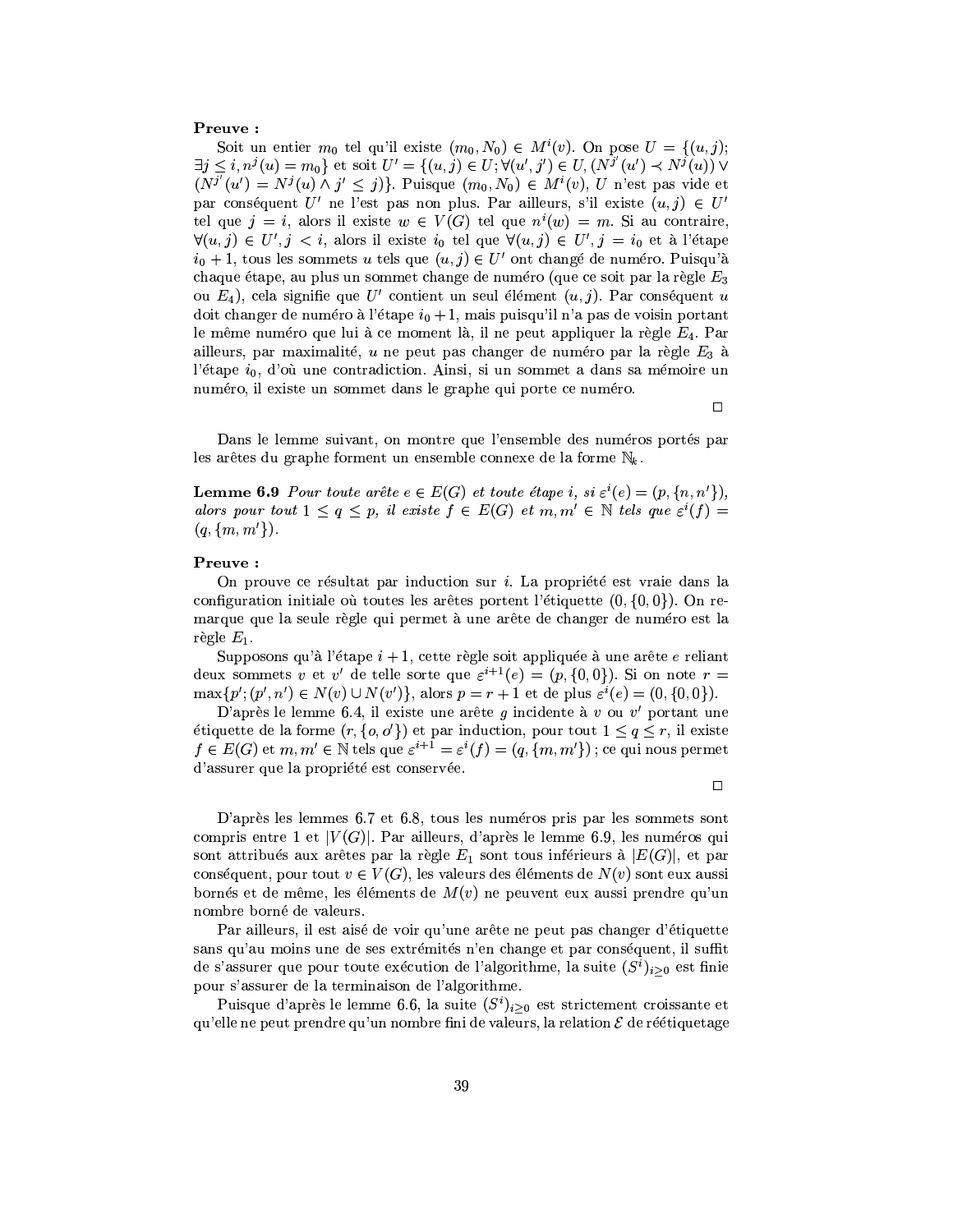**Preuve :**

Soit un entier $m_0$ tel qu'il existe $(m_0, N_0) \in M^i(v)$. On pose $U = \{(u,j);\ \exists j \leq i, n^j(u) = m_0\}$ et soit $U' = \{(u,j) \in U; \forall (u',j') \in U, (N^{j'}(u') \prec N^j(u)) \vee (N^{j'}(u') = N^j(u) \wedge j' \leq j)\}$. Puisque $(m_0, N_0) \in M^i(v)$, $U$ n'est pas vide et par conséquent $U'$ ne l'est pas non plus. Par ailleurs, s'il existe $(u,j) \in U'$ tel que $j = i$, alors il existe $w \in V(G)$ tel que $n^i(w) = m$. Si au contraire, $\forall (u,j) \in U', j < i$, alors il existe $i_0$ tel que $\forall (u,j) \in U', j = i_0$ et à l'étape $i_0 + 1$, tous les sommets $u$ tels que $(u,j) \in U'$ ont changé de numéro. Puisqu'à chaque étape, au plus un sommet change de numéro (que ce soit par la règle $E_3$ ou $E_4$), cela signifie que $U'$ contient un seul élément $(u,j)$. Par conséquent $u$ doit changer de numéro à l'étape $i_0 + 1$, mais puisqu'il n'a pas de voisin portant le même numéro que lui à ce moment là, il ne peut appliquer la règle $E_4$. Par ailleurs, par maximalité, $u$ ne peut pas changer de numéro par la règle $E_3$ à l'étape $i_0$, d'où une contradiction. Ainsi, si un sommet a dans sa mémoire un numéro, il existe un sommet dans le graphe qui porte ce numéro.

□

Dans le lemme suivant, on montre que l'ensemble des numéros portés par les arêtes du graphe forment un ensemble connexe de la forme $\mathbb{N}_k$.

**Lemme 6.9** *Pour toute arête $e \in E(G)$ et toute étape $i$, si $\varepsilon^i(e) = (p, \{n, n'\})$, alors pour tout $1 \leq q \leq p$, il existe $f \in E(G)$ et $m, m' \in \mathbb{N}$ tels que $\varepsilon^i(f) = (q, \{m, m'\})$.*

**Preuve :**

On prouve ce résultat par induction sur $i$. La propriété est vraie dans la configuration initiale où toutes les arêtes portent l'étiquette $(0, \{0, 0\})$. On remarque que la seule règle qui permet à une arête de changer de numéro est la règle $E_1$.

Supposons qu'à l'étape $i+1$, cette règle soit appliquée à une arête $e$ reliant deux sommets $v$ et $v'$ de telle sorte que $\varepsilon^{i+1}(e) = (p, \{0, 0\})$. Si on note $r = \max\{p'; (p', n') \in N(v) \cup N(v')\}$, alors $p = r + 1$ et de plus $\varepsilon^i(e) = (0, \{0, 0\})$.

D'après le lemme 6.4, il existe une arête $g$ incidente à $v$ ou $v'$ portant une étiquette de la forme $(r, \{o, o'\})$ et par induction, pour tout $1 \leq q \leq r$, il existe $f \in E(G)$ et $m, m' \in \mathbb{N}$ tels que $\varepsilon^{i+1} = \varepsilon^i(f) = (q, \{m, m'\})$ ; ce qui nous permet d'assurer que la propriété est conservée.

□

D'après les lemmes 6.7 et 6.8, tous les numéros pris par les sommets sont compris entre 1 et $|V(G)|$. Par ailleurs, d'après le lemme 6.9, les numéros qui sont attribués aux arêtes par la règle $E_1$ sont tous inférieurs à $|E(G)|$, et par conséquent, pour tout $v \in V(G)$, les valeurs des éléments de $N(v)$ sont eux aussi bornés et de même, les éléments de $M(v)$ ne peuvent eux aussi prendre qu'un nombre borné de valeurs.

Par ailleurs, il est aisé de voir qu'une arête ne peut pas changer d'étiquette sans qu'au moins une de ses extrémités n'en change et par conséquent, il suffit de s'assurer que pour toute exécution de l'algorithme, la suite $(S^i)_{i \geq 0}$ est finie pour s'assurer de la terminaison de l'algorithme.

Puisque d'après le lemme 6.6, la suite $(S^i)_{i \geq 0}$ est strictement croissante et qu'elle ne peut prendre qu'un nombre fini de valeurs, la relation $\mathcal{E}$ de réétiquetage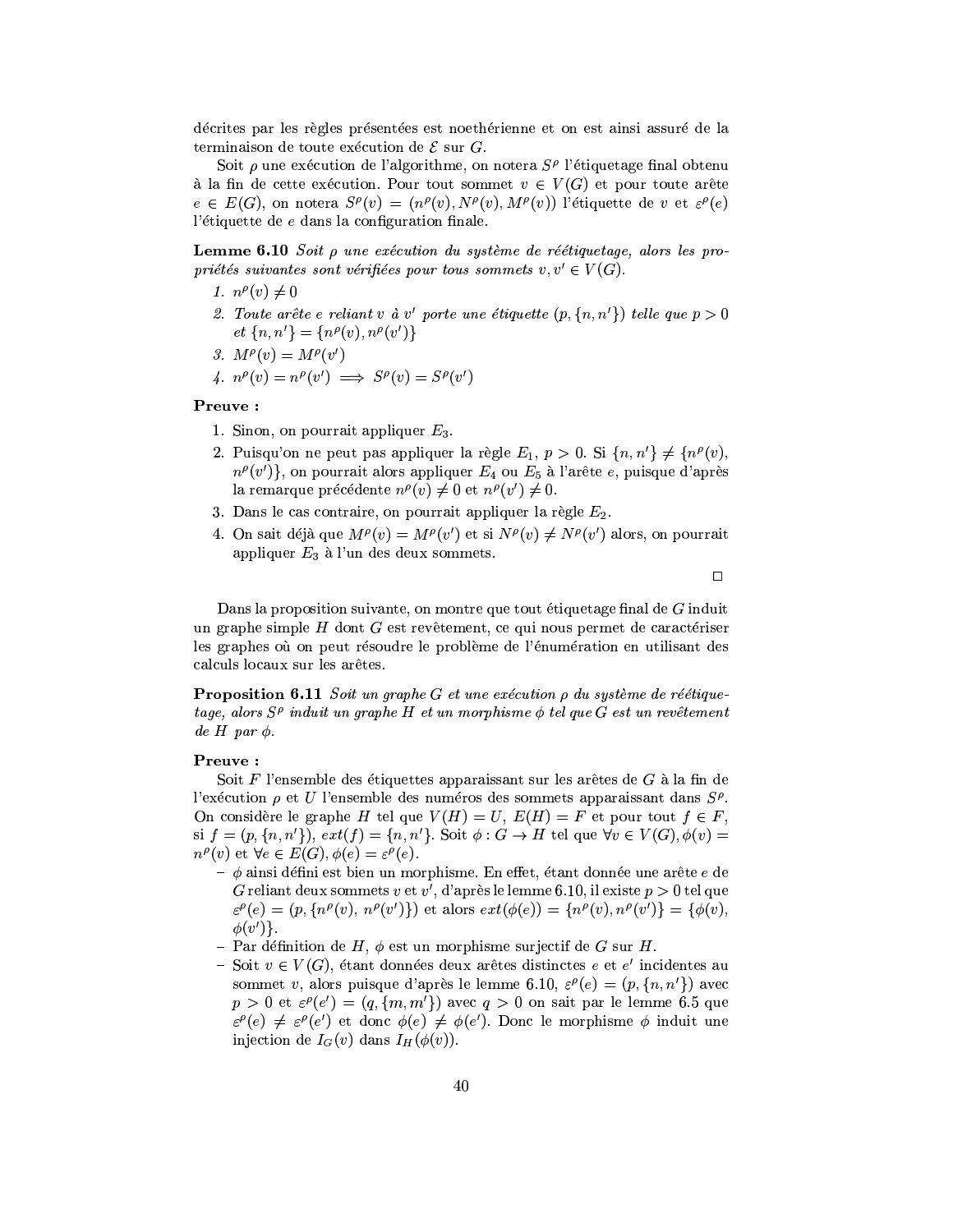décrites par les règles présentées est noethérienne et on est ainsi assuré de la terminaison de toute exécution de $\mathcal{E}$ sur $G$.

Soit $\rho$ une exécution de l'algorithme, on notera $S^\rho$ l'étiquetage final obtenu à la fin de cette exécution. Pour tout sommet $v \in V(G)$ et pour toute arête $e \in E(G)$, on notera $S^\rho(v) = (n^\rho(v), N^\rho(v), M^\rho(v))$ l'étiquette de $v$ et $\varepsilon^\rho(e)$ l'étiquette de $e$ dans la configuration finale.

**Lemme 6.10** *Soit $\rho$ une exécution du système de réétiquetage, alors les propriétés suivantes sont vérifiées pour tous sommets $v, v' \in V(G)$.*

1. $n^\rho(v) \neq 0$
2. *Toute arête $e$ reliant $v$ à $v'$ porte une étiquette $(p, \{n, n'\})$ telle que $p > 0$ et $\{n, n'\} = \{n^\rho(v), n^\rho(v')\}$*
3. $M^\rho(v) = M^\rho(v')$
4. $n^\rho(v) = n^\rho(v') \implies S^\rho(v) = S^\rho(v')$

**Preuve :**

1. Sinon, on pourrait appliquer $E_3$.
2. Puisqu'on ne peut pas appliquer la règle $E_1$, $p > 0$. Si $\{n, n'\} \neq \{n^\rho(v), n^\rho(v')\}$, on pourrait alors appliquer $E_4$ ou $E_5$ à l'arête $e$, puisque d'après la remarque précédente $n^\rho(v) \neq 0$ et $n^\rho(v') \neq 0$.
3. Dans le cas contraire, on pourrait appliquer la règle $E_2$.
4. On sait déjà que $M^\rho(v) = M^\rho(v')$ et si $N^\rho(v) \neq N^\rho(v')$ alors, on pourrait appliquer $E_3$ à l'un des deux sommets.

□

Dans la proposition suivante, on montre que tout étiquetage final de $G$ induit un graphe simple $H$ dont $G$ est revêtement, ce qui nous permet de caractériser les graphes où on peut résoudre le problème de l'énumération en utilisant des calculs locaux sur les arêtes.

**Proposition 6.11** *Soit un graphe $G$ et une exécution $\rho$ du système de réétiquetage, alors $S^\rho$ induit un graphe $H$ et un morphisme $\phi$ tel que $G$ est un revêtement de $H$ par $\phi$.*

**Preuve :**

Soit $F$ l'ensemble des étiquettes apparaissant sur les arêtes de $G$ à la fin de l'exécution $\rho$ et $U$ l'ensemble des numéros des sommets apparaissant dans $S^\rho$. On considère le graphe $H$ tel que $V(H) = U$, $E(H) = F$ et pour tout $f \in F$, si $f = (p, \{n, n'\})$, $ext(f) = \{n, n'\}$. Soit $\phi : G \to H$ tel que $\forall v \in V(G), \phi(v) = n^\rho(v)$ et $\forall e \in E(G), \phi(e) = \varepsilon^\rho(e)$.

- $\phi$ ainsi défini est bien un morphisme. En effet, étant donnée une arête $e$ de $G$ reliant deux sommets $v$ et $v'$, d'après le lemme 6.10, il existe $p > 0$ tel que $\varepsilon^\rho(e) = (p, \{n^\rho(v), n^\rho(v')\})$ et alors $ext(\phi(e)) = \{n^\rho(v), n^\rho(v')\} = \{\phi(v), \phi(v')\}$.
- Par définition de $H$, $\phi$ est un morphisme surjectif de $G$ sur $H$.
- Soit $v \in V(G)$, étant données deux arêtes distinctes $e$ et $e'$ incidentes au sommet $v$, alors puisque d'après le lemme 6.10, $\varepsilon^\rho(e) = (p, \{n, n'\})$ avec $p > 0$ et $\varepsilon^\rho(e') = (q, \{m, m'\})$ avec $q > 0$ on sait par le lemme 6.5 que $\varepsilon^\rho(e) \neq \varepsilon^\rho(e')$ et donc $\phi(e) \neq \phi(e')$. Donc le morphisme $\phi$ induit une injection de $I_G(v)$ dans $I_H(\phi(v))$.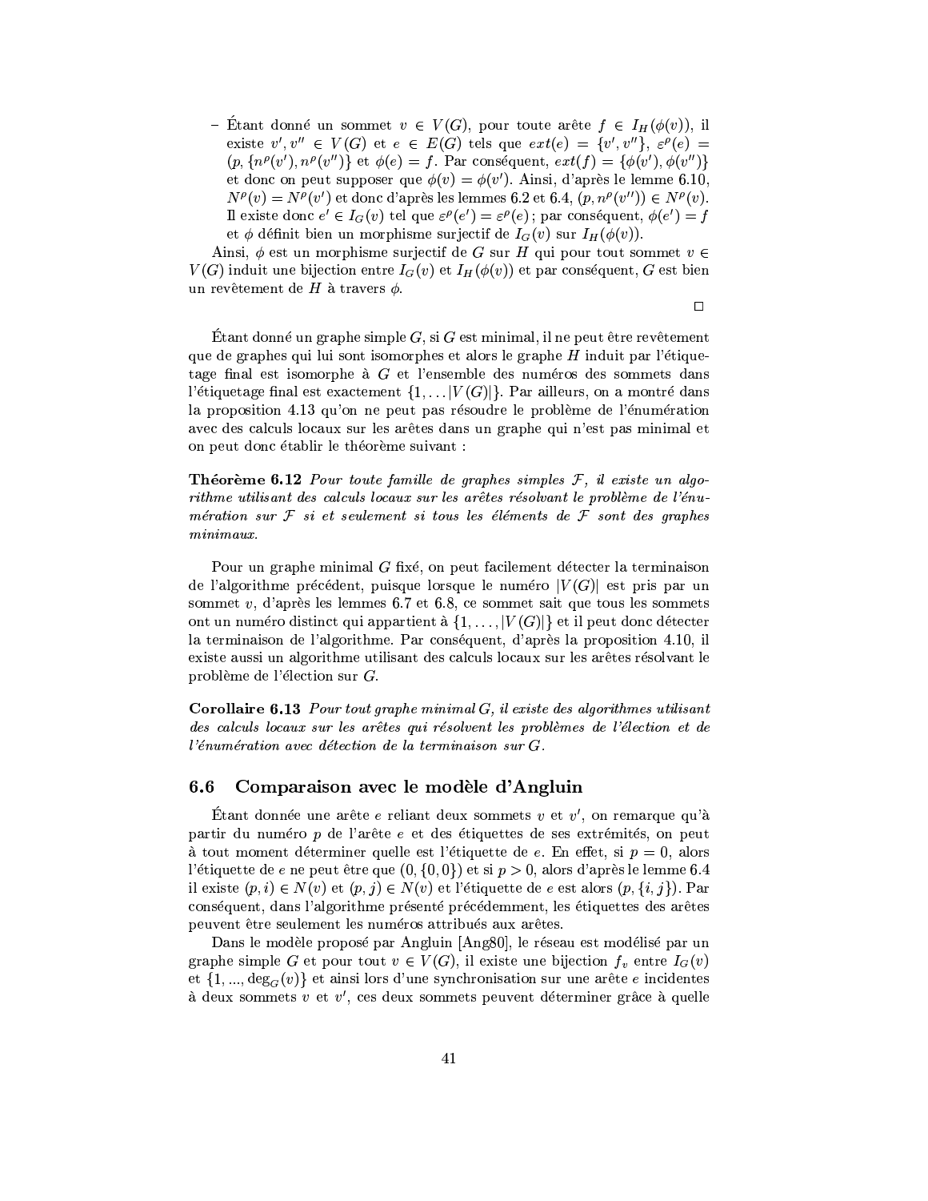– Étant donné un sommet $v \in V(G)$, pour toute arête $f \in I_H(\phi(v))$, il existe $v', v'' \in V(G)$ et $e \in E(G)$ tels que $ext(e) = \{v', v''\}$, $\varepsilon^\rho(e) = (p, \{n^\rho(v'), n^\rho(v'')\}$ et $\phi(e) = f$. Par conséquent, $ext(f) = \{\phi(v'), \phi(v'')\}$ et donc on peut supposer que $\phi(v) = \phi(v')$. Ainsi, d'après le lemme 6.10, $N^\rho(v) = N^\rho(v')$ et donc d'après les lemmes 6.2 et 6.4, $(p, n^\rho(v'')) \in N^\rho(v)$. Il existe donc $e' \in I_G(v)$ tel que $\varepsilon^\rho(e') = \varepsilon^\rho(e)$ ; par conséquent, $\phi(e') = f$ et $\phi$ définit bien un morphisme surjectif de $I_G(v)$ sur $I_H(\phi(v))$.

Ainsi, $\phi$ est un morphisme surjectif de $G$ sur $H$ qui pour tout sommet $v \in V(G)$ induit une bijection entre $I_G(v)$ et $I_H(\phi(v))$ et par conséquent, $G$ est bien un revêtement de $H$ à travers $\phi$.

□

Étant donné un graphe simple $G$, si $G$ est minimal, il ne peut être revêtement que de graphes qui lui sont isomorphes et alors le graphe $H$ induit par l'étiquetage final est isomorphe à $G$ et l'ensemble des numéros des sommets dans l'étiquetage final est exactement $\{1, \ldots |V(G)|\}$. Par ailleurs, on a montré dans la proposition 4.13 qu'on ne peut pas résoudre le problème de l'énumération avec des calculs locaux sur les arêtes dans un graphe qui n'est pas minimal et on peut donc établir le théorème suivant :

**Théorème 6.12** *Pour toute famille de graphes simples $\mathcal{F}$, il existe un algorithme utilisant des calculs locaux sur les arêtes résolvant le problème de l'énumération sur $\mathcal{F}$ si et seulement si tous les éléments de $\mathcal{F}$ sont des graphes minimaux.*

Pour un graphe minimal $G$ fixé, on peut facilement détecter la terminaison de l'algorithme précédent, puisque lorsque le numéro $|V(G)|$ est pris par un sommet $v$, d'après les lemmes 6.7 et 6.8, ce sommet sait que tous les sommets ont un numéro distinct qui appartient à $\{1, \ldots, |V(G)|\}$ et il peut donc détecter la terminaison de l'algorithme. Par conséquent, d'après la proposition 4.10, il existe aussi un algorithme utilisant des calculs locaux sur les arêtes résolvant le problème de l'élection sur $G$.

**Corollaire 6.13** *Pour tout graphe minimal $G$, il existe des algorithmes utilisant des calculs locaux sur les arêtes qui résolvent les problèmes de l'élection et de l'énumération avec détection de la terminaison sur $G$.*

## 6.6 Comparaison avec le modèle d'Angluin

Étant donnée une arête $e$ reliant deux sommets $v$ et $v'$, on remarque qu'à partir du numéro $p$ de l'arête $e$ et des étiquettes de ses extrémités, on peut à tout moment déterminer quelle est l'étiquette de $e$. En effet, si $p = 0$, alors l'étiquette de $e$ ne peut être que $(0, \{0, 0\})$ et si $p > 0$, alors d'après le lemme 6.4 il existe $(p, i) \in N(v)$ et $(p, j) \in N(v)$ et l'étiquette de $e$ est alors $(p, \{i, j\})$. Par conséquent, dans l'algorithme présenté précédemment, les étiquettes des arêtes peuvent être seulement les numéros attribués aux arêtes.

Dans le modèle proposé par Angluin [Ang80], le réseau est modélisé par un graphe simple $G$ et pour tout $v \in V(G)$, il existe une bijection $f_v$ entre $I_G(v)$ et $\{1, ..., \deg_G(v)\}$ et ainsi lors d'une synchronisation sur une arête $e$ incidentes à deux sommets $v$ et $v'$, ces deux sommets peuvent déterminer grâce à quelle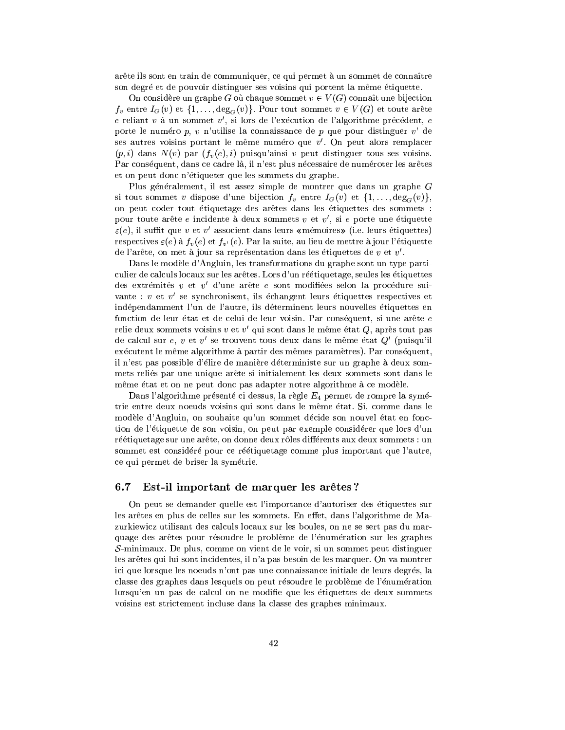arête ils sont en train de communiquer, ce qui permet à un sommet de connaître son degré et de pouvoir distinguer ses voisins qui portent la même étiquette.

On considère un graphe $G$ où chaque sommet $v \in V(G)$ connaît une bijection $f_v$ entre $I_G(v)$ et $\{1, \dots, \deg_G(v)\}$. Pour tout sommet $v \in V(G)$ et toute arête $e$ reliant $v$ à un sommet $v'$, si lors de l'exécution de l'algorithme précédent, $e$ porte le numéro $p$, $v$ n'utilise la connaissance de $p$ que pour distinguer $v$' de ses autres voisins portant le même numéro que $v'$. On peut alors remplacer $(p, i)$ dans $N(v)$ par $(f_v(e), i)$ puisqu'ainsi $v$ peut distinguer tous ses voisins. Par conséquent, dans ce cadre là, il n'est plus nécessaire de numéroter les arêtes et on peut donc n'étiqueter que les sommets du graphe.

Plus généralement, il est assez simple de montrer que dans un graphe $G$ si tout sommet $v$ dispose d'une bijection $f_v$ entre $I_G(v)$ et $\{1, \dots, \deg_G(v)\}$, on peut coder tout étiquetage des arêtes dans les étiquettes des sommets : pour toute arête $e$ incidente à deux sommets $v$ et $v'$, si $e$ porte une étiquette $\varepsilon(e)$, il suffit que $v$ et $v'$ associent dans leurs «mémoires» (i.e. leurs étiquettes) respectives $\varepsilon(e)$ à $f_v(e)$ et $f_{v'}(e)$. Par la suite, au lieu de mettre à jour l'étiquette de l'arête, on met à jour sa représentation dans les étiquettes de $v$ et $v'$.

Dans le modèle d'Angluin, les transformations du graphe sont un type particulier de calculs locaux sur les arêtes. Lors d'un réétiquetage, seules les étiquettes des extrémités $v$ et $v'$ d'une arête $e$ sont modifiées selon la procédure suivante : $v$ et $v'$ se synchronisent, ils échangent leurs étiquettes respectives et indépendamment l'un de l'autre, ils déterminent leurs nouvelles étiquettes en fonction de leur état et de celui de leur voisin. Par conséquent, si une arête $e$ relie deux sommets voisins $v$ et $v'$ qui sont dans le même état $Q$, après tout pas de calcul sur $e$, $v$ et $v'$ se trouvent tous deux dans le même état $Q'$ (puisqu'il exécutent le même algorithme à partir des mêmes paramètres). Par conséquent, il n'est pas possible d'élire de manière déterministe sur un graphe à deux sommets reliés par une unique arête si initialement les deux sommets sont dans le même état et on ne peut donc pas adapter notre algorithme à ce modèle.

Dans l'algorithme présenté ci dessus, la règle $E_4$ permet de rompre la symétrie entre deux noeuds voisins qui sont dans le même état. Si, comme dans le modèle d'Angluin, on souhaite qu'un sommet décide son nouvel état en fonction de l'étiquette de son voisin, on peut par exemple considérer que lors d'un réétiquetage sur une arête, on donne deux rôles différents aux deux sommets : un sommet est considéré pour ce réétiquetage comme plus important que l'autre, ce qui permet de briser la symétrie.

## 6.7 Est-il important de marquer les arêtes ?

On peut se demander quelle est l'importance d'autoriser des étiquettes sur les arêtes en plus de celles sur les sommets. En effet, dans l'algorithme de Mazurkiewicz utilisant des calculs locaux sur les boules, on ne se sert pas du marquage des arêtes pour résoudre le problème de l'énumération sur les graphes $\mathcal{S}$-minimaux. De plus, comme on vient de le voir, si un sommet peut distinguer les arêtes qui lui sont incidentes, il n'a pas besoin de les marquer. On va montrer ici que lorsque les noeuds n'ont pas une connaissance initiale de leurs degrés, la classe des graphes dans lesquels on peut résoudre le problème de l'énumération lorsqu'en un pas de calcul on ne modifie que les étiquettes de deux sommets voisins est strictement incluse dans la classe des graphes minimaux.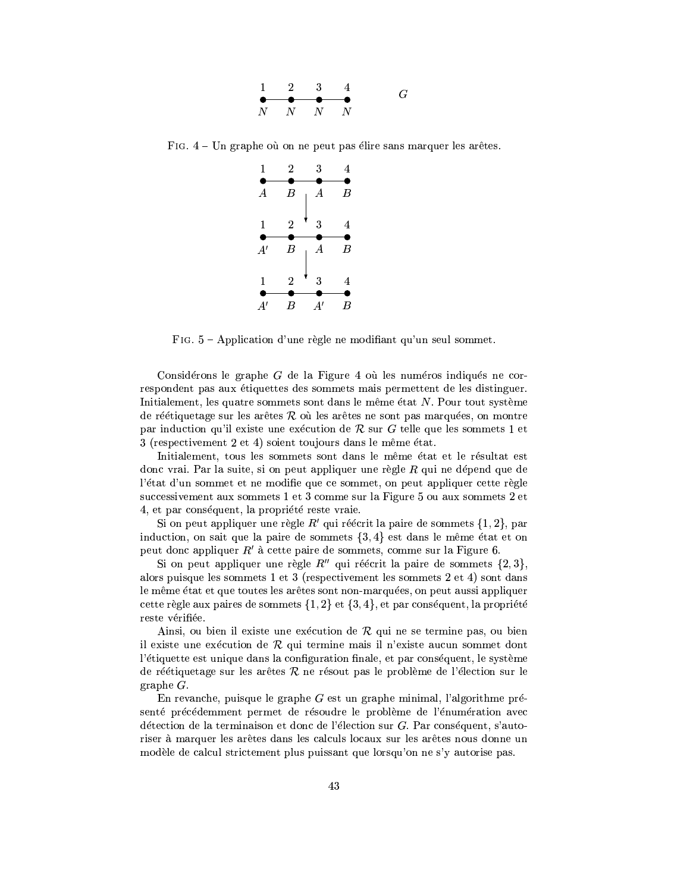FIG. 4 – Un graphe où on ne peut pas élire sans marquer les arêtes.

FIG. 5 – Application d'une règle ne modifiant qu'un seul sommet.

Considérons le graphe $G$ de la Figure 4 où les numéros indiqués ne correspondent pas aux étiquettes des sommets mais permettent de les distinguer. Initialement, les quatre sommets sont dans le même état $N$. Pour tout système de réétiquetage sur les arêtes $\mathcal{R}$ où les arêtes ne sont pas marquées, on montre par induction qu'il existe une exécution de $\mathcal{R}$ sur $G$ telle que les sommets 1 et 3 (respectivement 2 et 4) soient toujours dans le même état.

Initialement, tous les sommets sont dans le même état et le résultat est donc vrai. Par la suite, si on peut appliquer une règle $R$ qui ne dépend que de l'état d'un sommet et ne modifie que ce sommet, on peut appliquer cette règle successivement aux sommets 1 et 3 comme sur la Figure 5 ou aux sommets 2 et 4, et par conséquent, la propriété reste vraie.

Si on peut appliquer une règle $R'$ qui réécrit la paire de sommets $\{1, 2\}$, par induction, on sait que la paire de sommets $\{3, 4\}$ est dans le même état et on peut donc appliquer $R'$ à cette paire de sommets, comme sur la Figure 6.

Si on peut appliquer une règle $R''$ qui réécrit la paire de sommets $\{2, 3\}$, alors puisque les sommets 1 et 3 (respectivement les sommets 2 et 4) sont dans le même état et que toutes les arêtes sont non-marquées, on peut aussi appliquer cette règle aux paires de sommets $\{1, 2\}$ et $\{3, 4\}$, et par conséquent, la propriété reste vérifiée.

Ainsi, ou bien il existe une exécution de $\mathcal{R}$ qui ne se termine pas, ou bien il existe une exécution de $\mathcal{R}$ qui termine mais il n'existe aucun sommet dont l'étiquette est unique dans la configuration finale, et par conséquent, le système de réétiquetage sur les arêtes $\mathcal{R}$ ne résout pas le problème de l'élection sur le graphe $G$.

En revanche, puisque le graphe $G$ est un graphe minimal, l'algorithme présenté précédemment permet de résoudre le problème de l'énumération avec détection de la terminaison et donc de l'élection sur $G$. Par conséquent, s'autoriser à marquer les arêtes dans les calculs locaux sur les arêtes nous donne un modèle de calcul strictement plus puissant que lorsqu'on ne s'y autorise pas.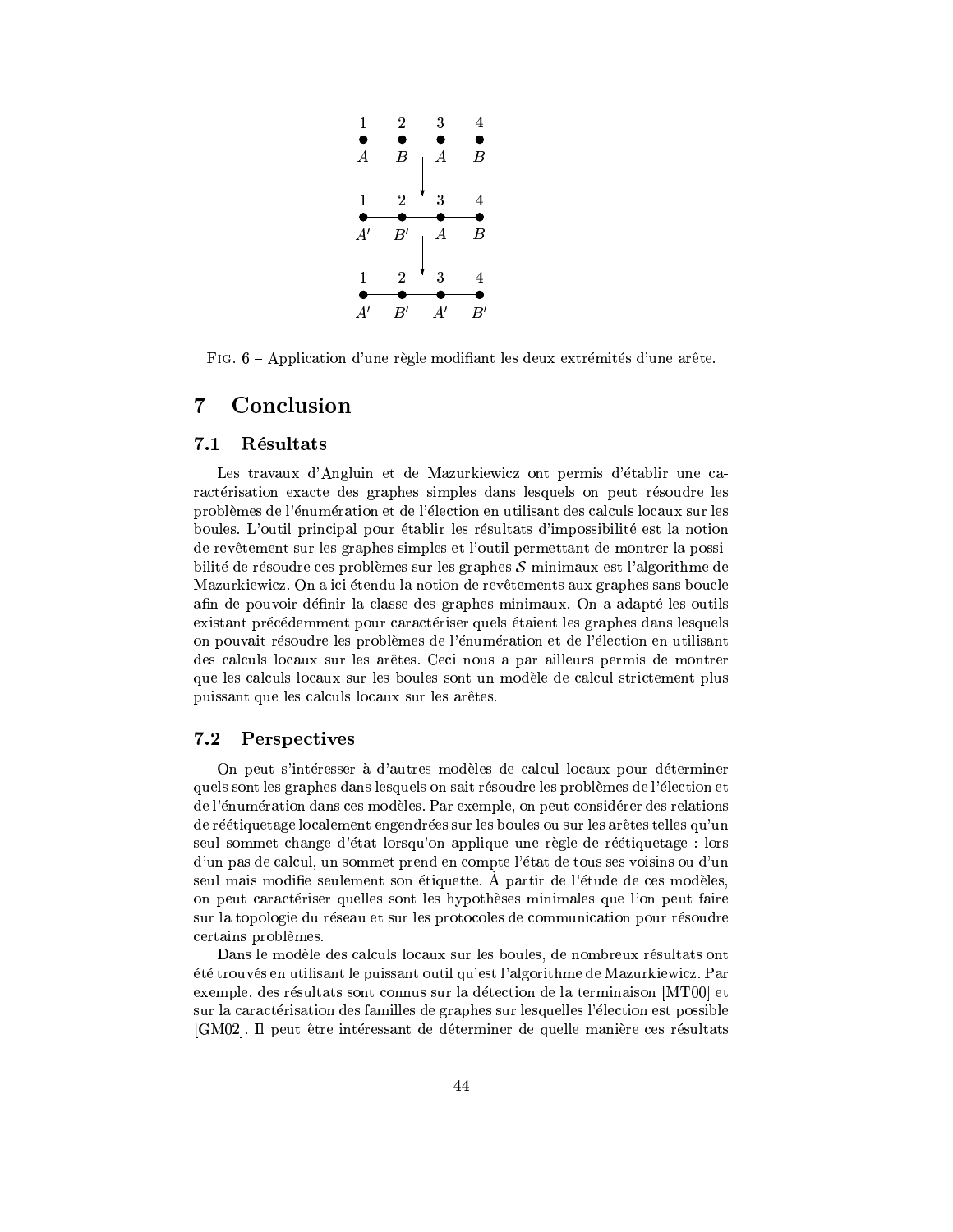FIG. 6 – Application d'une règle modifiant les deux extrémités d'une arête.

# 7 Conclusion

## 7.1 Résultats

Les travaux d'Angluin et de Mazurkiewicz ont permis d'établir une caractérisation exacte des graphes simples dans lesquels on peut résoudre les problèmes de l'énumération et de l'élection en utilisant des calculs locaux sur les boules. L'outil principal pour établir les résultats d'impossibilité est la notion de revêtement sur les graphes simples et l'outil permettant de montrer la possibilité de résoudre ces problèmes sur les graphes $\mathcal{S}$-minimaux est l'algorithme de Mazurkiewicz. On a ici étendu la notion de revêtements aux graphes sans boucle afin de pouvoir définir la classe des graphes minimaux. On a adapté les outils existant précédemment pour caractériser quels étaient les graphes dans lesquels on pouvait résoudre les problèmes de l'énumération et de l'élection en utilisant des calculs locaux sur les arêtes. Ceci nous a par ailleurs permis de montrer que les calculs locaux sur les boules sont un modèle de calcul strictement plus puissant que les calculs locaux sur les arêtes.

## 7.2 Perspectives

On peut s'intéresser à d'autres modèles de calcul locaux pour déterminer quels sont les graphes dans lesquels on sait résoudre les problèmes de l'élection et de l'énumération dans ces modèles. Par exemple, on peut considérer des relations de réétiquetage localement engendrées sur les boules ou sur les arêtes telles qu'un seul sommet change d'état lorsqu'on applique une règle de réétiquetage : lors d'un pas de calcul, un sommet prend en compte l'état de tous ses voisins ou d'un seul mais modifie seulement son étiquette. À partir de l'étude de ces modèles, on peut caractériser quelles sont les hypothèses minimales que l'on peut faire sur la topologie du réseau et sur les protocoles de communication pour résoudre certains problèmes.

Dans le modèle des calculs locaux sur les boules, de nombreux résultats ont été trouvés en utilisant le puissant outil qu'est l'algorithme de Mazurkiewicz. Par exemple, des résultats sont connus sur la détection de la terminaison [MT00] et sur la caractérisation des familles de graphes sur lesquelles l'élection est possible [GM02]. Il peut être intéressant de déterminer de quelle manière ces résultats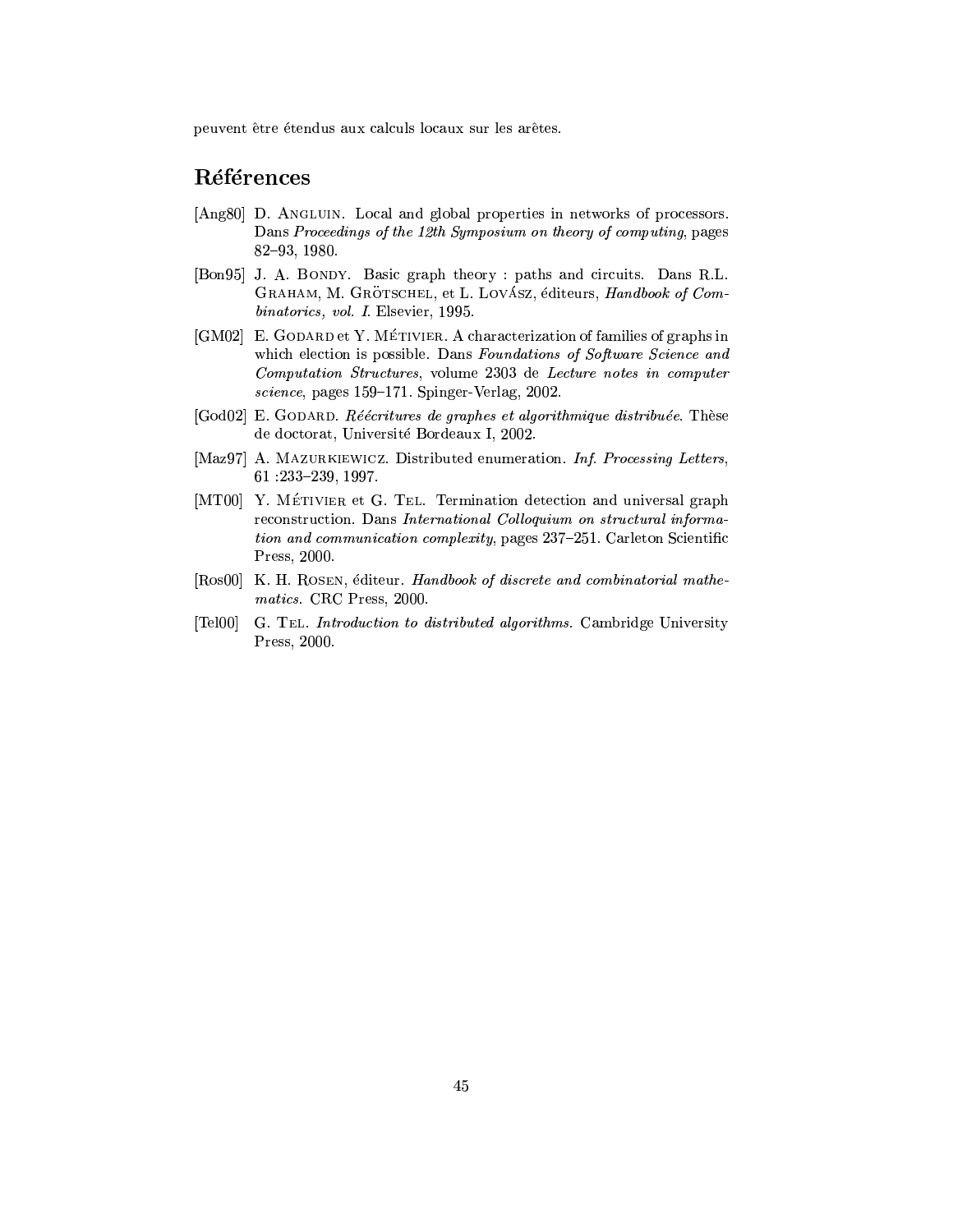peuvent être étendus aux calculs locaux sur les arêtes.

## Références

[Ang80] D. Angluin. Local and global properties in networks of processors. Dans *Proceedings of the 12th Symposium on theory of computing*, pages 82–93, 1980.

[Bon95] J. A. Bondy. Basic graph theory : paths and circuits. Dans R.L. Graham, M. Grötschel, et L. Lovász, éditeurs, *Handbook of Combinatorics, vol. I*. Elsevier, 1995.

[GM02] E. Godard et Y. Métivier. A characterization of families of graphs in which election is possible. Dans *Foundations of Software Science and Computation Structures*, volume 2303 de *Lecture notes in computer science*, pages 159–171. Spinger-Verlag, 2002.

[God02] E. Godard. *Réécritures de graphes et algorithmique distribuée*. Thèse de doctorat, Université Bordeaux I, 2002.

[Maz97] A. Mazurkiewicz. Distributed enumeration. *Inf. Processing Letters*, 61 :233–239, 1997.

[MT00] Y. Métivier et G. Tel. Termination detection and universal graph reconstruction. Dans *International Colloquium on structural information and communication complexity*, pages 237–251. Carleton Scientific Press, 2000.

[Ros00] K. H. Rosen, éditeur. *Handbook of discrete and combinatorial mathematics*. CRC Press, 2000.

[Tel00] G. Tel. *Introduction to distributed algorithms*. Cambridge University Press, 2000.